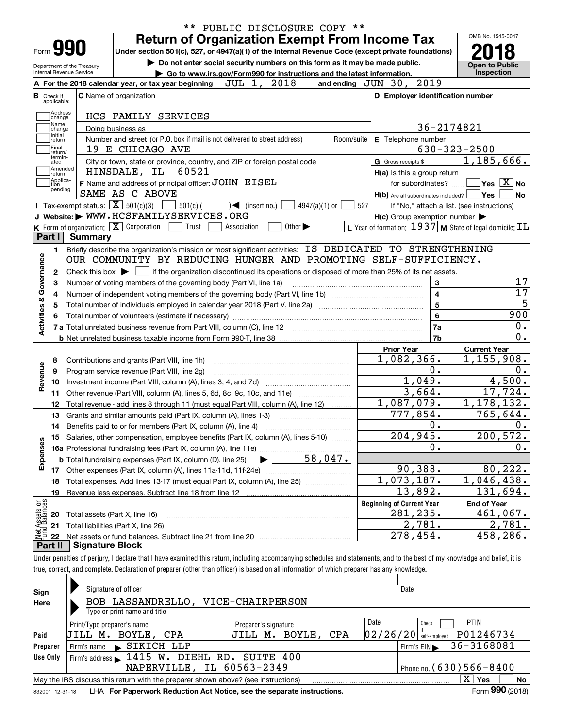** PUBLIC DISCLOSURE COPY **

# Form 990 — Return of Organization Exempt From Income Tax

Under section 501(c), 527, or 4947(a)(1) of the Internal Revenue Code (except private foundations)

▶ Do not enter social security numbers on this form as it may be made public.

▶ Go to www.irs.gov/Form990 for instructions and the latest information.

Department of the Treasury
Internal Revenue Service

OMB No. 1545-0047

**2018**

**Open to Public Inspection**

**A** For the 2018 calendar year, or tax year beginning JUL 1, 2018 and ending JUN 30, 2019

**B** Check if applicable: Address change, Name change, Initial return, Final return/terminated, Amended return, Application pending

**C** Name of organization: HCS FAMILY SERVICES

Doing business as

Number and street (or P.O. box if mail is not delivered to street address): 19 E CHICAGO AVE — Room/suite

City or town, state or province, country, and ZIP or foreign postal code: HINSDALE, IL 60521

**D** Employer identification number: 36-2174821

**E** Telephone number: 630-323-2500

**G** Gross receipts $ 1,185,666.

**F** Name and address of principal officer: JOHN EISEL
SAME AS C ABOVE

**H(a)** Is this a group return for subordinates? ☐ Yes ☒ No

**H(b)** Are all subordinates included? ☐ Yes ☐ No
If "No," attach a list. (see instructions)

**H(c)** Group exemption number ▶

**I** Tax-exempt status: ☒ 501(c)(3) ☐ 501(c) ( ) ◀ (insert no.) ☐ 4947(a)(1) or ☐ 527

**J** Website: ▶ WWW.HCSFAMILYSERVICES.ORG

**K** Form of organization: ☒ Corporation ☐ Trust ☐ Association ☐ Other ▶

**L** Year of formation: 1937 **M** State of legal domicile: IL

## Part I Summary

**Activities & Governance**

1. Briefly describe the organization's mission or most significant activities: IS DEDICATED TO STRENGTHENING OUR COMMUNITY BY REDUCING HUNGER AND PROMOTING SELF-SUFFICIENCY.
2. Check this box ▶ ☐ if the organization discontinued its operations or disposed of more than 25% of its net assets.

| Line | Description | No. | Value |
|---|---|---|---|
| 3 | Number of voting members of the governing body (Part VI, line 1a) | 3 | 17 |
| 4 | Number of independent voting members of the governing body (Part VI, line 1b) | 4 | 17 |
| 5 | Total number of individuals employed in calendar year 2018 (Part V, line 2a) | 5 | 5 |
| 6 | Total number of volunteers (estimate if necessary) | 6 | 900 |
| 7a | Total unrelated business revenue from Part VIII, column (C), line 12 | 7a | 0. |
| 7b | Net unrelated business taxable income from Form 990-T, line 38 | 7b | 0. |

| | Line | Description | Prior Year | Current Year |
|---|---|---|---|---|
| Revenue | 8 | Contributions and grants (Part VIII, line 1h) | 1,082,366. | 1,155,908. |
| | 9 | Program service revenue (Part VIII, line 2g) | 0. | 0. |
| | 10 | Investment income (Part VIII, column (A), lines 3, 4, and 7d) | 1,049. | 4,500. |
| | 11 | Other revenue (Part VIII, column (A), lines 5, 6d, 8c, 9c, 10c, and 11e) | 3,664. | 17,724. |
| | 12 | Total revenue - add lines 8 through 11 (must equal Part VIII, column (A), line 12) | 1,087,079. | 1,178,132. |
| Expenses | 13 | Grants and similar amounts paid (Part IX, column (A), lines 1-3) | 777,854. | 765,644. |
| | 14 | Benefits paid to or for members (Part IX, column (A), line 4) | 0. | 0. |
| | 15 | Salaries, other compensation, employee benefits (Part IX, column (A), lines 5-10) | 204,945. | 200,572. |
| | 16a | Professional fundraising fees (Part IX, column (A), line 11e) | 0. | 0. |
| | b | Total fundraising expenses (Part IX, column (D), line 25) ▶ 58,047. | | |
| | 17 | Other expenses (Part IX, column (A), lines 11a-11d, 11f-24e) | 90,388. | 80,222. |
| | 18 | Total expenses. Add lines 13-17 (must equal Part IX, column (A), line 25) | 1,073,187. | 1,046,438. |
| | 19 | Revenue less expenses. Subtract line 18 from line 12 | 13,892. | 131,694. |

| | Line | Description | Beginning of Current Year | End of Year |
|---|---|---|---|---|
| Net Assets or Fund Balances | 20 | Total assets (Part X, line 16) | 281,235. | 461,067. |
| | 21 | Total liabilities (Part X, line 26) | 2,781. | 2,781. |
| | 22 | Net assets or fund balances. Subtract line 21 from line 20 | 278,454. | 458,286. |

## Part II Signature Block

Under penalties of perjury, I declare that I have examined this return, including accompanying schedules and statements, and to the best of my knowledge and belief, it is true, correct, and complete. Declaration of preparer (other than officer) is based on all information of which preparer has any knowledge.

**Sign Here**

Signature of officer — Date

BOB LASSANDRELLO, VICE-CHAIRPERSON
Type or print name and title

**Paid Preparer Use Only**

| Print/Type preparer's name | Preparer's signature | Date | Check ☐ if self-employed | PTIN |
|---|---|---|---|---|
| JILL M. BOYLE, CPA | JILL M. BOYLE, CPA | 02/26/20 | | P01246734 |

Firm's name ▶ SIKICH LLP — Firm's EIN ▶ 36-3168081

Firm's address ▶ 1415 W. DIEHL RD. SUITE 400, NAPERVILLE, IL 60563-2349 — Phone no. (630)566-8400

May the IRS discuss this return with the preparer shown above? (see instructions) ☒ Yes ☐ No

832001 12-31-18 LHA For Paperwork Reduction Act Notice, see the separate instructions. Form 990 (2018)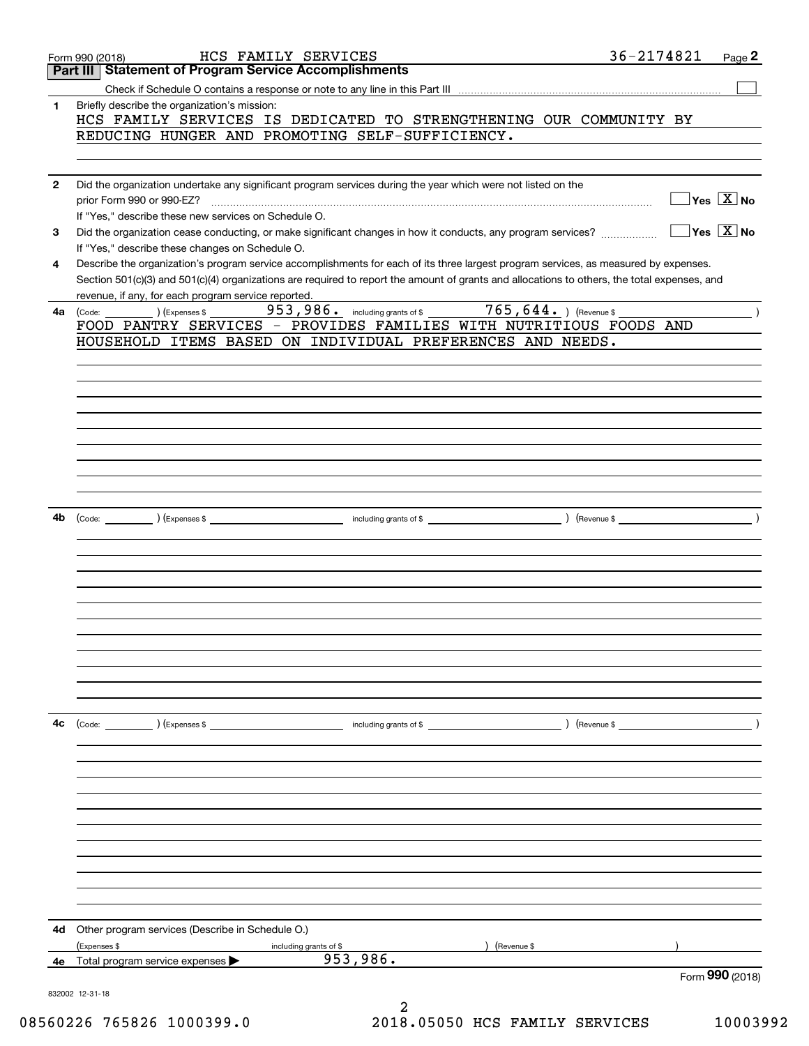Form 990 (2018) HCS FAMILY SERVICES 36-2174821

## Part III Statement of Program Service Accomplishments

Check if Schedule O contains a response or note to any line in this Part III ☐

**1** Briefly describe the organization's mission:

HCS FAMILY SERVICES IS DEDICATED TO STRENGTHENING OUR COMMUNITY BY REDUCING HUNGER AND PROMOTING SELF-SUFFICIENCY.

**2** Did the organization undertake any significant program services during the year which were not listed on the prior Form 990 or 990-EZ? ☐ Yes ☒ No

If "Yes," describe these new services on Schedule O.

**3** Did the organization cease conducting, or make significant changes in how it conducts, any program services? ☐ Yes ☒ No

If "Yes," describe these changes on Schedule O.

**4** Describe the organization's program service accomplishments for each of its three largest program services, as measured by expenses. Section 501(c)(3) and 501(c)(4) organizations are required to report the amount of grants and allocations to others, the total expenses, and revenue, if any, for each program service reported.

**4a** (Code: ) (Expenses $ 953,986. including grants of $ 765,644. ) (Revenue $ )

FOOD PANTRY SERVICES - PROVIDES FAMILIES WITH NUTRITIOUS FOODS AND HOUSEHOLD ITEMS BASED ON INDIVIDUAL PREFERENCES AND NEEDS.

**4b** (Code: ) (Expenses $ including grants of $ ) (Revenue $ )

**4c** (Code: ) (Expenses $ including grants of $ ) (Revenue $ )

**4d** Other program services (Describe in Schedule O.)

(Expenses $ including grants of $ ) (Revenue $ )

**4e** Total program service expenses ▶ 953,986.

Form **990** (2018)

832002 12-31-18

08560226 765826 1000399.0 2018.05050 HCS FAMILY SERVICES 10003992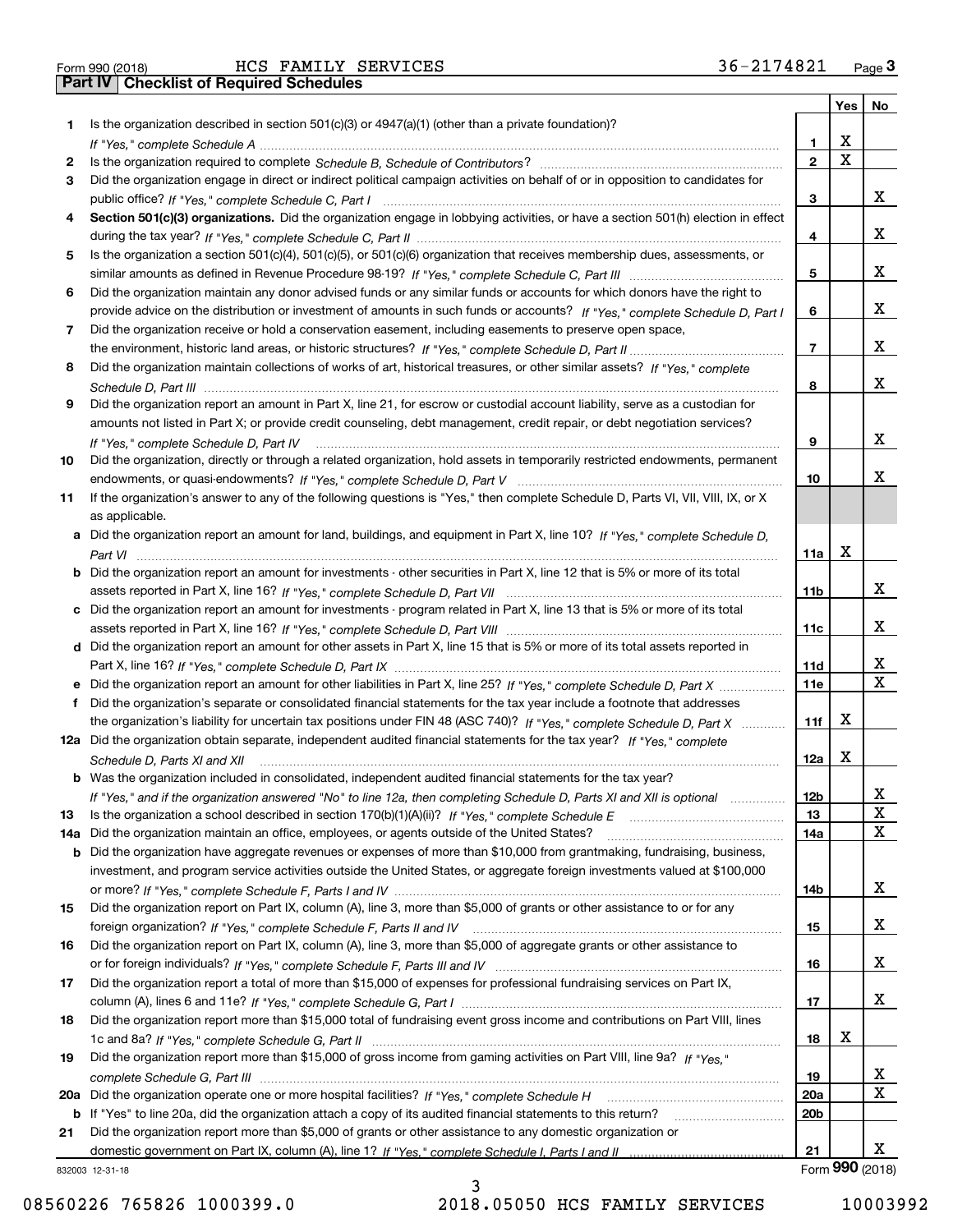Form 990 (2018) HCS FAMILY SERVICES 36-2174821 Page 3

**Part IV | Checklist of Required Schedules**

| | | | Yes | No |
|---|---|---|---|---|
| 1 | Is the organization described in section 501(c)(3) or 4947(a)(1) (other than a private foundation)? *If "Yes," complete Schedule A* | 1 | X | |
| 2 | Is the organization required to complete *Schedule B, Schedule of Contributors*? | 2 | X | |
| 3 | Did the organization engage in direct or indirect political campaign activities on behalf of or in opposition to candidates for public office? *If "Yes," complete Schedule C, Part I* | 3 | | X |
| 4 | **Section 501(c)(3) organizations.** Did the organization engage in lobbying activities, or have a section 501(h) election in effect during the tax year? *If "Yes," complete Schedule C, Part II* | 4 | | X |
| 5 | Is the organization a section 501(c)(4), 501(c)(5), or 501(c)(6) organization that receives membership dues, assessments, or similar amounts as defined in Revenue Procedure 98-19? *If "Yes," complete Schedule C, Part III* | 5 | | X |
| 6 | Did the organization maintain any donor advised funds or any similar funds or accounts for which donors have the right to provide advice on the distribution or investment of amounts in such funds or accounts? *If "Yes," complete Schedule D, Part I* | 6 | | X |
| 7 | Did the organization receive or hold a conservation easement, including easements to preserve open space, the environment, historic land areas, or historic structures? *If "Yes," complete Schedule D, Part II* | 7 | | X |
| 8 | Did the organization maintain collections of works of art, historical treasures, or other similar assets? *If "Yes," complete Schedule D, Part III* | 8 | | X |
| 9 | Did the organization report an amount in Part X, line 21, for escrow or custodial account liability, serve as a custodian for amounts not listed in Part X; or provide credit counseling, debt management, credit repair, or debt negotiation services? *If "Yes," complete Schedule D, Part IV* | 9 | | X |
| 10 | Did the organization, directly or through a related organization, hold assets in temporarily restricted endowments, permanent endowments, or quasi-endowments? *If "Yes," complete Schedule D, Part V* | 10 | | X |
| 11 | If the organization's answer to any of the following questions is "Yes," then complete Schedule D, Parts VI, VII, VIII, IX, or X as applicable. | | | |
| a | Did the organization report an amount for land, buildings, and equipment in Part X, line 10? *If "Yes," complete Schedule D, Part VI* | 11a | X | |
| b | Did the organization report an amount for investments - other securities in Part X, line 12 that is 5% or more of its total assets reported in Part X, line 16? *If "Yes," complete Schedule D, Part VII* | 11b | | X |
| c | Did the organization report an amount for investments - program related in Part X, line 13 that is 5% or more of its total assets reported in Part X, line 16? *If "Yes," complete Schedule D, Part VIII* | 11c | | X |
| d | Did the organization report an amount for other assets in Part X, line 15 that is 5% or more of its total assets reported in Part X, line 16? *If "Yes," complete Schedule D, Part IX* | 11d | | X |
| e | Did the organization report an amount for other liabilities in Part X, line 25? *If "Yes," complete Schedule D, Part X* | 11e | | X |
| f | Did the organization's separate or consolidated financial statements for the tax year include a footnote that addresses the organization's liability for uncertain tax positions under FIN 48 (ASC 740)? *If "Yes," complete Schedule D, Part X* | 11f | X | |
| 12a | Did the organization obtain separate, independent audited financial statements for the tax year? *If "Yes," complete Schedule D, Parts XI and XII* | 12a | X | |
| b | Was the organization included in consolidated, independent audited financial statements for the tax year? *If "Yes," and if the organization answered "No" to line 12a, then completing Schedule D, Parts XI and XII is optional* | 12b | | X |
| 13 | Is the organization a school described in section 170(b)(1)(A)(ii)? *If "Yes," complete Schedule E* | 13 | | X |
| 14a | Did the organization maintain an office, employees, or agents outside of the United States? | 14a | | X |
| b | Did the organization have aggregate revenues or expenses of more than $10,000 from grantmaking, fundraising, business, investment, and program service activities outside the United States, or aggregate foreign investments valued at $100,000 or more? *If "Yes," complete Schedule F, Parts I and IV* | 14b | | X |
| 15 | Did the organization report on Part IX, column (A), line 3, more than $5,000 of grants or other assistance to or for any foreign organization? *If "Yes," complete Schedule F, Parts II and IV* | 15 | | X |
| 16 | Did the organization report on Part IX, column (A), line 3, more than $5,000 of aggregate grants or other assistance to or for foreign individuals? *If "Yes," complete Schedule F, Parts III and IV* | 16 | | X |
| 17 | Did the organization report a total of more than $15,000 of expenses for professional fundraising services on Part IX, column (A), lines 6 and 11e? *If "Yes," complete Schedule G, Part I* | 17 | | X |
| 18 | Did the organization report more than $15,000 total of fundraising event gross income and contributions on Part VIII, lines 1c and 8a? *If "Yes," complete Schedule G, Part II* | 18 | X | |
| 19 | Did the organization report more than $15,000 of gross income from gaming activities on Part VIII, line 9a? *If "Yes," complete Schedule G, Part III* | 19 | | X |
| 20a | Did the organization operate one or more hospital facilities? *If "Yes," complete Schedule H* | 20a | | X |
| b | If "Yes" to line 20a, did the organization attach a copy of its audited financial statements to this return? | 20b | | |
| 21 | Did the organization report more than $5,000 of grants or other assistance to any domestic organization or domestic government on Part IX, column (A), line 1? *If "Yes," complete Schedule I, Parts I and II* | 21 | | X |

832003 12-31-18 Form **990** (2018)

08560226 765826 1000399.0 2018.05050 HCS FAMILY SERVICES 10003992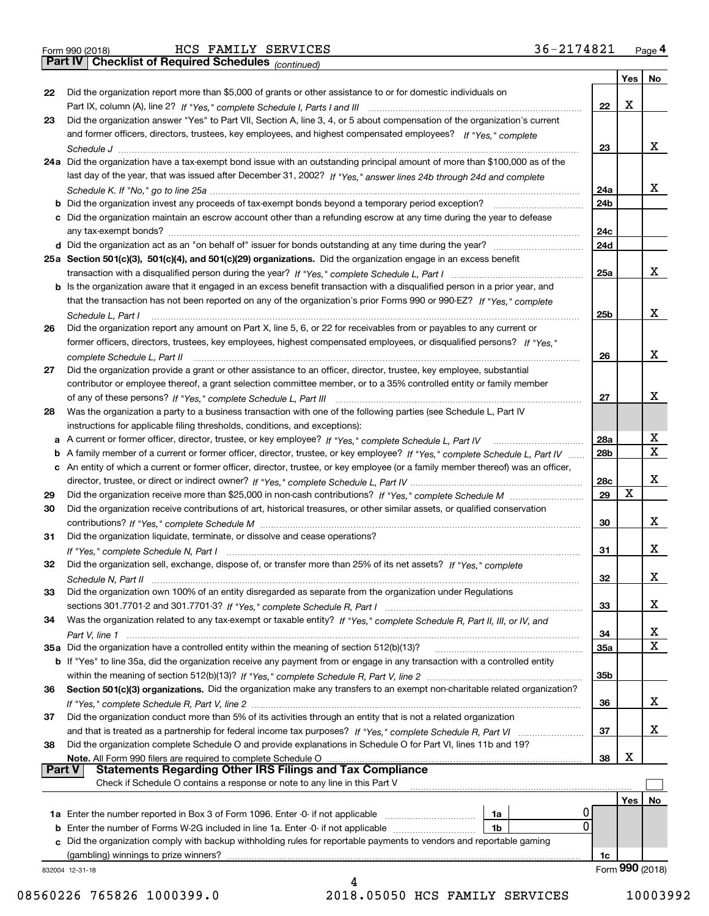Form 990 (2018) HCS FAMILY SERVICES 36-2174821 Page 4

## Part IV Checklist of Required Schedules *(continued)*

| | | | Yes | No |
|---|---|---|---|---|
| 22 | Did the organization report more than $5,000 of grants or other assistance to or for domestic individuals on Part IX, column (A), line 2? *If "Yes," complete Schedule I, Parts I and III* | 22 | X | |
| 23 | Did the organization answer "Yes" to Part VII, Section A, line 3, 4, or 5 about compensation of the organization's current and former officers, directors, trustees, key employees, and highest compensated employees? *If "Yes," complete Schedule J* | 23 | | X |
| 24a | Did the organization have a tax-exempt bond issue with an outstanding principal amount of more than $100,000 as of the last day of the year, that was issued after December 31, 2002? *If "Yes," answer lines 24b through 24d and complete Schedule K. If "No," go to line 25a* | 24a | | X |
| b | Did the organization invest any proceeds of tax-exempt bonds beyond a temporary period exception? | 24b | | |
| c | Did the organization maintain an escrow account other than a refunding escrow at any time during the year to defease any tax-exempt bonds? | 24c | | |
| d | Did the organization act as an "on behalf of" issuer for bonds outstanding at any time during the year? | 24d | | |
| 25a | **Section 501(c)(3), 501(c)(4), and 501(c)(29) organizations.** Did the organization engage in an excess benefit transaction with a disqualified person during the year? *If "Yes," complete Schedule L, Part I* | 25a | | X |
| b | Is the organization aware that it engaged in an excess benefit transaction with a disqualified person in a prior year, and that the transaction has not been reported on any of the organization's prior Forms 990 or 990-EZ? *If "Yes," complete Schedule L, Part I* | 25b | | X |
| 26 | Did the organization report any amount on Part X, line 5, 6, or 22 for receivables from or payables to any current or former officers, directors, trustees, key employees, highest compensated employees, or disqualified persons? *If "Yes," complete Schedule L, Part II* | 26 | | X |
| 27 | Did the organization provide a grant or other assistance to an officer, director, trustee, key employee, substantial contributor or employee thereof, a grant selection committee member, or to a 35% controlled entity or family member of any of these persons? *If "Yes," complete Schedule L, Part III* | 27 | | X |
| 28 | Was the organization a party to a business transaction with one of the following parties (see Schedule L, Part IV instructions for applicable filing thresholds, conditions, and exceptions): | | | |
| a | A current or former officer, director, trustee, or key employee? *If "Yes," complete Schedule L, Part IV* | 28a | | X |
| b | A family member of a current or former officer, director, trustee, or key employee? *If "Yes," complete Schedule L, Part IV* | 28b | | X |
| c | An entity of which a current or former officer, director, trustee, or key employee (or a family member thereof) was an officer, director, trustee, or direct or indirect owner? *If "Yes," complete Schedule L, Part IV* | 28c | | X |
| 29 | Did the organization receive more than $25,000 in non-cash contributions? *If "Yes," complete Schedule M* | 29 | X | |
| 30 | Did the organization receive contributions of art, historical treasures, or other similar assets, or qualified conservation contributions? *If "Yes," complete Schedule M* | 30 | | X |
| 31 | Did the organization liquidate, terminate, or dissolve and cease operations? *If "Yes," complete Schedule N, Part I* | 31 | | X |
| 32 | Did the organization sell, exchange, dispose of, or transfer more than 25% of its net assets? *If "Yes," complete Schedule N, Part II* | 32 | | X |
| 33 | Did the organization own 100% of an entity disregarded as separate from the organization under Regulations sections 301.7701-2 and 301.7701-3? *If "Yes," complete Schedule R, Part I* | 33 | | X |
| 34 | Was the organization related to any tax-exempt or taxable entity? *If "Yes," complete Schedule R, Part II, III, or IV, and Part V, line 1* | 34 | | X |
| 35a | Did the organization have a controlled entity within the meaning of section 512(b)(13)? | 35a | | X |
| b | If "Yes" to line 35a, did the organization receive any payment from or engage in any transaction with a controlled entity within the meaning of section 512(b)(13)? *If "Yes," complete Schedule R, Part V, line 2* | 35b | | |
| 36 | **Section 501(c)(3) organizations.** Did the organization make any transfers to an exempt non-charitable related organization? *If "Yes," complete Schedule R, Part V, line 2* | 36 | | X |
| 37 | Did the organization conduct more than 5% of its activities through an entity that is not a related organization and that is treated as a partnership for federal income tax purposes? *If "Yes," complete Schedule R, Part VI* | 37 | | X |
| 38 | Did the organization complete Schedule O and provide explanations in Schedule O for Part VI, lines 11b and 19? **Note.** All Form 990 filers are required to complete Schedule O | 38 | X | |

## Part V Statements Regarding Other IRS Filings and Tax Compliance

Check if Schedule O contains a response or note to any line in this Part V ☐

| | | | | | Yes | No |
|---|---|---|---|---|---|---|
| 1a | Enter the number reported in Box 3 of Form 1096. Enter -0- if not applicable | 1a | 0 | | | |
| b | Enter the number of Forms W-2G included in line 1a. Enter -0- if not applicable | 1b | 0 | | | |
| c | Did the organization comply with backup withholding rules for reportable payments to vendors and reportable gaming (gambling) winnings to prize winners? | | | 1c | | |

832004 12-31-18 Form **990** (2018)

08560226 765826 1000399.0 2018.05050 HCS FAMILY SERVICES 10003992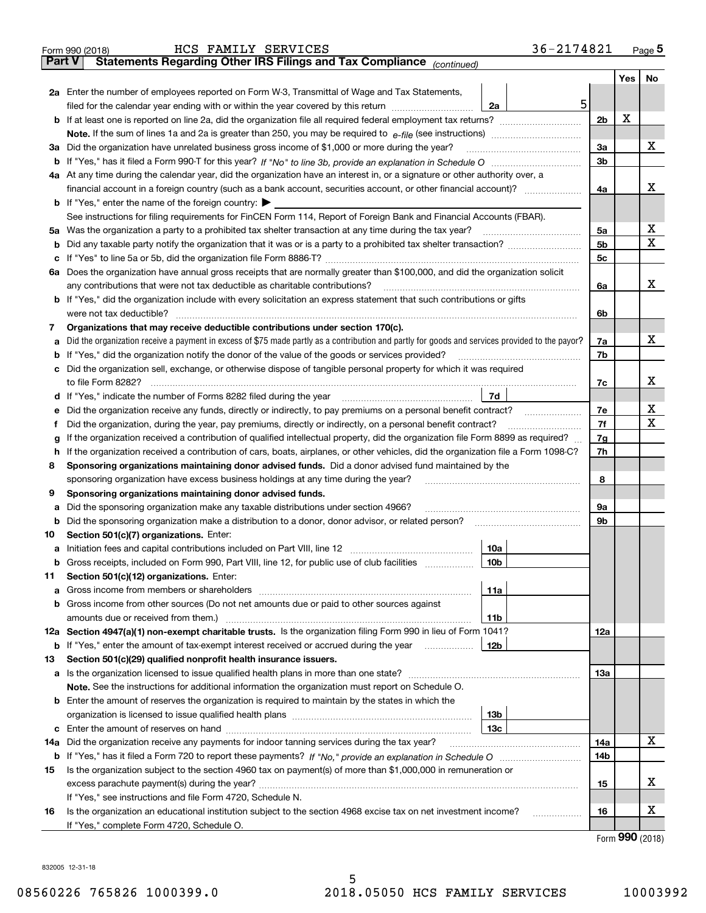Form 990 (2018) HCS FAMILY SERVICES 36-2174821 Page 5

**Part V Statements Regarding Other IRS Filings and Tax Compliance** *(continued)*

| | | | | Yes | No |
|---|---|---|---|---|---|
| **2a** | Enter the number of employees reported on Form W-3, Transmittal of Wage and Tax Statements, filed for the calendar year ending with or within the year covered by this return | 2a 5 | | | |
| **b** | If at least one is reported on line 2a, did the organization file all required federal employment tax returns? | | 2b | X | |
| | **Note.** If the sum of lines 1a and 2a is greater than 250, you may be required to *e-file* (see instructions) | | | | |
| **3a** | Did the organization have unrelated business gross income of $1,000 or more during the year? | | 3a | | X |
| **b** | If "Yes," has it filed a Form 990-T for this year? *If "No" to line 3b, provide an explanation in Schedule O* | | 3b | | |
| **4a** | At any time during the calendar year, did the organization have an interest in, or a signature or other authority over, a financial account in a foreign country (such as a bank account, securities account, or other financial account)? | | 4a | | X |
| **b** | If "Yes," enter the name of the foreign country: ▶ | | | | |
| | See instructions for filing requirements for FinCEN Form 114, Report of Foreign Bank and Financial Accounts (FBAR). | | | | |
| **5a** | Was the organization a party to a prohibited tax shelter transaction at any time during the tax year? | | 5a | | X |
| **b** | Did any taxable party notify the organization that it was or is a party to a prohibited tax shelter transaction? | | 5b | | X |
| **c** | If "Yes" to line 5a or 5b, did the organization file Form 8886-T? | | 5c | | |
| **6a** | Does the organization have annual gross receipts that are normally greater than $100,000, and did the organization solicit any contributions that were not tax deductible as charitable contributions? | | 6a | | X |
| **b** | If "Yes," did the organization include with every solicitation an express statement that such contributions or gifts were not tax deductible? | | 6b | | |
| **7** | **Organizations that may receive deductible contributions under section 170(c).** | | | | |
| **a** | Did the organization receive a payment in excess of $75 made partly as a contribution and partly for goods and services provided to the payor? | | 7a | | X |
| **b** | If "Yes," did the organization notify the donor of the value of the goods or services provided? | | 7b | | |
| **c** | Did the organization sell, exchange, or otherwise dispose of tangible personal property for which it was required to file Form 8282? | | 7c | | X |
| **d** | If "Yes," indicate the number of Forms 8282 filed during the year | 7d | | | |
| **e** | Did the organization receive any funds, directly or indirectly, to pay premiums on a personal benefit contract? | | 7e | | X |
| **f** | Did the organization, during the year, pay premiums, directly or indirectly, on a personal benefit contract? | | 7f | | X |
| **g** | If the organization received a contribution of qualified intellectual property, did the organization file Form 8899 as required? | | 7g | | |
| **h** | If the organization received a contribution of cars, boats, airplanes, or other vehicles, did the organization file a Form 1098-C? | | 7h | | |
| **8** | **Sponsoring organizations maintaining donor advised funds.** Did a donor advised fund maintained by the sponsoring organization have excess business holdings at any time during the year? | | 8 | | |
| **9** | **Sponsoring organizations maintaining donor advised funds.** | | | | |
| **a** | Did the sponsoring organization make any taxable distributions under section 4966? | | 9a | | |
| **b** | Did the sponsoring organization make a distribution to a donor, donor advisor, or related person? | | 9b | | |
| **10** | **Section 501(c)(7) organizations.** Enter: | | | | |
| **a** | Initiation fees and capital contributions included on Part VIII, line 12 | 10a | | | |
| **b** | Gross receipts, included on Form 990, Part VIII, line 12, for public use of club facilities | 10b | | | |
| **11** | **Section 501(c)(12) organizations.** Enter: | | | | |
| **a** | Gross income from members or shareholders | 11a | | | |
| **b** | Gross income from other sources (Do not net amounts due or paid to other sources against amounts due or received from them.) | 11b | | | |
| **12a** | **Section 4947(a)(1) non-exempt charitable trusts.** Is the organization filing Form 990 in lieu of Form 1041? | | 12a | | |
| **b** | If "Yes," enter the amount of tax-exempt interest received or accrued during the year | 12b | | | |
| **13** | **Section 501(c)(29) qualified nonprofit health insurance issuers.** | | | | |
| **a** | Is the organization licensed to issue qualified health plans in more than one state? | | 13a | | |
| | **Note.** See the instructions for additional information the organization must report on Schedule O. | | | | |
| **b** | Enter the amount of reserves the organization is required to maintain by the states in which the organization is licensed to issue qualified health plans | 13b | | | |
| **c** | Enter the amount of reserves on hand | 13c | | | |
| **14a** | Did the organization receive any payments for indoor tanning services during the tax year? | | 14a | | X |
| **b** | If "Yes," has it filed a Form 720 to report these payments? *If "No," provide an explanation in Schedule O* | | 14b | | |
| **15** | Is the organization subject to the section 4960 tax on payment(s) of more than $1,000,000 in remuneration or excess parachute payment(s) during the year? | | 15 | | X |
| | If "Yes," see instructions and file Form 4720, Schedule N. | | | | |
| **16** | Is the organization an educational institution subject to the section 4968 excise tax on net investment income? | | 16 | | X |
| | If "Yes," complete Form 4720, Schedule O. | | | | |

Form **990** (2018)

832005 12-31-18

08560226 765826 1000399.0 2018.05050 HCS FAMILY SERVICES 10003992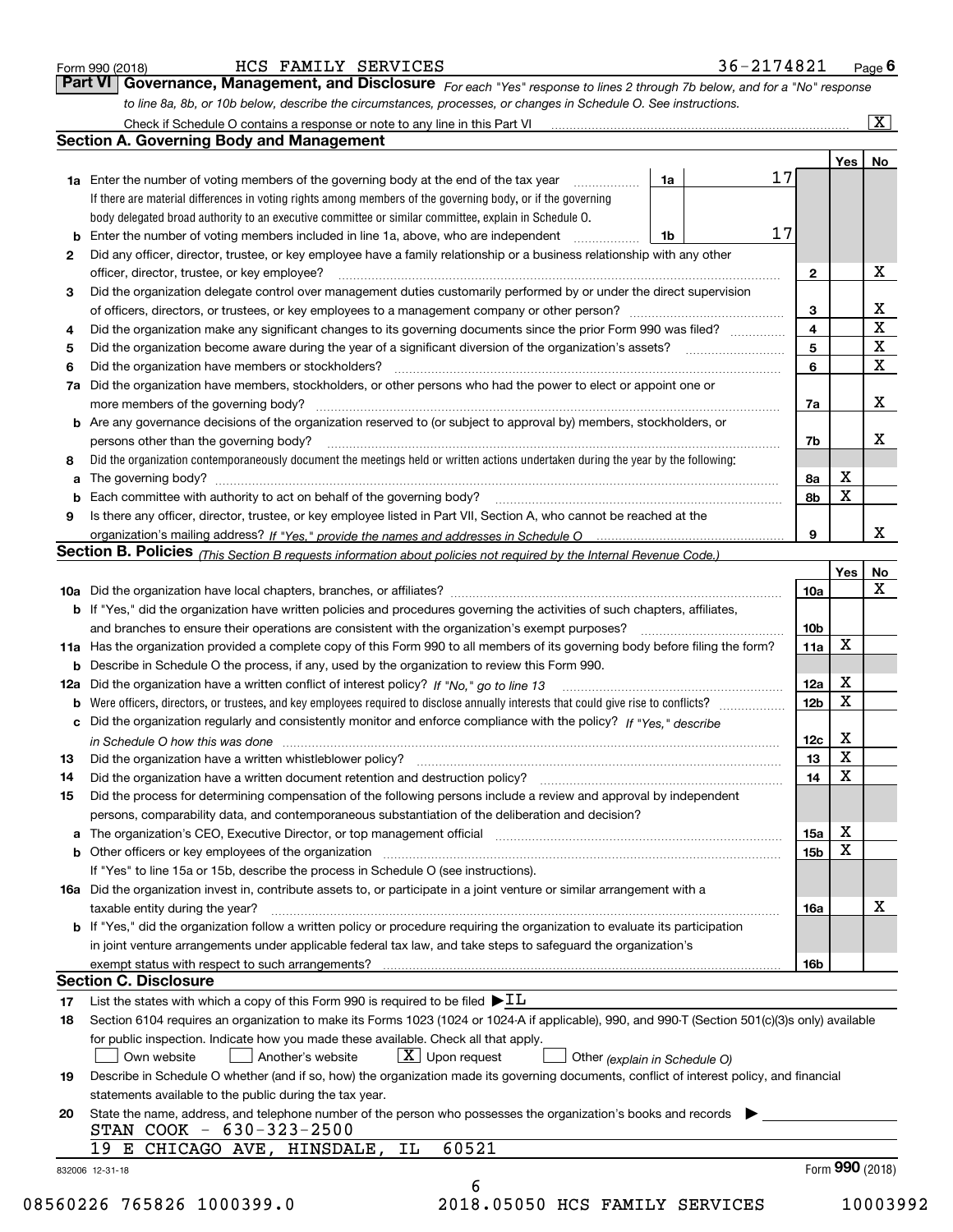Form 990 (2018) HCS FAMILY SERVICES 36-2174821 Page 6

## Part VI Governance, Management, and Disclosure

*For each "Yes" response to lines 2 through 7b below, and for a "No" response to line 8a, 8b, or 10b below, describe the circumstances, processes, or changes in Schedule O. See instructions.*

Check if Schedule O contains a response or note to any line in this Part VI [X]

### Section A. Governing Body and Management

| | | | | Yes | No |
|---|---|---|---|---|---|
| **1a** | Enter the number of voting members of the governing body at the end of the tax year. If there are material differences in voting rights among members of the governing body, or if the governing body delegated broad authority to an executive committee or similar committee, explain in Schedule O. | 1a: 17 | | | |
| **b** | Enter the number of voting members included in line 1a, above, who are independent | 1b: 17 | | | |
| **2** | Did any officer, director, trustee, or key employee have a family relationship or a business relationship with any other officer, director, trustee, or key employee? | | 2 | | X |
| **3** | Did the organization delegate control over management duties customarily performed by or under the direct supervision of officers, directors, or trustees, or key employees to a management company or other person? | | 3 | | X |
| **4** | Did the organization make any significant changes to its governing documents since the prior Form 990 was filed? | | 4 | | X |
| **5** | Did the organization become aware during the year of a significant diversion of the organization's assets? | | 5 | | X |
| **6** | Did the organization have members or stockholders? | | 6 | | X |
| **7a** | Did the organization have members, stockholders, or other persons who had the power to elect or appoint one or more members of the governing body? | | 7a | | X |
| **b** | Are any governance decisions of the organization reserved to (or subject to approval by) members, stockholders, or persons other than the governing body? | | 7b | | X |
| **8** | Did the organization contemporaneously document the meetings held or written actions undertaken during the year by the following: | | | | |
| **a** | The governing body? | | 8a | X | |
| **b** | Each committee with authority to act on behalf of the governing body? | | 8b | X | |
| **9** | Is there any officer, director, trustee, or key employee listed in Part VII, Section A, who cannot be reached at the organization's mailing address? *If "Yes," provide the names and addresses in Schedule O* | | 9 | | X |

### Section B. Policies *(This Section B requests information about policies not required by the Internal Revenue Code.)*

| | | | Yes | No |
|---|---|---|---|---|
| **10a** | Did the organization have local chapters, branches, or affiliates? | 10a | | X |
| **b** | If "Yes," did the organization have written policies and procedures governing the activities of such chapters, affiliates, and branches to ensure their operations are consistent with the organization's exempt purposes? | 10b | | |
| **11a** | Has the organization provided a complete copy of this Form 990 to all members of its governing body before filing the form? | 11a | X | |
| **b** | Describe in Schedule O the process, if any, used by the organization to review this Form 990. | | | |
| **12a** | Did the organization have a written conflict of interest policy? *If "No," go to line 13* | 12a | X | |
| **b** | Were officers, directors, or trustees, and key employees required to disclose annually interests that could give rise to conflicts? | 12b | X | |
| **c** | Did the organization regularly and consistently monitor and enforce compliance with the policy? *If "Yes," describe in Schedule O how this was done* | 12c | X | |
| **13** | Did the organization have a written whistleblower policy? | 13 | X | |
| **14** | Did the organization have a written document retention and destruction policy? | 14 | X | |
| **15** | Did the process for determining compensation of the following persons include a review and approval by independent persons, comparability data, and contemporaneous substantiation of the deliberation and decision? | | | |
| **a** | The organization's CEO, Executive Director, or top management official | 15a | X | |
| **b** | Other officers or key employees of the organization. If "Yes" to line 15a or 15b, describe the process in Schedule O (see instructions). | 15b | X | |
| **16a** | Did the organization invest in, contribute assets to, or participate in a joint venture or similar arrangement with a taxable entity during the year? | 16a | | X |
| **b** | If "Yes," did the organization follow a written policy or procedure requiring the organization to evaluate its participation in joint venture arrangements under applicable federal tax law, and take steps to safeguard the organization's exempt status with respect to such arrangements? | 16b | | |

### Section C. Disclosure

**17** List the states with which a copy of this Form 990 is required to be filed ▶ IL

**18** Section 6104 requires an organization to make its Forms 1023 (1024 or 1024-A if applicable), 990, and 990-T (Section 501(c)(3)s only) available for public inspection. Indicate how you made these available. Check all that apply.

[ ] Own website  [ ] Another's website  [X] Upon request  [ ] Other *(explain in Schedule O)*

**19** Describe in Schedule O whether (and if so, how) the organization made its governing documents, conflict of interest policy, and financial statements available to the public during the tax year.

**20** State the name, address, and telephone number of the person who possesses the organization's books and records ▶

STAN COOK - 630-323-2500
19 E CHICAGO AVE, HINSDALE, IL 60521

832006 12-31-18 Form **990** (2018)

08560226 765826 1000399.0 2018.05050 HCS FAMILY SERVICES 10003992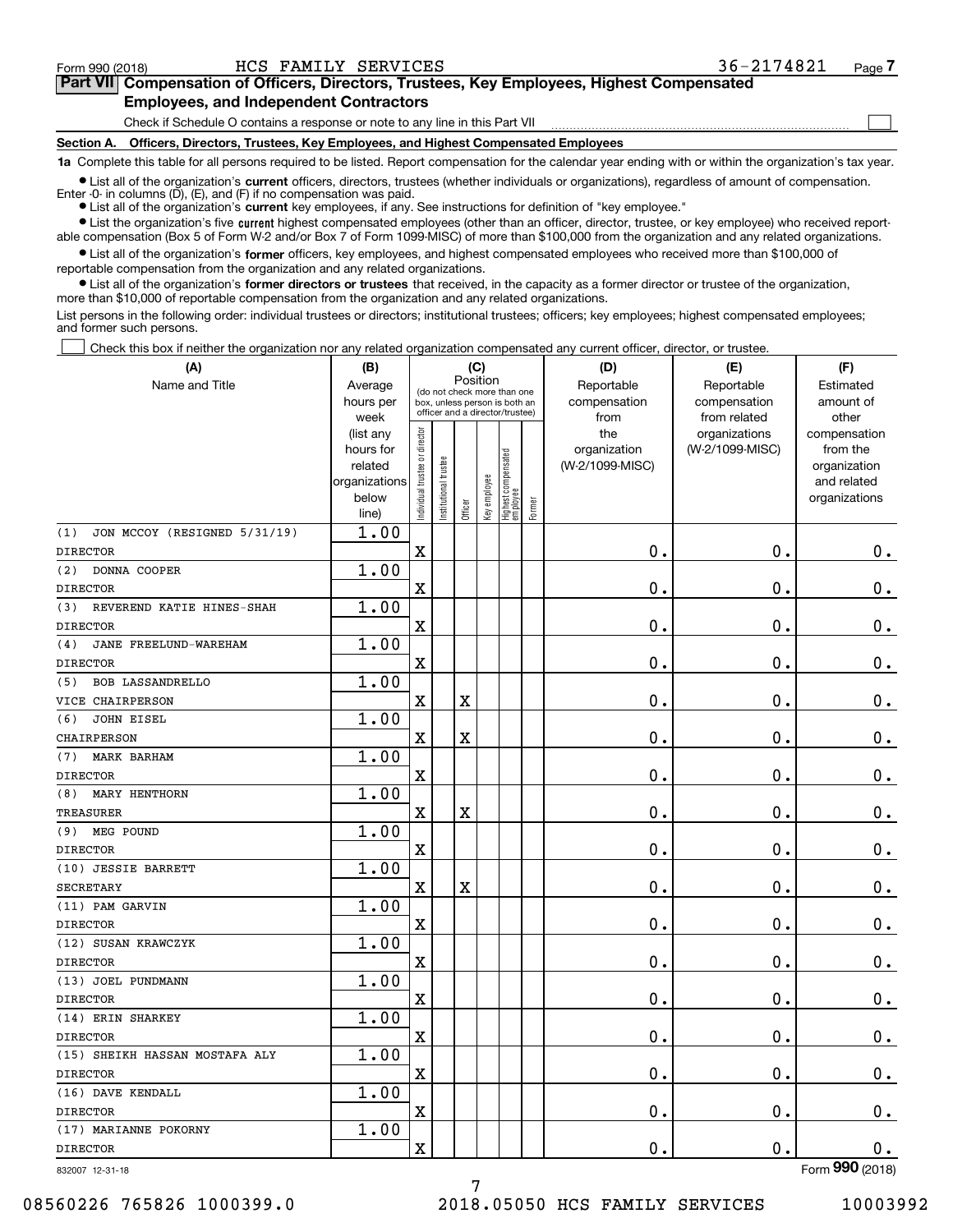Form 990 (2018) HCS FAMILY SERVICES 36-2174821

## Part VII Compensation of Officers, Directors, Trustees, Key Employees, Highest Compensated Employees, and Independent Contractors

Check if Schedule O contains a response or note to any line in this Part VII ☐

**Section A. Officers, Directors, Trustees, Key Employees, and Highest Compensated Employees**

**1a** Complete this table for all persons required to be listed. Report compensation for the calendar year ending with or within the organization's tax year.

- List all of the organization's **current** officers, directors, trustees (whether individuals or organizations), regardless of amount of compensation. Enter -0- in columns (D), (E), and (F) if no compensation was paid.
- List all of the organization's **current** key employees, if any. See instructions for definition of "key employee."
- List the organization's five **current** highest compensated employees (other than an officer, director, trustee, or key employee) who received reportable compensation (Box 5 of Form W-2 and/or Box 7 of Form 1099-MISC) of more than $100,000 from the organization and any related organizations.
- List all of the organization's **former** officers, key employees, and highest compensated employees who received more than $100,000 of reportable compensation from the organization and any related organizations.
- List all of the organization's **former directors or trustees** that received, in the capacity as a former director or trustee of the organization, more than $10,000 of reportable compensation from the organization and any related organizations.

List persons in the following order: individual trustees or directors; institutional trustees; officers; key employees; highest compensated employees; and former such persons.

☐ Check this box if neither the organization nor any related organization compensated any current officer, director, or trustee.

| (A) Name and Title | (B) Average hours per week (list any hours for related organizations below line) | (C) Position: Individual trustee or director | Institutional trustee | Officer | Key employee | Highest compensated employee | Former | (D) Reportable compensation from the organization (W-2/1099-MISC) | (E) Reportable compensation from related organizations (W-2/1099-MISC) | (F) Estimated amount of other compensation from the organization and related organizations |
|---|---|---|---|---|---|---|---|---|---|---|
| (1) JON MCCOY (RESIGNED 5/31/19) DIRECTOR | 1.00 | X | | | | | | 0. | 0. | 0. |
| (2) DONNA COOPER DIRECTOR | 1.00 | X | | | | | | 0. | 0. | 0. |
| (3) REVEREND KATIE HINES-SHAH DIRECTOR | 1.00 | X | | | | | | 0. | 0. | 0. |
| (4) JANE FREELUND-WAREHAM DIRECTOR | 1.00 | X | | | | | | 0. | 0. | 0. |
| (5) BOB LASSANDRELLO VICE CHAIRPERSON | 1.00 | X | | X | | | | 0. | 0. | 0. |
| (6) JOHN EISEL CHAIRPERSON | 1.00 | X | | X | | | | 0. | 0. | 0. |
| (7) MARK BARHAM DIRECTOR | 1.00 | X | | | | | | 0. | 0. | 0. |
| (8) MARY HENTHORN TREASURER | 1.00 | X | | X | | | | 0. | 0. | 0. |
| (9) MEG POUND DIRECTOR | 1.00 | X | | | | | | 0. | 0. | 0. |
| (10) JESSIE BARRETT SECRETARY | 1.00 | X | | X | | | | 0. | 0. | 0. |
| (11) PAM GARVIN DIRECTOR | 1.00 | X | | | | | | 0. | 0. | 0. |
| (12) SUSAN KRAWCZYK DIRECTOR | 1.00 | X | | | | | | 0. | 0. | 0. |
| (13) JOEL PUNDMANN DIRECTOR | 1.00 | X | | | | | | 0. | 0. | 0. |
| (14) ERIN SHARKEY DIRECTOR | 1.00 | X | | | | | | 0. | 0. | 0. |
| (15) SHEIKH HASSAN MOSTAFA ALY DIRECTOR | 1.00 | X | | | | | | 0. | 0. | 0. |
| (16) DAVE KENDALL DIRECTOR | 1.00 | X | | | | | | 0. | 0. | 0. |
| (17) MARIANNE POKORNY DIRECTOR | 1.00 | X | | | | | | 0. | 0. | 0. |

832007 12-31-18 Form **990** (2018)

08560226 765826 1000399.0 2018.05050 HCS FAMILY SERVICES 10003992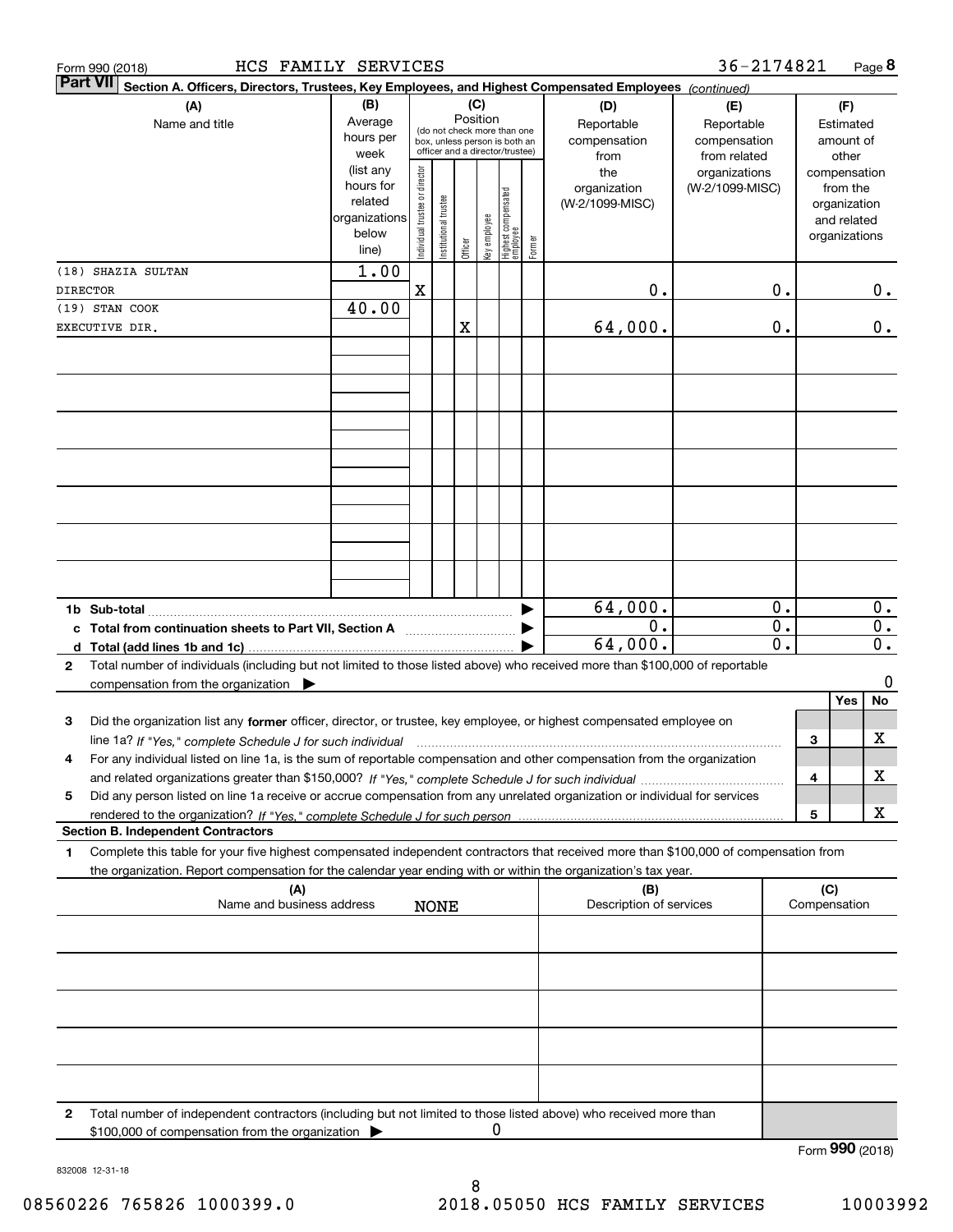Form 990 (2018) HCS FAMILY SERVICES 36-2174821

**Part VII Section A. Officers, Directors, Trustees, Key Employees, and Highest Compensated Employees** *(continued)*

| (A) Name and title | (B) Average hours per week (list any hours for related organizations below line) | (C) Position: Individual trustee or director | Institutional trustee | Officer | Key employee | Highest compensated employee | Former | (D) Reportable compensation from the organization (W-2/1099-MISC) | (E) Reportable compensation from related organizations (W-2/1099-MISC) | (F) Estimated amount of other compensation from the organization and related organizations |
|---|---|---|---|---|---|---|---|---|---|---|
| (18) SHAZIA SULTAN DIRECTOR | 1.00 | X | | | | | | 0. | 0. | 0. |
| (19) STAN COOK EXECUTIVE DIR. | 40.00 | | | X | | | | 64,000. | 0. | 0. |
| 1b Sub-total | | | | | | | | 64,000. | 0. | 0. |
| c Total from continuation sheets to Part VII, Section A | | | | | | | | 0. | 0. | 0. |
| d Total (add lines 1b and 1c) | | | | | | | | 64,000. | 0. | 0. |

2 Total number of individuals (including but not limited to those listed above) who received more than $100,000 of reportable compensation from the organization ▶ 0

| | | Yes | No |
|---|---|---|---|
| 3 Did the organization list any **former** officer, director, or trustee, key employee, or highest compensated employee on line 1a? *If "Yes," complete Schedule J for such individual* | 3 | | X |
| 4 For any individual listed on line 1a, is the sum of reportable compensation and other compensation from the organization and related organizations greater than $150,000? *If "Yes," complete Schedule J for such individual* | 4 | | X |
| 5 Did any person listed on line 1a receive or accrue compensation from any unrelated organization or individual for services rendered to the organization? *If "Yes," complete Schedule J for such person* | 5 | | X |

**Section B. Independent Contractors**

1 Complete this table for your five highest compensated independent contractors that received more than $100,000 of compensation from the organization. Report compensation for the calendar year ending with or within the organization's tax year.

| (A) Name and business address | (B) Description of services | (C) Compensation |
|---|---|---|
| NONE | | |

2 Total number of independent contractors (including but not limited to those listed above) who received more than $100,000 of compensation from the organization ▶ 0

Form **990** (2018)

832008 12-31-18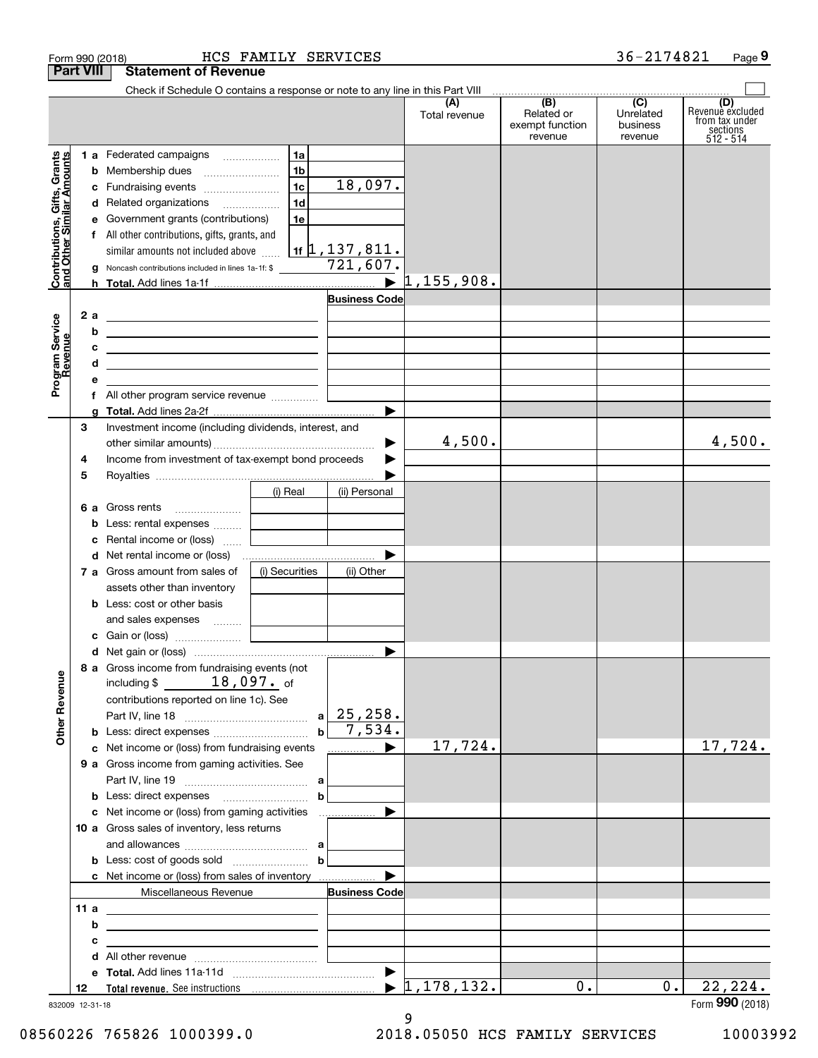Form 990 (2018) HCS FAMILY SERVICES 36-2174821

## Part VIII Statement of Revenue

Check if Schedule O contains a response or note to any line in this Part VIII

| | | | (A) Total revenue | (B) Related or exempt function revenue | (C) Unrelated business revenue | (D) Revenue excluded from tax under sections 512 - 514 |
|---|---|---|---|---|---|---|
| **Contributions, Gifts, Grants and Other Similar Amounts** | | | | | | |
| 1 a | Federated campaigns | 1a | | | | | 
| b | Membership dues | 1b | | | | |
| c | Fundraising events | 1c 18,097. | | | | |
| d | Related organizations | 1d | | | | |
| e | Government grants (contributions) | 1e | | | | |
| f | All other contributions, gifts, grants, and similar amounts not included above | 1f 1,137,811. | | | | |
| g | Noncash contributions included in lines 1a-1f: $ 721,607. | | | | | |
| h | **Total.** Add lines 1a-1f | | 1,155,908. | | | |
| **Program Service Revenue** | | Business Code | | | | |
| 2 a | | | | | | |
| b | | | | | | |
| c | | | | | | |
| d | | | | | | |
| e | | | | | | |
| f | All other program service revenue | | | | | |
| g | **Total.** Add lines 2a-2f | | | | | |
| 3 | Investment income (including dividends, interest, and other similar amounts) | | 4,500. | | | 4,500. |
| 4 | Income from investment of tax-exempt bond proceeds | | | | | |
| 5 | Royalties | | | | | |
| | | (i) Real / (ii) Personal | | | | |
| 6 a | Gross rents | | | | | |
| b | Less: rental expenses | | | | | |
| c | Rental income or (loss) | | | | | |
| d | Net rental income or (loss) | | | | | |
| | | (i) Securities / (ii) Other | | | | |
| 7 a | Gross amount from sales of assets other than inventory | | | | | |
| b | Less: cost or other basis and sales expenses | | | | | |
| c | Gain or (loss) | | | | | |
| d | Net gain or (loss) | | | | | |
| **Other Revenue** | | | | | | |
| 8 a | Gross income from fundraising events (not including $ 18,097. of contributions reported on line 1c). See Part IV, line 18 | a 25,258. | | | | |
| b | Less: direct expenses | b 7,534. | | | | |
| c | Net income or (loss) from fundraising events | | 17,724. | | | 17,724. |
| 9 a | Gross income from gaming activities. See Part IV, line 19 | a | | | | |
| b | Less: direct expenses | b | | | | |
| c | Net income or (loss) from gaming activities | | | | | |
| 10 a | Gross sales of inventory, less returns and allowances | a | | | | |
| b | Less: cost of goods sold | b | | | | |
| c | Net income or (loss) from sales of inventory | | | | | |
| | Miscellaneous Revenue | Business Code | | | | |
| 11 a | | | | | | |
| b | | | | | | |
| c | | | | | | |
| d | All other revenue | | | | | |
| e | **Total.** Add lines 11a-11d | | | | | |
| 12 | **Total revenue.** See instructions | | 1,178,132. | 0. | 0. | 22,224. |

832009 12-31-18

Form **990** (2018)

08560226 765826 1000399.0 2018.05050 HCS FAMILY SERVICES 10003992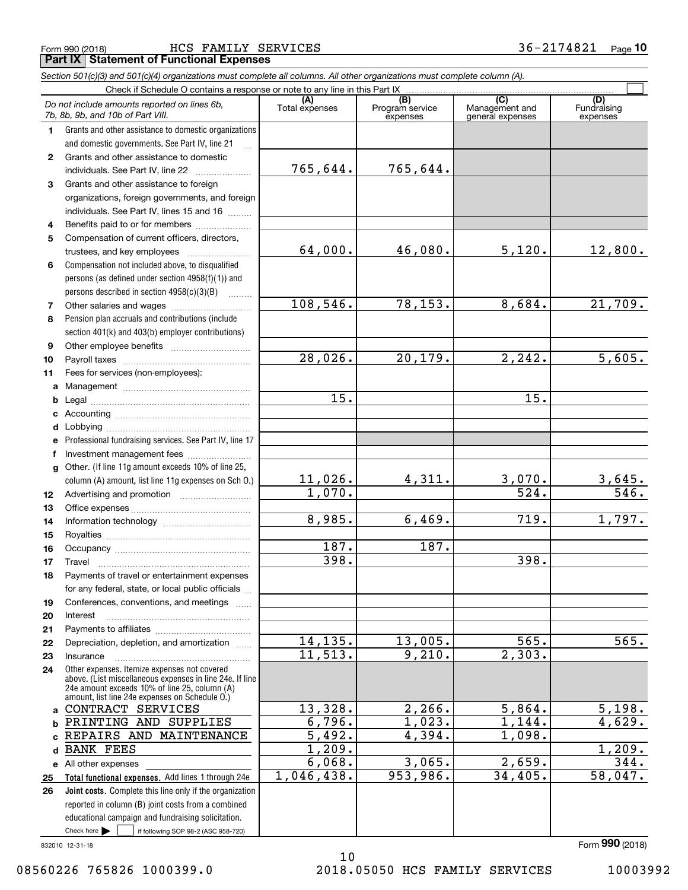Form 990 (2018) HCS FAMILY SERVICES 36-2174821 Page 10

## Part IX Statement of Functional Expenses

*Section 501(c)(3) and 501(c)(4) organizations must complete all columns. All other organizations must complete column (A).*

Check if Schedule O contains a response or note to any line in this Part IX

| *Do not include amounts reported on lines 6b, 7b, 8b, 9b, and 10b of Part VIII.* | (A) Total expenses | (B) Program service expenses | (C) Management and general expenses | (D) Fundraising expenses |
|---|---|---|---|---|
| **1** Grants and other assistance to domestic organizations and domestic governments. See Part IV, line 21 | | | | |
| **2** Grants and other assistance to domestic individuals. See Part IV, line 22 | 765,644. | 765,644. | | |
| **3** Grants and other assistance to foreign organizations, foreign governments, and foreign individuals. See Part IV, lines 15 and 16 | | | | |
| **4** Benefits paid to or for members | | | | |
| **5** Compensation of current officers, directors, trustees, and key employees | 64,000. | 46,080. | 5,120. | 12,800. |
| **6** Compensation not included above, to disqualified persons (as defined under section 4958(f)(1)) and persons described in section 4958(c)(3)(B) | | | | |
| **7** Other salaries and wages | 108,546. | 78,153. | 8,684. | 21,709. |
| **8** Pension plan accruals and contributions (include section 401(k) and 403(b) employer contributions) | | | | |
| **9** Other employee benefits | | | | |
| **10** Payroll taxes | 28,026. | 20,179. | 2,242. | 5,605. |
| **11** Fees for services (non-employees): | | | | |
| **a** Management | | | | |
| **b** Legal | 15. | | 15. | |
| **c** Accounting | | | | |
| **d** Lobbying | | | | |
| **e** Professional fundraising services. See Part IV, line 17 | | | | |
| **f** Investment management fees | | | | |
| **g** Other. (If line 11g amount exceeds 10% of line 25, column (A) amount, list line 11g expenses on Sch O.) | 11,026. | 4,311. | 3,070. | 3,645. |
| **12** Advertising and promotion | 1,070. | | 524. | 546. |
| **13** Office expenses | | | | |
| **14** Information technology | 8,985. | 6,469. | 719. | 1,797. |
| **15** Royalties | | | | |
| **16** Occupancy | 187. | 187. | | |
| **17** Travel | 398. | | 398. | |
| **18** Payments of travel or entertainment expenses for any federal, state, or local public officials | | | | |
| **19** Conferences, conventions, and meetings | | | | |
| **20** Interest | | | | |
| **21** Payments to affiliates | | | | |
| **22** Depreciation, depletion, and amortization | 14,135. | 13,005. | 565. | 565. |
| **23** Insurance | 11,513. | 9,210. | 2,303. | |
| **24** Other expenses. Itemize expenses not covered above. (List miscellaneous expenses in line 24e. If line 24e amount exceeds 10% of line 25, column (A) amount, list line 24e expenses on Schedule O.) | | | | |
| **a** CONTRACT SERVICES | 13,328. | 2,266. | 5,864. | 5,198. |
| **b** PRINTING AND SUPPLIES | 6,796. | 1,023. | 1,144. | 4,629. |
| **c** REPAIRS AND MAINTENANCE | 5,492. | 4,394. | 1,098. | |
| **d** BANK FEES | 1,209. | | | 1,209. |
| **e** All other expenses | 6,068. | 3,065. | 2,659. | 344. |
| **25 Total functional expenses.** Add lines 1 through 24e | 1,046,438. | 953,986. | 34,405. | 58,047. |
| **26 Joint costs.** Complete this line only if the organization reported in column (B) joint costs from a combined educational campaign and fundraising solicitation. Check here ☐ if following SOP 98-2 (ASC 958-720) | | | | |

832010 12-31-18

Form 990 (2018)

08560226 765826 1000399.0 2018.05050 HCS FAMILY SERVICES 10003992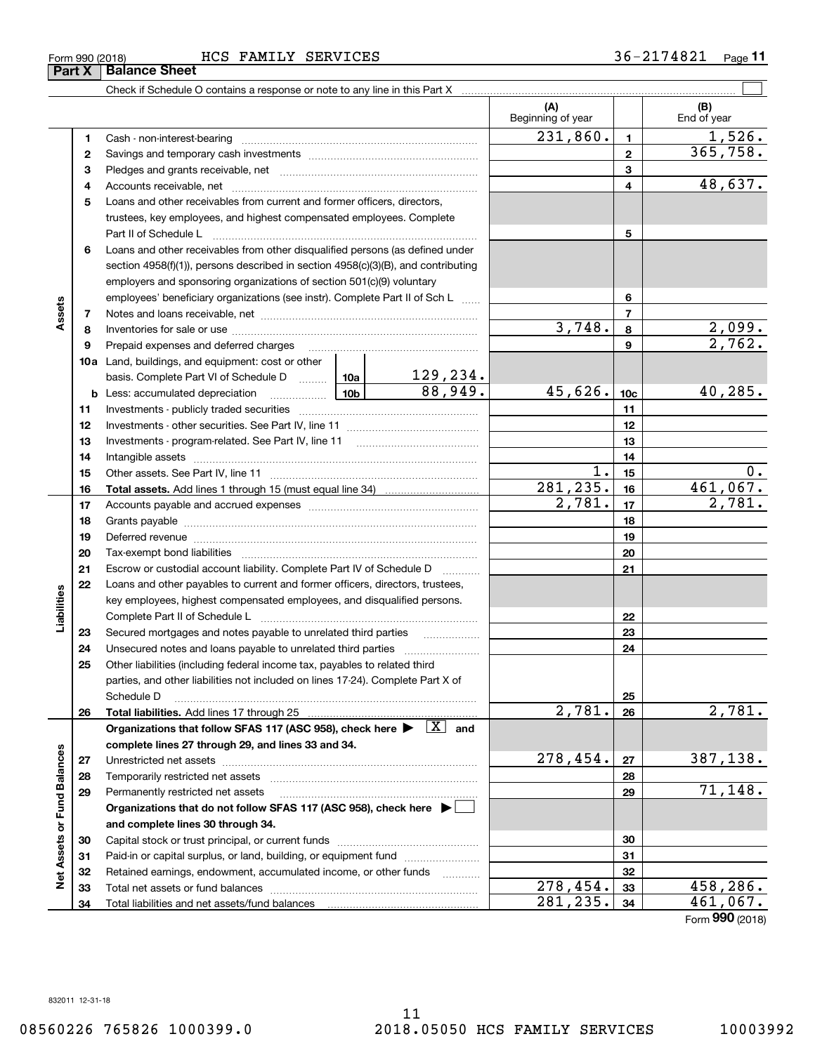Form 990 (2018) HCS FAMILY SERVICES 36-2174821

## Part X Balance Sheet

Check if Schedule O contains a response or note to any line in this Part X ☐

| Section | Line | Description | | (A) Beginning of year | | (B) End of year |
|---|---|---|---|---|---|---|
| Assets | 1 | Cash - non-interest-bearing | | 231,860. | 1 | 1,526. |
| | 2 | Savings and temporary cash investments | | | 2 | 365,758. |
| | 3 | Pledges and grants receivable, net | | | 3 | |
| | 4 | Accounts receivable, net | | | 4 | 48,637. |
| | 5 | Loans and other receivables from current and former officers, directors, trustees, key employees, and highest compensated employees. Complete Part II of Schedule L | | | 5 | |
| | 6 | Loans and other receivables from other disqualified persons (as defined under section 4958(f)(1)), persons described in section 4958(c)(3)(B), and contributing employers and sponsoring organizations of section 501(c)(9) voluntary employees' beneficiary organizations (see instr). Complete Part II of Sch L | | | 6 | |
| | 7 | Notes and loans receivable, net | | | 7 | |
| | 8 | Inventories for sale or use | | 3,748. | 8 | 2,099. |
| | 9 | Prepaid expenses and deferred charges | | | 9 | 2,762. |
| | 10a | Land, buildings, and equipment: cost or other basis. Complete Part VI of Schedule D | 10a 129,234. | | | |
| | b | Less: accumulated depreciation | 10b 88,949. | 45,626. | 10c | 40,285. |
| | 11 | Investments - publicly traded securities | | | 11 | |
| | 12 | Investments - other securities. See Part IV, line 11 | | | 12 | |
| | 13 | Investments - program-related. See Part IV, line 11 | | | 13 | |
| | 14 | Intangible assets | | | 14 | |
| | 15 | Other assets. See Part IV, line 11 | | 1. | 15 | 0. |
| | 16 | **Total assets.** Add lines 1 through 15 (must equal line 34) | | 281,235. | 16 | 461,067. |
| Liabilities | 17 | Accounts payable and accrued expenses | | 2,781. | 17 | 2,781. |
| | 18 | Grants payable | | | 18 | |
| | 19 | Deferred revenue | | | 19 | |
| | 20 | Tax-exempt bond liabilities | | | 20 | |
| | 21 | Escrow or custodial account liability. Complete Part IV of Schedule D | | | 21 | |
| | 22 | Loans and other payables to current and former officers, directors, trustees, key employees, highest compensated employees, and disqualified persons. Complete Part II of Schedule L | | | 22 | |
| | 23 | Secured mortgages and notes payable to unrelated third parties | | | 23 | |
| | 24 | Unsecured notes and loans payable to unrelated third parties | | | 24 | |
| | 25 | Other liabilities (including federal income tax, payables to related third parties, and other liabilities not included on lines 17-24). Complete Part X of Schedule D | | | 25 | |
| | 26 | **Total liabilities.** Add lines 17 through 25 | | 2,781. | 26 | 2,781. |
| Net Assets or Fund Balances | | **Organizations that follow SFAS 117 (ASC 958), check here ▶ [X] and complete lines 27 through 29, and lines 33 and 34.** | | | | |
| | 27 | Unrestricted net assets | | 278,454. | 27 | 387,138. |
| | 28 | Temporarily restricted net assets | | | 28 | |
| | 29 | Permanently restricted net assets | | | 29 | 71,148. |
| | | **Organizations that do not follow SFAS 117 (ASC 958), check here ▶ ☐ and complete lines 30 through 34.** | | | | |
| | 30 | Capital stock or trust principal, or current funds | | | 30 | |
| | 31 | Paid-in or capital surplus, or land, building, or equipment fund | | | 31 | |
| | 32 | Retained earnings, endowment, accumulated income, or other funds | | | 32 | |
| | 33 | Total net assets or fund balances | | 278,454. | 33 | 458,286. |
| | 34 | Total liabilities and net assets/fund balances | | 281,235. | 34 | 461,067. |

Form **990** (2018)

832011 12-31-18

08560226 765826 1000399.0 2018.05050 HCS FAMILY SERVICES 10003992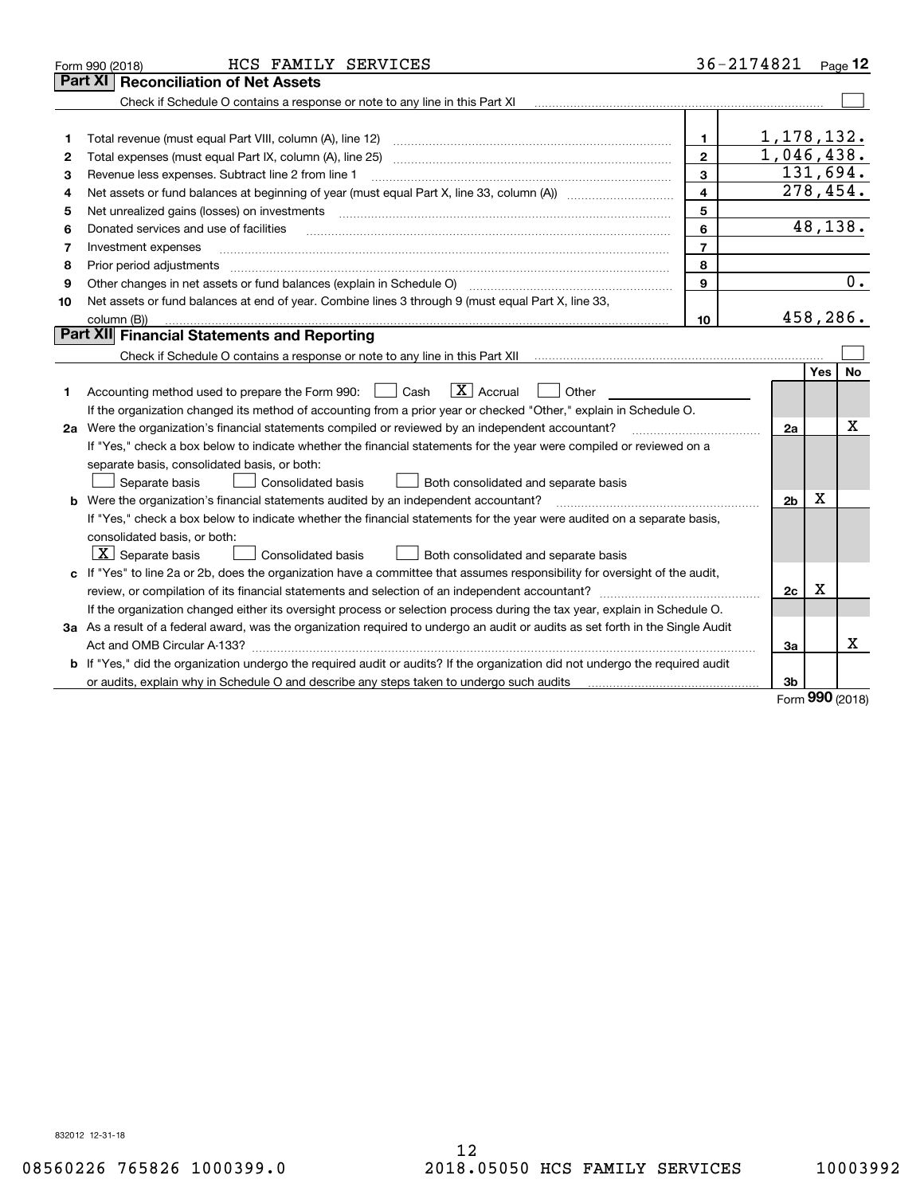Form 990 (2018) HCS FAMILY SERVICES 36-2174821 Page **12**

## Part XI Reconciliation of Net Assets

Check if Schedule O contains a response or note to any line in this Part XI

| | | | |
|---|---|---|---|
| 1 | Total revenue (must equal Part VIII, column (A), line 12) | 1 | 1,178,132. |
| 2 | Total expenses (must equal Part IX, column (A), line 25) | 2 | 1,046,438. |
| 3 | Revenue less expenses. Subtract line 2 from line 1 | 3 | 131,694. |
| 4 | Net assets or fund balances at beginning of year (must equal Part X, line 33, column (A)) | 4 | 278,454. |
| 5 | Net unrealized gains (losses) on investments | 5 | |
| 6 | Donated services and use of facilities | 6 | 48,138. |
| 7 | Investment expenses | 7 | |
| 8 | Prior period adjustments | 8 | |
| 9 | Other changes in net assets or fund balances (explain in Schedule O) | 9 | 0. |
| 10 | Net assets or fund balances at end of year. Combine lines 3 through 9 (must equal Part X, line 33, column (B)) | 10 | 458,286. |

## Part XII Financial Statements and Reporting

Check if Schedule O contains a response or note to any line in this Part XII

| | | | Yes | No |
|---|---|---|---|---|
| 1 | Accounting method used to prepare the Form 990: ☐ Cash ☒ Accrual ☐ Other<br>If the organization changed its method of accounting from a prior year or checked "Other," explain in Schedule O. | | | |
| 2a | Were the organization's financial statements compiled or reviewed by an independent accountant?<br>If "Yes," check a box below to indicate whether the financial statements for the year were compiled or reviewed on a separate basis, consolidated basis, or both:<br>☐ Separate basis ☐ Consolidated basis ☐ Both consolidated and separate basis | 2a | | X |
| b | Were the organization's financial statements audited by an independent accountant?<br>If "Yes," check a box below to indicate whether the financial statements for the year were audited on a separate basis, consolidated basis, or both:<br>☒ Separate basis ☐ Consolidated basis ☐ Both consolidated and separate basis | 2b | X | |
| c | If "Yes" to line 2a or 2b, does the organization have a committee that assumes responsibility for oversight of the audit, review, or compilation of its financial statements and selection of an independent accountant?<br>If the organization changed either its oversight process or selection process during the tax year, explain in Schedule O. | 2c | X | |
| 3a | As a result of a federal award, was the organization required to undergo an audit or audits as set forth in the Single Audit Act and OMB Circular A-133? | 3a | | X |
| b | If "Yes," did the organization undergo the required audit or audits? If the organization did not undergo the required audit or audits, explain why in Schedule O and describe any steps taken to undergo such audits | 3b | | |

Form **990** (2018)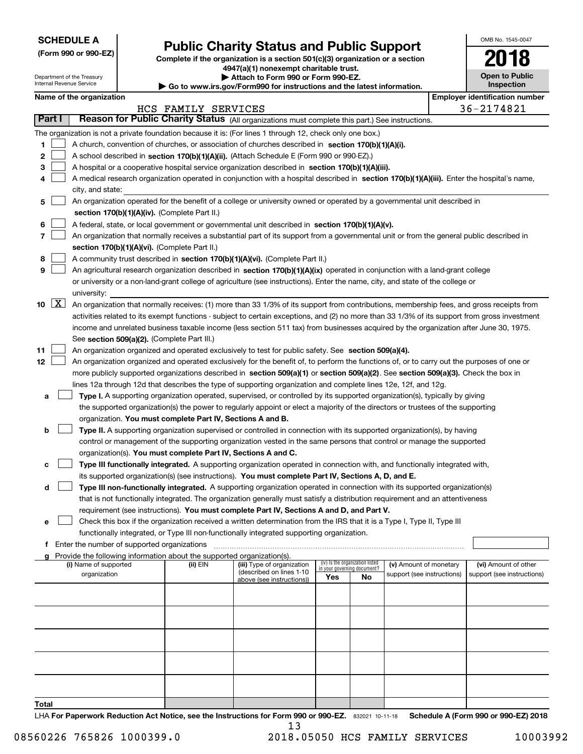**SCHEDULE A**
**(Form 990 or 990-EZ)**

Department of the Treasury
Internal Revenue Service

# Public Charity Status and Public Support

**Complete if the organization is a section 501(c)(3) organization or a section 4947(a)(1) nonexempt charitable trust.**
**▶ Attach to Form 990 or Form 990-EZ.**
**▶ Go to www.irs.gov/Form990 for instructions and the latest information.**

OMB No. 1545-0047

**2018**

**Open to Public Inspection**

**Name of the organization**
HCS FAMILY SERVICES

**Employer identification number**
36-2174821

**Part I** **Reason for Public Charity Status** (All organizations must complete this part.) See instructions.

The organization is not a private foundation because it is: (For lines 1 through 12, check only one box.)

1 ☐ A church, convention of churches, or association of churches described in **section 170(b)(1)(A)(i).**

2 ☐ A school described in **section 170(b)(1)(A)(ii).** (Attach Schedule E (Form 990 or 990-EZ).)

3 ☐ A hospital or a cooperative hospital service organization described in **section 170(b)(1)(A)(iii).**

4 ☐ A medical research organization operated in conjunction with a hospital described in **section 170(b)(1)(A)(iii).** Enter the hospital's name, city, and state:

5 ☐ An organization operated for the benefit of a college or university owned or operated by a governmental unit described in **section 170(b)(1)(A)(iv).** (Complete Part II.)

6 ☐ A federal, state, or local government or governmental unit described in **section 170(b)(1)(A)(v).**

7 ☐ An organization that normally receives a substantial part of its support from a governmental unit or from the general public described in **section 170(b)(1)(A)(vi).** (Complete Part II.)

8 ☐ A community trust described in **section 170(b)(1)(A)(vi).** (Complete Part II.)

9 ☐ An agricultural research organization described in **section 170(b)(1)(A)(ix)** operated in conjunction with a land-grant college or university or a non-land-grant college of agriculture (see instructions). Enter the name, city, and state of the college or university:

10 ☒ An organization that normally receives: (1) more than 33 1/3% of its support from contributions, membership fees, and gross receipts from activities related to its exempt functions - subject to certain exceptions, and (2) no more than 33 1/3% of its support from gross investment income and unrelated business taxable income (less section 511 tax) from businesses acquired by the organization after June 30, 1975. See **section 509(a)(2).** (Complete Part III.)

11 ☐ An organization organized and operated exclusively to test for public safety. See **section 509(a)(4).**

12 ☐ An organization organized and operated exclusively for the benefit of, to perform the functions of, or to carry out the purposes of one or more publicly supported organizations described in **section 509(a)(1)** or **section 509(a)(2)**. See **section 509(a)(3).** Check the box in lines 12a through 12d that describes the type of supporting organization and complete lines 12e, 12f, and 12g.

a ☐ **Type I.** A supporting organization operated, supervised, or controlled by its supported organization(s), typically by giving the supported organization(s) the power to regularly appoint or elect a majority of the directors or trustees of the supporting organization. **You must complete Part IV, Sections A and B.**

b ☐ **Type II.** A supporting organization supervised or controlled in connection with its supported organization(s), by having control or management of the supporting organization vested in the same persons that control or manage the supported organization(s). **You must complete Part IV, Sections A and C.**

c ☐ **Type III functionally integrated.** A supporting organization operated in connection with, and functionally integrated with, its supported organization(s) (see instructions). **You must complete Part IV, Sections A, D, and E.**

d ☐ **Type III non-functionally integrated.** A supporting organization operated in connection with its supported organization(s) that is not functionally integrated. The organization generally must satisfy a distribution requirement and an attentiveness requirement (see instructions). **You must complete Part IV, Sections A and D, and Part V.**

e ☐ Check this box if the organization received a written determination from the IRS that it is a Type I, Type II, Type III functionally integrated, or Type III non-functionally integrated supporting organization.

f Enter the number of supported organizations

g Provide the following information about the supported organization(s).

| (i) Name of supported organization | (ii) EIN | (iii) Type of organization (described on lines 1-10 above (see instructions)) | (iv) Is the organization listed in your governing document? Yes | No | (v) Amount of monetary support (see instructions) | (vi) Amount of other support (see instructions) |
|---|---|---|---|---|---|---|
| | | | | | | |
| | | | | | | |
| | | | | | | |
| | | | | | | |
| | | | | | | |
| **Total** | | | | | | |

LHA **For Paperwork Reduction Act Notice, see the Instructions for Form 990 or 990-EZ.** 832021 10-11-18 **Schedule A (Form 990 or 990-EZ) 2018**

08560226 765826 1000399.0 2018.05050 HCS FAMILY SERVICES 10003992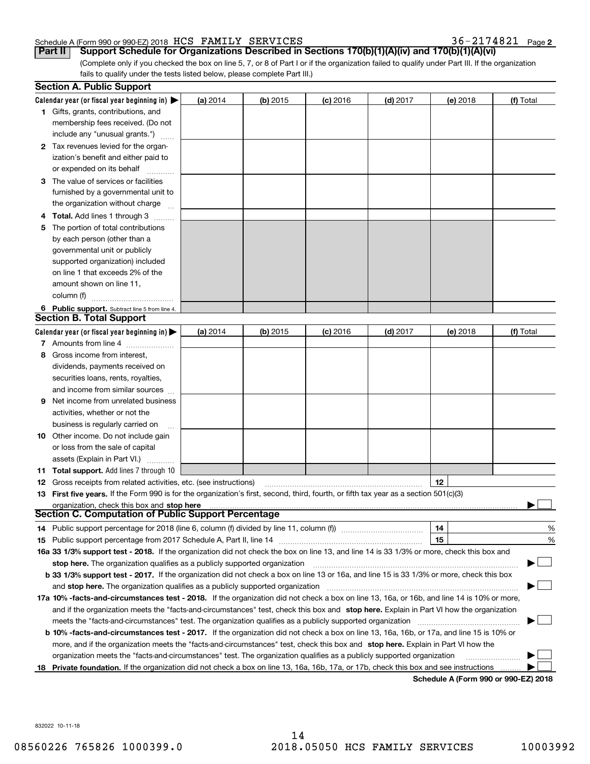Schedule A (Form 990 or 990-EZ) 2018 HCS FAMILY SERVICES 36-2174821 Page 2

## Part II Support Schedule for Organizations Described in Sections 170(b)(1)(A)(iv) and 170(b)(1)(A)(vi)

(Complete only if you checked the box on line 5, 7, or 8 of Part I or if the organization failed to qualify under Part III. If the organization fails to qualify under the tests listed below, please complete Part III.)

### Section A. Public Support

| Calendar year (or fiscal year beginning in) ▶ | (a) 2014 | (b) 2015 | (c) 2016 | (d) 2017 | (e) 2018 | (f) Total |
|---|---|---|---|---|---|---|
| 1 Gifts, grants, contributions, and membership fees received. (Do not include any "unusual grants.") | | | | | | |
| 2 Tax revenues levied for the organization's benefit and either paid to or expended on its behalf | | | | | | |
| 3 The value of services or facilities furnished by a governmental unit to the organization without charge | | | | | | |
| 4 **Total.** Add lines 1 through 3 | | | | | | |
| 5 The portion of total contributions by each person (other than a governmental unit or publicly supported organization) included on line 1 that exceeds 2% of the amount shown on line 11, column (f) | | | | | | |
| 6 **Public support.** Subtract line 5 from line 4. | | | | | | |

### Section B. Total Support

| Calendar year (or fiscal year beginning in) ▶ | (a) 2014 | (b) 2015 | (c) 2016 | (d) 2017 | (e) 2018 | (f) Total |
|---|---|---|---|---|---|---|
| 7 Amounts from line 4 | | | | | | |
| 8 Gross income from interest, dividends, payments received on securities loans, rents, royalties, and income from similar sources | | | | | | |
| 9 Net income from unrelated business activities, whether or not the business is regularly carried on | | | | | | |
| 10 Other income. Do not include gain or loss from the sale of capital assets (Explain in Part VI.) | | | | | | |
| 11 **Total support.** Add lines 7 through 10 | | | | | | |

12 Gross receipts from related activities, etc. (see instructions) | 12 |

13 **First five years.** If the Form 990 is for the organization's first, second, third, fourth, or fifth tax year as a section 501(c)(3) organization, check this box and **stop here** ▶ ☐

### Section C. Computation of Public Support Percentage

14 Public support percentage for 2018 (line 6, column (f) divided by line 11, column (f)) | 14 | %

15 Public support percentage from 2017 Schedule A, Part II, line 14 | 15 | %

16a **33 1/3% support test - 2018.** If the organization did not check the box on line 13, and line 14 is 33 1/3% or more, check this box and **stop here.** The organization qualifies as a publicly supported organization ▶ ☐

b **33 1/3% support test - 2017.** If the organization did not check a box on line 13 or 16a, and line 15 is 33 1/3% or more, check this box and **stop here.** The organization qualifies as a publicly supported organization ▶ ☐

17a **10% -facts-and-circumstances test - 2018.** If the organization did not check a box on line 13, 16a, or 16b, and line 14 is 10% or more, and if the organization meets the "facts-and-circumstances" test, check this box and **stop here.** Explain in Part VI how the organization meets the "facts-and-circumstances" test. The organization qualifies as a publicly supported organization ▶ ☐

b **10% -facts-and-circumstances test - 2017.** If the organization did not check a box on line 13, 16a, 16b, or 17a, and line 15 is 10% or more, and if the organization meets the "facts-and-circumstances" test, check this box and **stop here.** Explain in Part VI how the organization meets the "facts-and-circumstances" test. The organization qualifies as a publicly supported organization ▶ ☐

18 **Private foundation.** If the organization did not check a box on line 13, 16a, 16b, 17a, or 17b, check this box and see instructions ▶ ☐

**Schedule A (Form 990 or 990-EZ) 2018**

832022 10-11-18

08560226 765826 1000399.0 2018.05050 HCS FAMILY SERVICES 10003992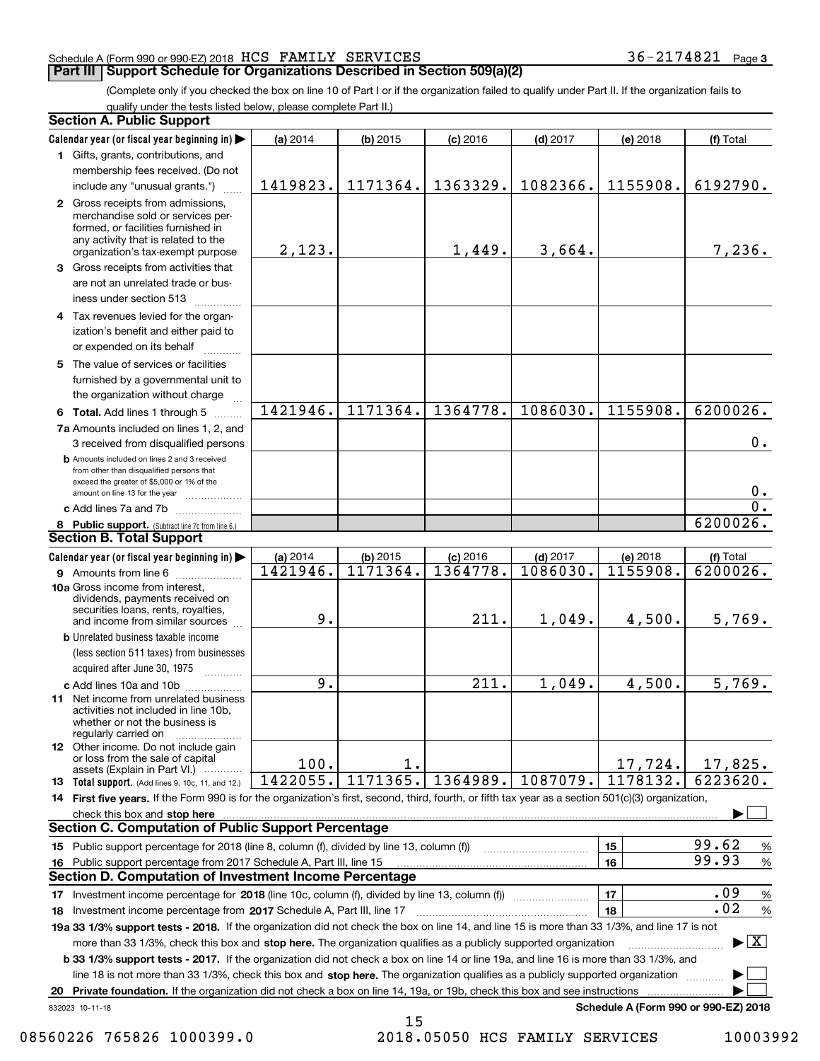Schedule A (Form 990 or 990-EZ) 2018 HCS FAMILY SERVICES 36-2174821 Page 3

## Part III | Support Schedule for Organizations Described in Section 509(a)(2)

(Complete only if you checked the box on line 10 of Part I or if the organization failed to qualify under Part II. If the organization fails to qualify under the tests listed below, please complete Part II.)

### Section A. Public Support

| Calendar year (or fiscal year beginning in) ▶ | (a) 2014 | (b) 2015 | (c) 2016 | (d) 2017 | (e) 2018 | (f) Total |
|---|---|---|---|---|---|---|
| 1 Gifts, grants, contributions, and membership fees received. (Do not include any "unusual grants.") | 1419823. | 1171364. | 1363329. | 1082366. | 1155908. | 6192790. |
| 2 Gross receipts from admissions, merchandise sold or services performed, or facilities furnished in any activity that is related to the organization's tax-exempt purpose | 2,123. | | 1,449. | 3,664. | | 7,236. |
| 3 Gross receipts from activities that are not an unrelated trade or business under section 513 | | | | | | |
| 4 Tax revenues levied for the organization's benefit and either paid to or expended on its behalf | | | | | | |
| 5 The value of services or facilities furnished by a governmental unit to the organization without charge | | | | | | |
| 6 **Total.** Add lines 1 through 5 | 1421946. | 1171364. | 1364778. | 1086030. | 1155908. | 6200026. |
| 7a Amounts included on lines 1, 2, and 3 received from disqualified persons | | | | | | 0. |
| b Amounts included on lines 2 and 3 received from other than disqualified persons that exceed the greater of $5,000 or 1% of the amount on line 13 for the year | | | | | | 0. |
| c Add lines 7a and 7b | | | | | | 0. |
| 8 **Public support.** (Subtract line 7c from line 6.) | | | | | | 6200026. |

### Section B. Total Support

| Calendar year (or fiscal year beginning in) ▶ | (a) 2014 | (b) 2015 | (c) 2016 | (d) 2017 | (e) 2018 | (f) Total |
|---|---|---|---|---|---|---|
| 9 Amounts from line 6 | 1421946. | 1171364. | 1364778. | 1086030. | 1155908. | 6200026. |
| 10a Gross income from interest, dividends, payments received on securities loans, rents, royalties, and income from similar sources | 9. | | 211. | 1,049. | 4,500. | 5,769. |
| b Unrelated business taxable income (less section 511 taxes) from businesses acquired after June 30, 1975 | | | | | | |
| c Add lines 10a and 10b | 9. | | 211. | 1,049. | 4,500. | 5,769. |
| 11 Net income from unrelated business activities not included in line 10b, whether or not the business is regularly carried on | | | | | | |
| 12 Other income. Do not include gain or loss from the sale of capital assets (Explain in Part VI.) | 100. | 1. | | | 17,724. | 17,825. |
| 13 **Total support.** (Add lines 9, 10c, 11, and 12.) | 1422055. | 1171365. | 1364989. | 1087079. | 1178132. | 6223620. |

14 **First five years.** If the Form 990 is for the organization's first, second, third, fourth, or fifth tax year as a section 501(c)(3) organization, check this box and **stop here** ▶ ☐

### Section C. Computation of Public Support Percentage

| | | | |
|---|---|---|---|
| 15 Public support percentage for 2018 (line 8, column (f), divided by line 13, column (f)) | 15 | 99.62 | % |
| 16 Public support percentage from 2017 Schedule A, Part III, line 15 | 16 | 99.93 | % |

### Section D. Computation of Investment Income Percentage

| | | | |
|---|---|---|---|
| 17 Investment income percentage for **2018** (line 10c, column (f), divided by line 13, column (f)) | 17 | .09 | % |
| 18 Investment income percentage from **2017** Schedule A, Part III, line 17 | 18 | .02 | % |

**19a 33 1/3% support tests - 2018.** If the organization did not check the box on line 14, and line 15 is more than 33 1/3%, and line 17 is not more than 33 1/3%, check this box and **stop here.** The organization qualifies as a publicly supported organization ▶ ☒

**b 33 1/3% support tests - 2017.** If the organization did not check a box on line 14 or line 19a, and line 16 is more than 33 1/3%, and line 18 is not more than 33 1/3%, check this box and **stop here.** The organization qualifies as a publicly supported organization ▶ ☐

**20 Private foundation.** If the organization did not check a box on line 14, 19a, or 19b, check this box and see instructions ▶ ☐

832023 10-11-18 **Schedule A (Form 990 or 990-EZ) 2018**

08560226 765826 1000399.0 2018.05050 HCS FAMILY SERVICES 10003992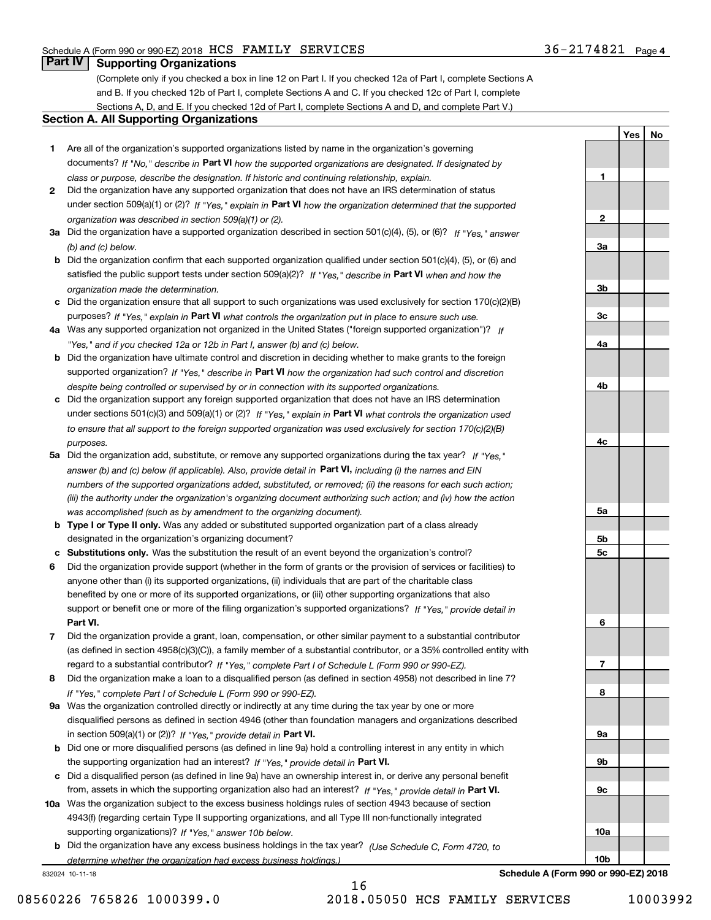Schedule A (Form 990 or 990-EZ) 2018 HCS FAMILY SERVICES 36-2174821 Page 4

## Part IV Supporting Organizations

(Complete only if you checked a box in line 12 on Part I. If you checked 12a of Part I, complete Sections A and B. If you checked 12b of Part I, complete Sections A and C. If you checked 12c of Part I, complete Sections A, D, and E. If you checked 12d of Part I, complete Sections A and D, and complete Part V.)

### Section A. All Supporting Organizations

| | | Line | Yes | No |
|---|---|---|---|---|
| **1** | Are all of the organization's supported organizations listed by name in the organization's governing documents? *If "No," describe in* **Part VI** *how the supported organizations are designated. If designated by class or purpose, describe the designation. If historic and continuing relationship, explain.* | **1** | | |
| **2** | Did the organization have any supported organization that does not have an IRS determination of status under section 509(a)(1) or (2)? *If "Yes," explain in* **Part VI** *how the organization determined that the supported organization was described in section 509(a)(1) or (2).* | **2** | | |
| **3a** | Did the organization have a supported organization described in section 501(c)(4), (5), or (6)? *If "Yes," answer (b) and (c) below.* | **3a** | | |
| **b** | Did the organization confirm that each supported organization qualified under section 501(c)(4), (5), or (6) and satisfied the public support tests under section 509(a)(2)? *If "Yes," describe in* **Part VI** *when and how the organization made the determination.* | **3b** | | |
| **c** | Did the organization ensure that all support to such organizations was used exclusively for section 170(c)(2)(B) purposes? *If "Yes," explain in* **Part VI** *what controls the organization put in place to ensure such use.* | **3c** | | |
| **4a** | Was any supported organization not organized in the United States ("foreign supported organization")? *If "Yes," and if you checked 12a or 12b in Part I, answer (b) and (c) below.* | **4a** | | |
| **b** | Did the organization have ultimate control and discretion in deciding whether to make grants to the foreign supported organization? *If "Yes," describe in* **Part VI** *how the organization had such control and discretion despite being controlled or supervised by or in connection with its supported organizations.* | **4b** | | |
| **c** | Did the organization support any foreign supported organization that does not have an IRS determination under sections 501(c)(3) and 509(a)(1) or (2)? *If "Yes," explain in* **Part VI** *what controls the organization used to ensure that all support to the foreign supported organization was used exclusively for section 170(c)(2)(B) purposes.* | **4c** | | |
| **5a** | Did the organization add, substitute, or remove any supported organizations during the tax year? *If "Yes," answer (b) and (c) below (if applicable). Also, provide detail in* **Part VI,** *including (i) the names and EIN numbers of the supported organizations added, substituted, or removed; (ii) the reasons for each such action; (iii) the authority under the organization's organizing document authorizing such action; and (iv) how the action was accomplished (such as by amendment to the organizing document).* | **5a** | | |
| **b** | **Type I or Type II only.** Was any added or substituted supported organization part of a class already designated in the organization's organizing document? | **5b** | | |
| **c** | **Substitutions only.** Was the substitution the result of an event beyond the organization's control? | **5c** | | |
| **6** | Did the organization provide support (whether in the form of grants or the provision of services or facilities) to anyone other than (i) its supported organizations, (ii) individuals that are part of the charitable class benefited by one or more of its supported organizations, or (iii) other supporting organizations that also support or benefit one or more of the filing organization's supported organizations? *If "Yes," provide detail in* **Part VI.** | **6** | | |
| **7** | Did the organization provide a grant, loan, compensation, or other similar payment to a substantial contributor (as defined in section 4958(c)(3)(C)), a family member of a substantial contributor, or a 35% controlled entity with regard to a substantial contributor? *If "Yes," complete Part I of Schedule L (Form 990 or 990-EZ).* | **7** | | |
| **8** | Did the organization make a loan to a disqualified person (as defined in section 4958) not described in line 7? *If "Yes," complete Part I of Schedule L (Form 990 or 990-EZ).* | **8** | | |
| **9a** | Was the organization controlled directly or indirectly at any time during the tax year by one or more disqualified persons as defined in section 4946 (other than foundation managers and organizations described in section 509(a)(1) or (2))? *If "Yes," provide detail in* **Part VI.** | **9a** | | |
| **b** | Did one or more disqualified persons (as defined in line 9a) hold a controlling interest in any entity in which the supporting organization had an interest? *If "Yes," provide detail in* **Part VI.** | **9b** | | |
| **c** | Did a disqualified person (as defined in line 9a) have an ownership interest in, or derive any personal benefit from, assets in which the supporting organization also had an interest? *If "Yes," provide detail in* **Part VI.** | **9c** | | |
| **10a** | Was the organization subject to the excess business holdings rules of section 4943 because of section 4943(f) (regarding certain Type II supporting organizations, and all Type III non-functionally integrated supporting organizations)? *If "Yes," answer 10b below.* | **10a** | | |
| **b** | Did the organization have any excess business holdings in the tax year? *(Use Schedule C, Form 4720, to determine whether the organization had excess business holdings.)* | **10b** | | |

832024 10-11-18 **Schedule A (Form 990 or 990-EZ) 2018**

08560226 765826 1000399.0 2018.05050 HCS FAMILY SERVICES 10003992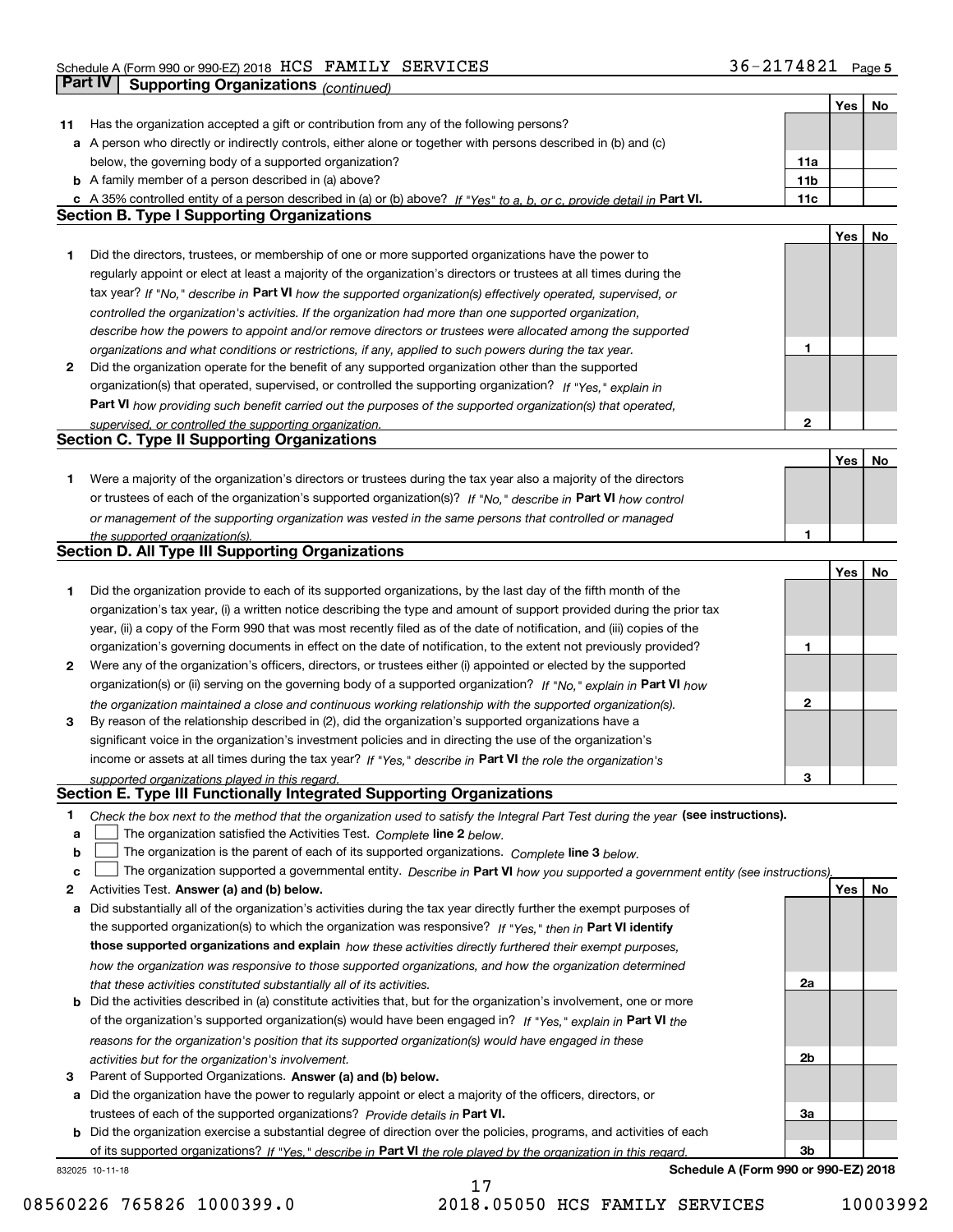Schedule A (Form 990 or 990-EZ) 2018 HCS FAMILY SERVICES 36-2174821 Page 5

## Part IV Supporting Organizations *(continued)*

| | | | Yes | No |
|---|---|---|---|---|
| **11** | Has the organization accepted a gift or contribution from any of the following persons? | | | |
| **a** | A person who directly or indirectly controls, either alone or together with persons described in (b) and (c) below, the governing body of a supported organization? | 11a | | |
| **b** | A family member of a person described in (a) above? | 11b | | |
| **c** | A 35% controlled entity of a person described in (a) or (b) above? *If "Yes" to a, b, or c, provide detail in* **Part VI.** | 11c | | |

### Section B. Type I Supporting Organizations

| | | | Yes | No |
|---|---|---|---|---|
| **1** | Did the directors, trustees, or membership of one or more supported organizations have the power to regularly appoint or elect at least a majority of the organization's directors or trustees at all times during the tax year? *If "No," describe in* **Part VI** *how the supported organization(s) effectively operated, supervised, or controlled the organization's activities. If the organization had more than one supported organization, describe how the powers to appoint and/or remove directors or trustees were allocated among the supported organizations and what conditions or restrictions, if any, applied to such powers during the tax year.* | 1 | | |
| **2** | Did the organization operate for the benefit of any supported organization other than the supported organization(s) that operated, supervised, or controlled the supporting organization? *If "Yes," explain in* **Part VI** *how providing such benefit carried out the purposes of the supported organization(s) that operated, supervised, or controlled the supporting organization.* | 2 | | |

### Section C. Type II Supporting Organizations

| | | | Yes | No |
|---|---|---|---|---|
| **1** | Were a majority of the organization's directors or trustees during the tax year also a majority of the directors or trustees of each of the organization's supported organization(s)? *If "No," describe in* **Part VI** *how control or management of the supporting organization was vested in the same persons that controlled or managed the supported organization(s).* | 1 | | |

### Section D. All Type III Supporting Organizations

| | | | Yes | No |
|---|---|---|---|---|
| **1** | Did the organization provide to each of its supported organizations, by the last day of the fifth month of the organization's tax year, (i) a written notice describing the type and amount of support provided during the prior tax year, (ii) a copy of the Form 990 that was most recently filed as of the date of notification, and (iii) copies of the organization's governing documents in effect on the date of notification, to the extent not previously provided? | 1 | | |
| **2** | Were any of the organization's officers, directors, or trustees either (i) appointed or elected by the supported organization(s) or (ii) serving on the governing body of a supported organization? *If "No," explain in* **Part VI** *how the organization maintained a close and continuous working relationship with the supported organization(s).* | 2 | | |
| **3** | By reason of the relationship described in (2), did the organization's supported organizations have a significant voice in the organization's investment policies and in directing the use of the organization's income or assets at all times during the tax year? *If "Yes," describe in* **Part VI** *the role the organization's supported organizations played in this regard.* | 3 | | |

### Section E. Type III Functionally Integrated Supporting Organizations

**1** *Check the box next to the method that the organization used to satisfy the Integral Part Test during the year* **(see instructions).**

- **a** ☐ The organization satisfied the Activities Test. *Complete* **line 2** *below.*
- **b** ☐ The organization is the parent of each of its supported organizations. *Complete* **line 3** *below.*
- **c** ☐ The organization supported a governmental entity. *Describe in* **Part VI** *how you supported a government entity (see instructions).*

| | | | Yes | No |
|---|---|---|---|---|
| **2** | Activities Test. **Answer (a) and (b) below.** | | | |
| **a** | Did substantially all of the organization's activities during the tax year directly further the exempt purposes of the supported organization(s) to which the organization was responsive? *If "Yes," then in* **Part VI identify those supported organizations and explain** *how these activities directly furthered their exempt purposes, how the organization was responsive to those supported organizations, and how the organization determined that these activities constituted substantially all of its activities.* | 2a | | |
| **b** | Did the activities described in (a) constitute activities that, but for the organization's involvement, one or more of the organization's supported organization(s) would have been engaged in? *If "Yes," explain in* **Part VI** *the reasons for the organization's position that its supported organization(s) would have engaged in these activities but for the organization's involvement.* | 2b | | |
| **3** | Parent of Supported Organizations. **Answer (a) and (b) below.** | | | |
| **a** | Did the organization have the power to regularly appoint or elect a majority of the officers, directors, or trustees of each of the supported organizations? *Provide details in* **Part VI.** | 3a | | |
| **b** | Did the organization exercise a substantial degree of direction over the policies, programs, and activities of each of its supported organizations? *If "Yes," describe in* **Part VI** *the role played by the organization in this regard.* | 3b | | |

832025 10-11-18 **Schedule A (Form 990 or 990-EZ) 2018**

08560226 765826 1000399.0 2018.05050 HCS FAMILY SERVICES 10003992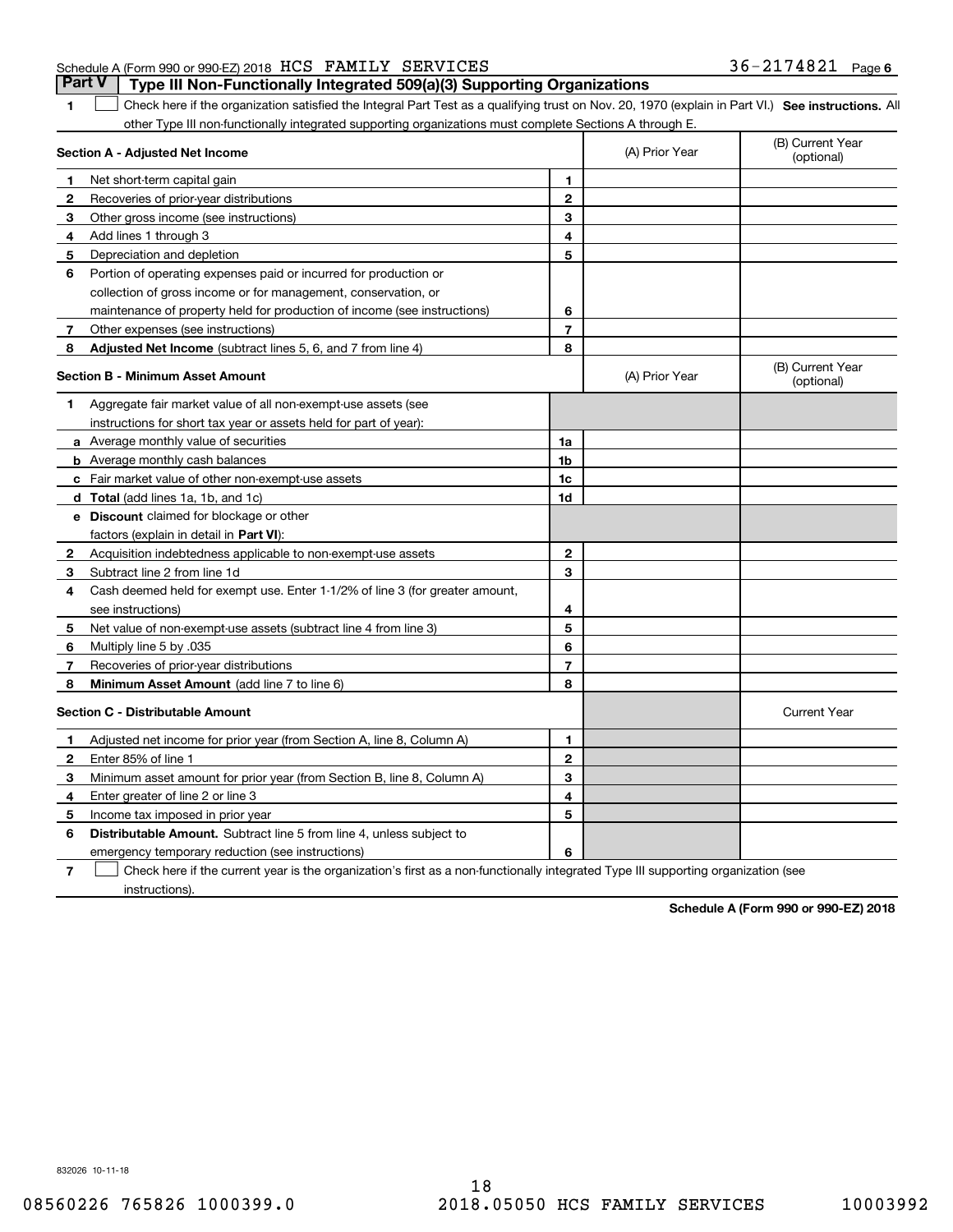Schedule A (Form 990 or 990-EZ) 2018 HCS FAMILY SERVICES 36-2174821 Page 6

## Part V | Type III Non-Functionally Integrated 509(a)(3) Supporting Organizations

1 ☐ Check here if the organization satisfied the Integral Part Test as a qualifying trust on Nov. 20, 1970 (explain in Part VI.) **See instructions.** All other Type III non-functionally integrated supporting organizations must complete Sections A through E.

| **Section A - Adjusted Net Income** | | (A) Prior Year | (B) Current Year (optional) |
|---|---|---|---|
| **1** Net short-term capital gain | 1 | | |
| **2** Recoveries of prior-year distributions | 2 | | |
| **3** Other gross income (see instructions) | 3 | | |
| **4** Add lines 1 through 3 | 4 | | |
| **5** Depreciation and depletion | 5 | | |
| **6** Portion of operating expenses paid or incurred for production or collection of gross income or for management, conservation, or maintenance of property held for production of income (see instructions) | 6 | | |
| **7** Other expenses (see instructions) | 7 | | |
| **8** **Adjusted Net Income** (subtract lines 5, 6, and 7 from line 4) | 8 | | |

| **Section B - Minimum Asset Amount** | | (A) Prior Year | (B) Current Year (optional) |
|---|---|---|---|
| **1** Aggregate fair market value of all non-exempt-use assets (see instructions for short tax year or assets held for part of year): | | | |
| **a** Average monthly value of securities | 1a | | |
| **b** Average monthly cash balances | 1b | | |
| **c** Fair market value of other non-exempt-use assets | 1c | | |
| **d** **Total** (add lines 1a, 1b, and 1c) | 1d | | |
| **e** **Discount** claimed for blockage or other factors (explain in detail in **Part VI**): | | | |
| **2** Acquisition indebtedness applicable to non-exempt-use assets | 2 | | |
| **3** Subtract line 2 from line 1d | 3 | | |
| **4** Cash deemed held for exempt use. Enter 1-1/2% of line 3 (for greater amount, see instructions) | 4 | | |
| **5** Net value of non-exempt-use assets (subtract line 4 from line 3) | 5 | | |
| **6** Multiply line 5 by .035 | 6 | | |
| **7** Recoveries of prior-year distributions | 7 | | |
| **8** **Minimum Asset Amount** (add line 7 to line 6) | 8 | | |

| **Section C - Distributable Amount** | | | Current Year |
|---|---|---|---|
| **1** Adjusted net income for prior year (from Section A, line 8, Column A) | 1 | | |
| **2** Enter 85% of line 1 | 2 | | |
| **3** Minimum asset amount for prior year (from Section B, line 8, Column A) | 3 | | |
| **4** Enter greater of line 2 or line 3 | 4 | | |
| **5** Income tax imposed in prior year | 5 | | |
| **6** **Distributable Amount.** Subtract line 5 from line 4, unless subject to emergency temporary reduction (see instructions) | 6 | | |

7 ☐ Check here if the current year is the organization's first as a non-functionally integrated Type III supporting organization (see instructions).

**Schedule A (Form 990 or 990-EZ) 2018**

832026 10-11-18

08560226 765826 1000399.0 2018.05050 HCS FAMILY SERVICES 10003992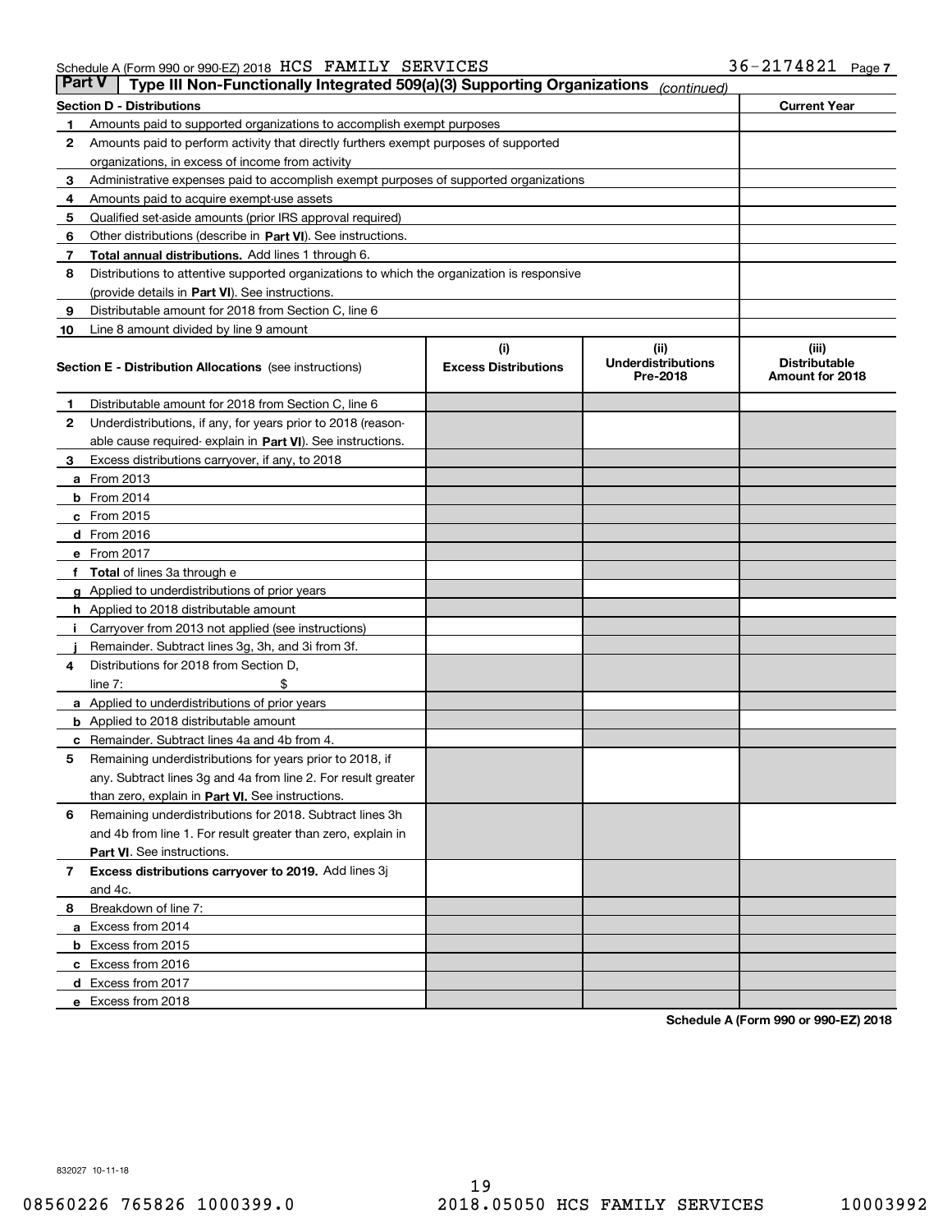Schedule A (Form 990 or 990-EZ) 2018 HCS FAMILY SERVICES 36-2174821 Page 7

## Part V Type III Non-Functionally Integrated 509(a)(3) Supporting Organizations *(continued)*

| Section D - Distributions | | Current Year |
|---|---|---|
| 1 | Amounts paid to supported organizations to accomplish exempt purposes | |
| 2 | Amounts paid to perform activity that directly furthers exempt purposes of supported organizations, in excess of income from activity | |
| 3 | Administrative expenses paid to accomplish exempt purposes of supported organizations | |
| 4 | Amounts paid to acquire exempt-use assets | |
| 5 | Qualified set-aside amounts (prior IRS approval required) | |
| 6 | Other distributions (describe in **Part VI**). See instructions. | |
| 7 | **Total annual distributions.** Add lines 1 through 6. | |
| 8 | Distributions to attentive supported organizations to which the organization is responsive (provide details in **Part VI**). See instructions. | |
| 9 | Distributable amount for 2018 from Section C, line 6 | |
| 10 | Line 8 amount divided by line 9 amount | |

| Section E - Distribution Allocations (see instructions) | (i) Excess Distributions | (ii) Underdistributions Pre-2018 | (iii) Distributable Amount for 2018 |
|---|---|---|---|
| **1** Distributable amount for 2018 from Section C, line 6 | | | |
| **2** Underdistributions, if any, for years prior to 2018 (reasonable cause required- explain in **Part VI**). See instructions. | | | |
| **3** Excess distributions carryover, if any, to 2018 | | | |
| **a** From 2013 | | | |
| **b** From 2014 | | | |
| **c** From 2015 | | | |
| **d** From 2016 | | | |
| **e** From 2017 | | | |
| **f Total** of lines 3a through e | | | |
| **g** Applied to underdistributions of prior years | | | |
| **h** Applied to 2018 distributable amount | | | |
| **i** Carryover from 2013 not applied (see instructions) | | | |
| **j** Remainder. Subtract lines 3g, 3h, and 3i from 3f. | | | |
| **4** Distributions for 2018 from Section D, line 7: $ | | | |
| **a** Applied to underdistributions of prior years | | | |
| **b** Applied to 2018 distributable amount | | | |
| **c** Remainder. Subtract lines 4a and 4b from 4. | | | |
| **5** Remaining underdistributions for years prior to 2018, if any. Subtract lines 3g and 4a from line 2. For result greater than zero, explain in **Part VI**. See instructions. | | | |
| **6** Remaining underdistributions for 2018. Subtract lines 3h and 4b from line 1. For result greater than zero, explain in **Part VI**. See instructions. | | | |
| **7 Excess distributions carryover to 2019.** Add lines 3j and 4c. | | | |
| **8** Breakdown of line 7: | | | |
| **a** Excess from 2014 | | | |
| **b** Excess from 2015 | | | |
| **c** Excess from 2016 | | | |
| **d** Excess from 2017 | | | |
| **e** Excess from 2018 | | | |

**Schedule A (Form 990 or 990-EZ) 2018**

832027 10-11-18

08560226 765826 1000399.0 2018.05050 HCS FAMILY SERVICES 10003992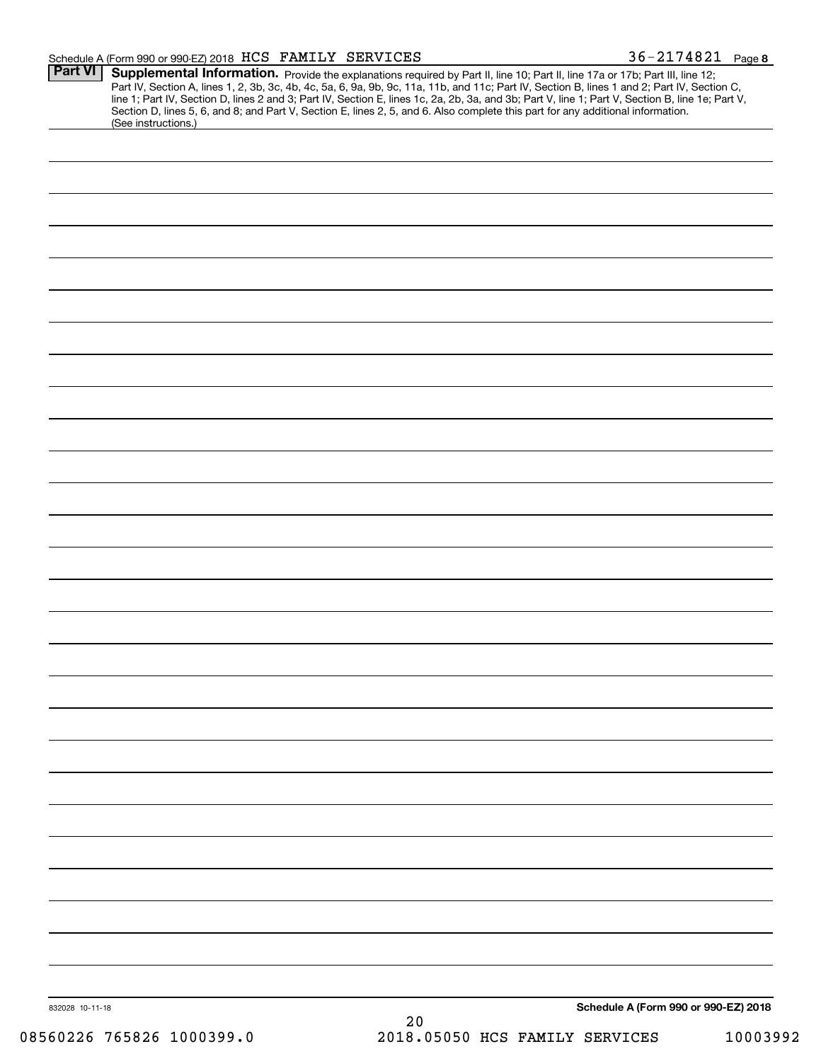Schedule A (Form 990 or 990-EZ) 2018 HCS FAMILY SERVICES 36-2174821 Page 8

## Part VI Supplemental Information.

Provide the explanations required by Part II, line 10; Part II, line 17a or 17b; Part III, line 12; Part IV, Section A, lines 1, 2, 3b, 3c, 4b, 4c, 5a, 6, 9a, 9b, 9c, 11a, 11b, and 11c; Part IV, Section B, lines 1 and 2; Part IV, Section C, line 1; Part IV, Section D, lines 2 and 3; Part IV, Section E, lines 1c, 2a, 2b, 3a, and 3b; Part V, line 1; Part V, Section B, line 1e; Part V, Section D, lines 5, 6, and 8; and Part V, Section E, lines 2, 5, and 6. Also complete this part for any additional information. (See instructions.)

832028 10-11-18

Schedule A (Form 990 or 990-EZ) 2018

08560226 765826 1000399.0 2018.05050 HCS FAMILY SERVICES 10003992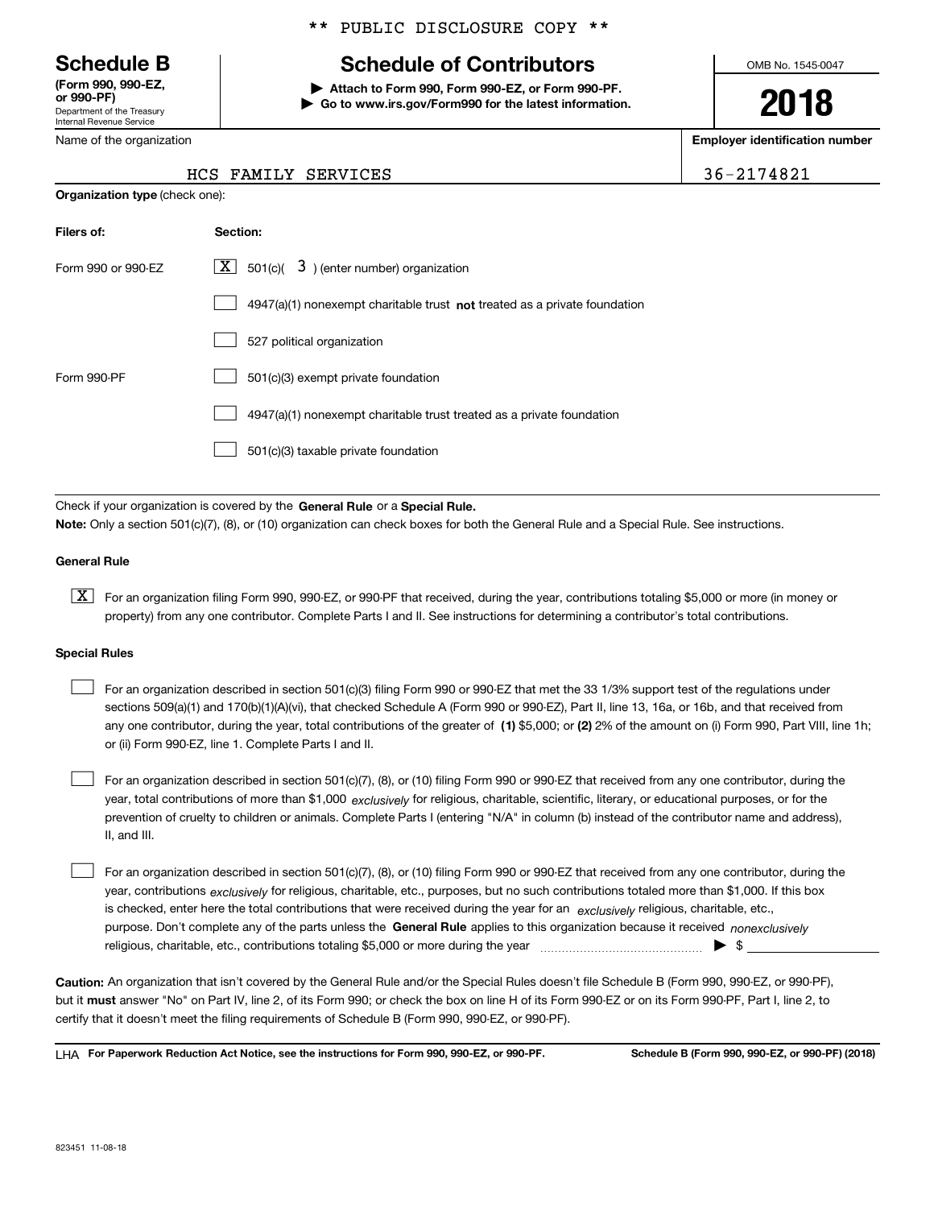** PUBLIC DISCLOSURE COPY **

**Schedule B**
**(Form 990, 990-EZ, or 990-PF)**
Department of the Treasury
Internal Revenue Service

# Schedule of Contributors

▶ **Attach to Form 990, Form 990-EZ, or Form 990-PF.**
▶ **Go to www.irs.gov/Form990 for the latest information.**

OMB No. 1545-0047

**2018**

Name of the organization: HCS FAMILY SERVICES

**Employer identification number:** 36-2174821

**Organization type** (check one):

| **Filers of:** | **Section:** |
|---|---|
| Form 990 or 990-EZ | [X] 501(c)( 3 ) (enter number) organization |
| | [ ] 4947(a)(1) nonexempt charitable trust **not** treated as a private foundation |
| | [ ] 527 political organization |
| Form 990-PF | [ ] 501(c)(3) exempt private foundation |
| | [ ] 4947(a)(1) nonexempt charitable trust treated as a private foundation |
| | [ ] 501(c)(3) taxable private foundation |

Check if your organization is covered by the **General Rule** or a **Special Rule.**

**Note:** Only a section 501(c)(7), (8), or (10) organization can check boxes for both the General Rule and a Special Rule. See instructions.

**General Rule**

[X] For an organization filing Form 990, 990-EZ, or 990-PF that received, during the year, contributions totaling $5,000 or more (in money or property) from any one contributor. Complete Parts I and II. See instructions for determining a contributor's total contributions.

**Special Rules**

[ ] For an organization described in section 501(c)(3) filing Form 990 or 990-EZ that met the 33 1/3% support test of the regulations under sections 509(a)(1) and 170(b)(1)(A)(vi), that checked Schedule A (Form 990 or 990-EZ), Part II, line 13, 16a, or 16b, and that received from any one contributor, during the year, total contributions of the greater of **(1)** $5,000; or **(2)** 2% of the amount on (i) Form 990, Part VIII, line 1h; or (ii) Form 990-EZ, line 1. Complete Parts I and II.

[ ] For an organization described in section 501(c)(7), (8), or (10) filing Form 990 or 990-EZ that received from any one contributor, during the year, total contributions of more than $1,000 *exclusively* for religious, charitable, scientific, literary, or educational purposes, or for the prevention of cruelty to children or animals. Complete Parts I (entering "N/A" in column (b) instead of the contributor name and address), II, and III.

[ ] For an organization described in section 501(c)(7), (8), or (10) filing Form 990 or 990-EZ that received from any one contributor, during the year, contributions *exclusively* for religious, charitable, etc., purposes, but no such contributions totaled more than $1,000. If this box is checked, enter here the total contributions that were received during the year for an *exclusively* religious, charitable, etc., purpose. Don't complete any of the parts unless the **General Rule** applies to this organization because it received *nonexclusively* religious, charitable, etc., contributions totaling $5,000 or more during the year ▶ $

**Caution:** An organization that isn't covered by the General Rule and/or the Special Rules doesn't file Schedule B (Form 990, 990-EZ, or 990-PF), but it **must** answer "No" on Part IV, line 2, of its Form 990; or check the box on line H of its Form 990-EZ or on its Form 990-PF, Part I, line 2, to certify that it doesn't meet the filing requirements of Schedule B (Form 990, 990-EZ, or 990-PF).

LHA **For Paperwork Reduction Act Notice, see the instructions for Form 990, 990-EZ, or 990-PF.** **Schedule B (Form 990, 990-EZ, or 990-PF) (2018)**

823451 11-08-18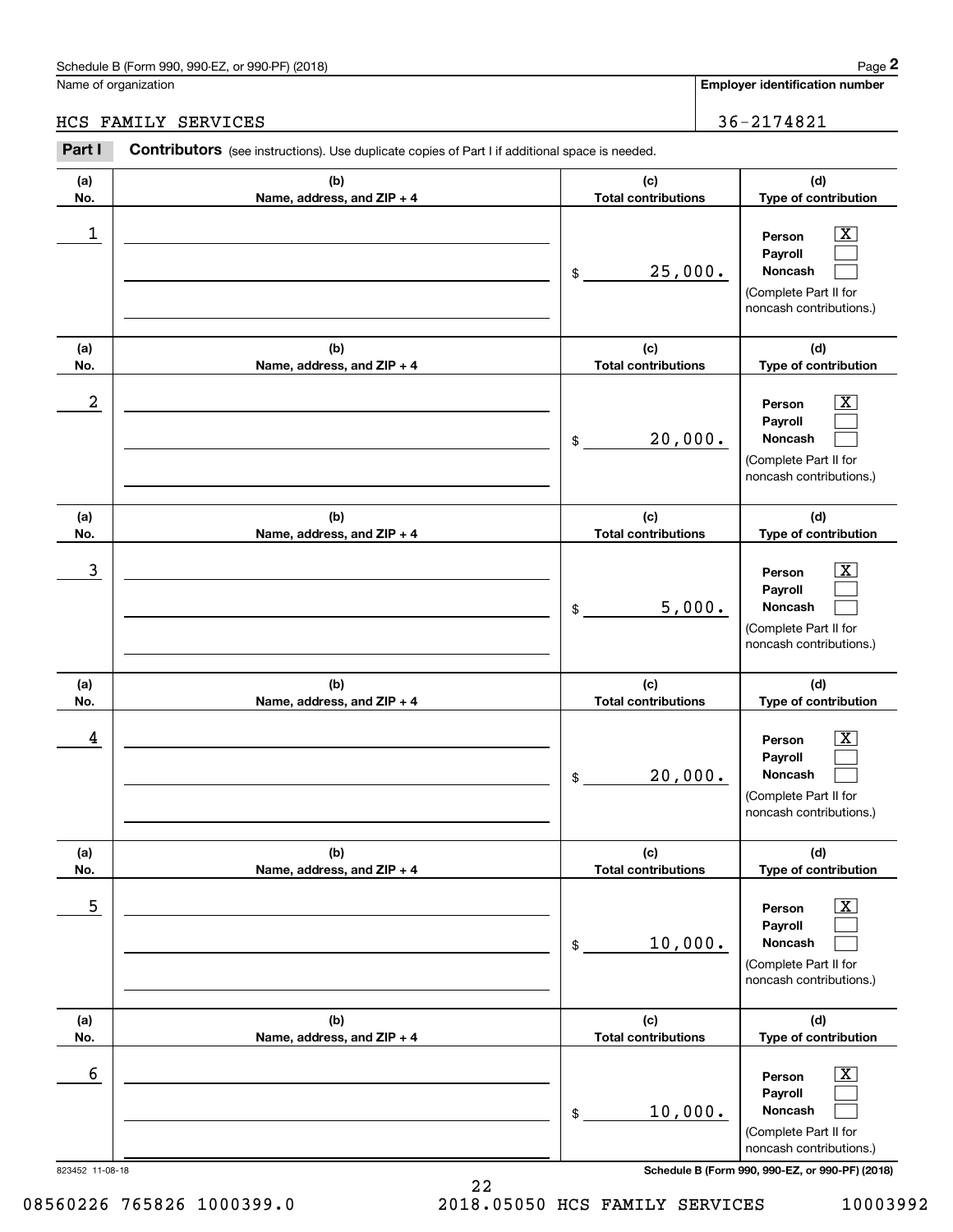Schedule B (Form 990, 990-EZ, or 990-PF) (2018)

Name of organization: HCS FAMILY SERVICES

Employer identification number: 36-2174821

**Part I** **Contributors** (see instructions). Use duplicate copies of Part I if additional space is needed.

| (a) No. | (b) Name, address, and ZIP + 4 | (c) Total contributions | (d) Type of contribution |
|---|---|---|---|
| 1 | | $ 25,000. | Person [X] Payroll [ ] Noncash [ ] (Complete Part II for noncash contributions.) |
| 2 | | $ 20,000. | Person [X] Payroll [ ] Noncash [ ] (Complete Part II for noncash contributions.) |
| 3 | | $ 5,000. | Person [X] Payroll [ ] Noncash [ ] (Complete Part II for noncash contributions.) |
| 4 | | $ 20,000. | Person [X] Payroll [ ] Noncash [ ] (Complete Part II for noncash contributions.) |
| 5 | | $ 10,000. | Person [X] Payroll [ ] Noncash [ ] (Complete Part II for noncash contributions.) |
| 6 | | $ 10,000. | Person [X] Payroll [ ] Noncash [ ] (Complete Part II for noncash contributions.) |

823452 11-08-18

Schedule B (Form 990, 990-EZ, or 990-PF) (2018)

08560226 765826 1000399.0 2018.05050 HCS FAMILY SERVICES 10003992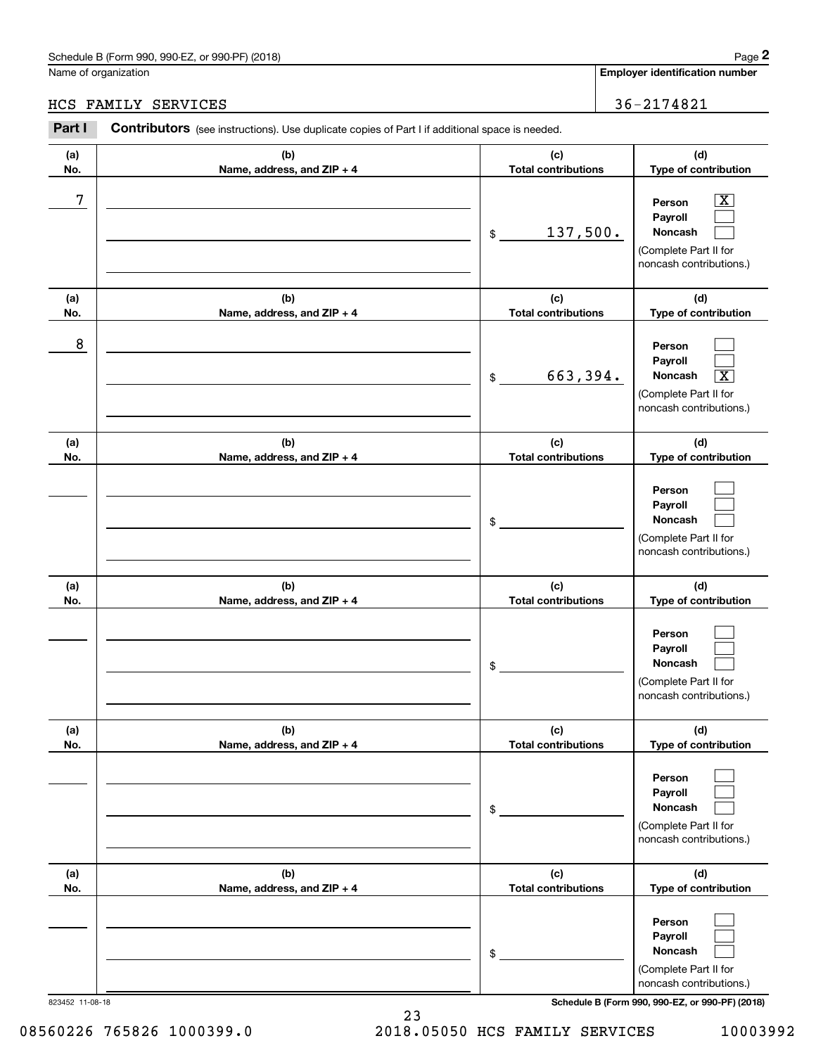Schedule B (Form 990, 990-EZ, or 990-PF) (2018)

Name of organization: HCS FAMILY SERVICES

Employer identification number: 36-2174821

**Part I** **Contributors** (see instructions). Use duplicate copies of Part I if additional space is needed.

| (a) No. | (b) Name, address, and ZIP + 4 | (c) Total contributions | (d) Type of contribution |
|---|---|---|---|
| 7 | | $ 137,500. | Person [X] Payroll [ ] Noncash [ ] (Complete Part II for noncash contributions.) |
| 8 | | $ 663,394. | Person [ ] Payroll [ ] Noncash [X] (Complete Part II for noncash contributions.) |
| | | $ | Person [ ] Payroll [ ] Noncash [ ] (Complete Part II for noncash contributions.) |
| | | $ | Person [ ] Payroll [ ] Noncash [ ] (Complete Part II for noncash contributions.) |
| | | $ | Person [ ] Payroll [ ] Noncash [ ] (Complete Part II for noncash contributions.) |
| | | $ | Person [ ] Payroll [ ] Noncash [ ] (Complete Part II for noncash contributions.) |

823452 11-08-18

Schedule B (Form 990, 990-EZ, or 990-PF) (2018)

08560226 765826 1000399.0 2018.05050 HCS FAMILY SERVICES 10003992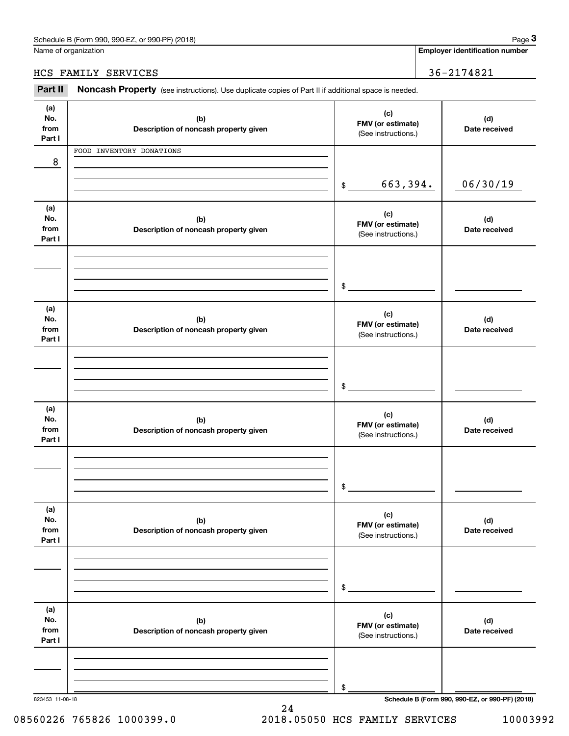Name of organization

HCS FAMILY SERVICES

**Employer identification number**

36-2174821

**Part II** **Noncash Property** (see instructions). Use duplicate copies of Part II if additional space is needed.

| (a) No. from Part I | (b) Description of noncash property given | (c) FMV (or estimate) (See instructions.) | (d) Date received |
|---|---|---|---|
| 8 | FOOD INVENTORY DONATIONS | $ 663,394. | 06/30/19 |
| | | $ | |
| | | $ | |
| | | $ | |
| | | $ | |
| | | $ | |

823453 11-08-18

**Schedule B (Form 990, 990-EZ, or 990-PF) (2018)**

08560226 765826 1000399.0 2018.05050 HCS FAMILY SERVICES 10003992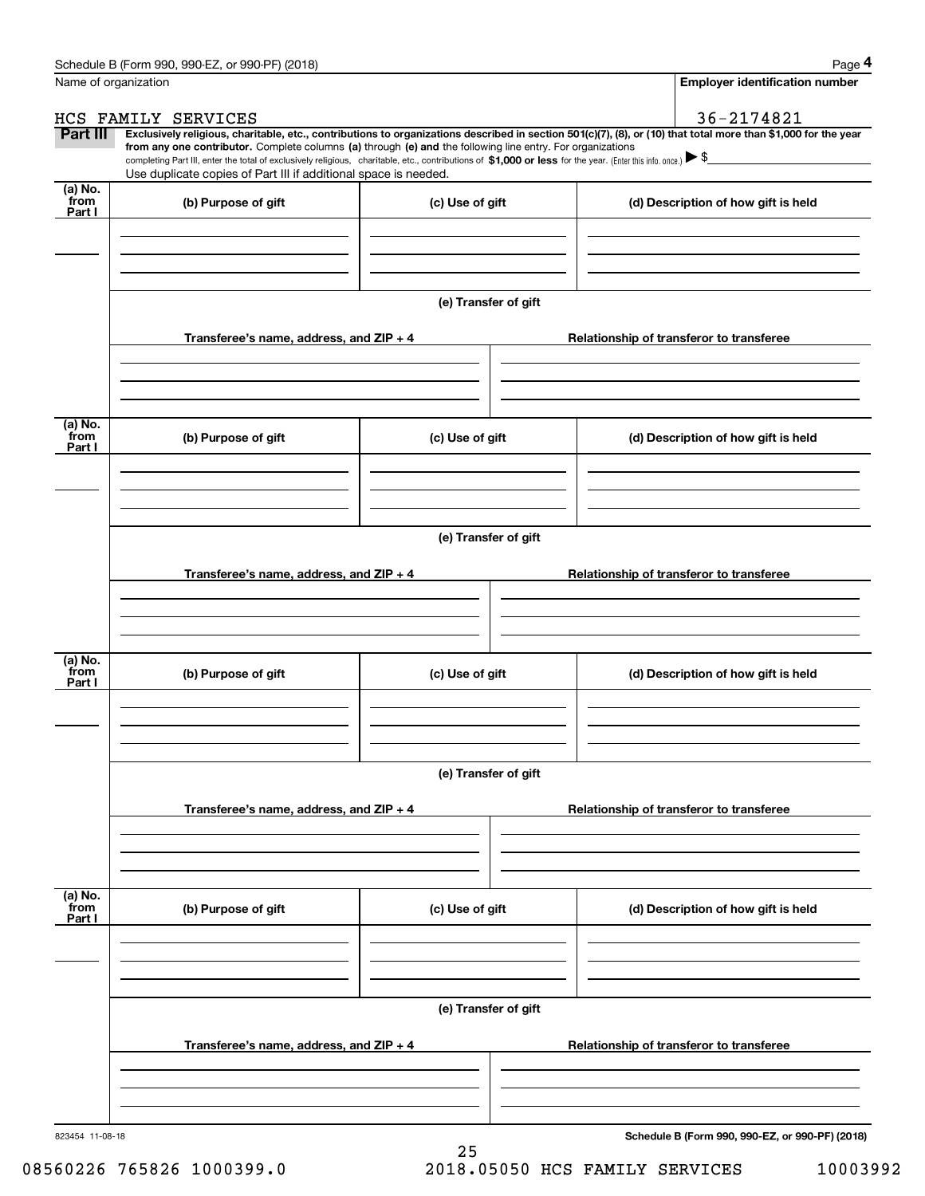Name of organization

HCS FAMILY SERVICES

**Employer identification number**

36-2174821

**Part III** **Exclusively religious, charitable, etc., contributions to organizations described in section 501(c)(7), (8), or (10) that total more than $1,000 for the year from any one contributor.** Complete columns **(a)** through **(e) and** the following line entry. For organizations completing Part III, enter the total of exclusively religious, charitable, etc., contributions of **$1,000 or less** for the year. (Enter this info. once.) ▶ $

Use duplicate copies of Part III if additional space is needed.

| (a) No. from Part I | (b) Purpose of gift | (c) Use of gift | (d) Description of how gift is held |
|---|---|---|---|
| | | | |

(e) Transfer of gift

| Transferee's name, address, and ZIP + 4 | Relationship of transferor to transferee |
|---|---|
| | |

| (a) No. from Part I | (b) Purpose of gift | (c) Use of gift | (d) Description of how gift is held |
|---|---|---|---|
| | | | |

(e) Transfer of gift

| Transferee's name, address, and ZIP + 4 | Relationship of transferor to transferee |
|---|---|
| | |

| (a) No. from Part I | (b) Purpose of gift | (c) Use of gift | (d) Description of how gift is held |
|---|---|---|---|
| | | | |

(e) Transfer of gift

| Transferee's name, address, and ZIP + 4 | Relationship of transferor to transferee |
|---|---|
| | |

| (a) No. from Part I | (b) Purpose of gift | (c) Use of gift | (d) Description of how gift is held |
|---|---|---|---|
| | | | |

(e) Transfer of gift

| Transferee's name, address, and ZIP + 4 | Relationship of transferor to transferee |
|---|---|
| | |

823454 11-08-18

**Schedule B (Form 990, 990-EZ, or 990-PF) (2018)**

08560226 765826 1000399.0 2018.05050 HCS FAMILY SERVICES 10003992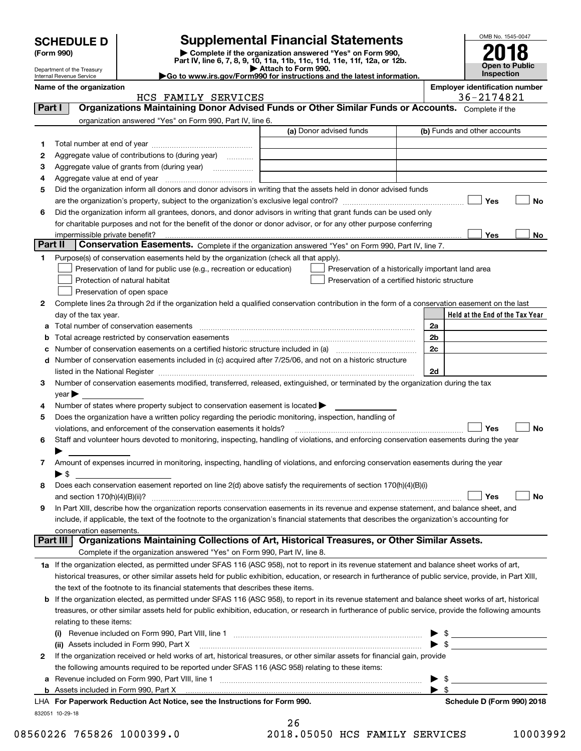# SCHEDULE D (Form 990)

Department of the Treasury
Internal Revenue Service

## Supplemental Financial Statements

▶ Complete if the organization answered "Yes" on Form 990, Part IV, line 6, 7, 8, 9, 10, 11a, 11b, 11c, 11d, 11e, 11f, 12a, or 12b.
▶ Attach to Form 990.
▶Go to www.irs.gov/Form990 for instructions and the latest information.

OMB No. 1545-0047
**2018**
**Open to Public Inspection**

**Name of the organization:** HCS FAMILY SERVICES
**Employer identification number:** 36-2174821

## Part I Organizations Maintaining Donor Advised Funds or Other Similar Funds or Accounts.

Complete if the organization answered "Yes" on Form 990, Part IV, line 6.

| | | (a) Donor advised funds | (b) Funds and other accounts |
|---|---|---|---|
| 1 | Total number at end of year | | |
| 2 | Aggregate value of contributions to (during year) | | |
| 3 | Aggregate value of grants from (during year) | | |
| 4 | Aggregate value at end of year | | |

5 Did the organization inform all donors and donor advisors in writing that the assets held in donor advised funds are the organization's property, subject to the organization's exclusive legal control? ☐ Yes ☐ No

6 Did the organization inform all grantees, donors, and donor advisors in writing that grant funds can be used only for charitable purposes and not for the benefit of the donor or donor advisor, or for any other purpose conferring impermissible private benefit? ☐ Yes ☐ No

## Part II Conservation Easements.

Complete if the organization answered "Yes" on Form 990, Part IV, line 7.

1 Purpose(s) of conservation easements held by the organization (check all that apply).
- ☐ Preservation of land for public use (e.g., recreation or education)
- ☐ Protection of natural habitat
- ☐ Preservation of open space
- ☐ Preservation of a historically important land area
- ☐ Preservation of a certified historic structure

2 Complete lines 2a through 2d if the organization held a qualified conservation contribution in the form of a conservation easement on the last day of the tax year.

| | | | Held at the End of the Tax Year |
|---|---|---|---|
| a | Total number of conservation easements | 2a | |
| b | Total acreage restricted by conservation easements | 2b | |
| c | Number of conservation easements on a certified historic structure included in (a) | 2c | |
| d | Number of conservation easements included in (c) acquired after 7/25/06, and not on a historic structure listed in the National Register | 2d | |

3 Number of conservation easements modified, transferred, released, extinguished, or terminated by the organization during the tax year ▶

4 Number of states where property subject to conservation easement is located ▶

5 Does the organization have a written policy regarding the periodic monitoring, inspection, handling of violations, and enforcement of the conservation easements it holds? ☐ Yes ☐ No

6 Staff and volunteer hours devoted to monitoring, inspecting, handling of violations, and enforcing conservation easements during the year ▶

7 Amount of expenses incurred in monitoring, inspecting, handling of violations, and enforcing conservation easements during the year ▶ $

8 Does each conservation easement reported on line 2(d) above satisfy the requirements of section 170(h)(4)(B)(i) and section 170(h)(4)(B)(ii)? ☐ Yes ☐ No

9 In Part XIII, describe how the organization reports conservation easements in its revenue and expense statement, and balance sheet, and include, if applicable, the text of the footnote to the organization's financial statements that describes the organization's accounting for conservation easements.

## Part III Organizations Maintaining Collections of Art, Historical Treasures, or Other Similar Assets.

Complete if the organization answered "Yes" on Form 990, Part IV, line 8.

1a If the organization elected, as permitted under SFAS 116 (ASC 958), not to report in its revenue statement and balance sheet works of art, historical treasures, or other similar assets held for public exhibition, education, or research in furtherance of public service, provide, in Part XIII, the text of the footnote to its financial statements that describes these items.

b If the organization elected, as permitted under SFAS 116 (ASC 958), to report in its revenue statement and balance sheet works of art, historical treasures, or other similar assets held for public exhibition, education, or research in furtherance of public service, provide the following amounts relating to these items:

(i) Revenue included on Form 990, Part VIII, line 1 ▶ $

(ii) Assets included in Form 990, Part X ▶ $

2 If the organization received or held works of art, historical treasures, or other similar assets for financial gain, provide the following amounts required to be reported under SFAS 116 (ASC 958) relating to these items:

a Revenue included on Form 990, Part VIII, line 1 ▶ $

b Assets included in Form 990, Part X ▶ $

LHA For Paperwork Reduction Act Notice, see the Instructions for Form 990. Schedule D (Form 990) 2018

832051 10-29-18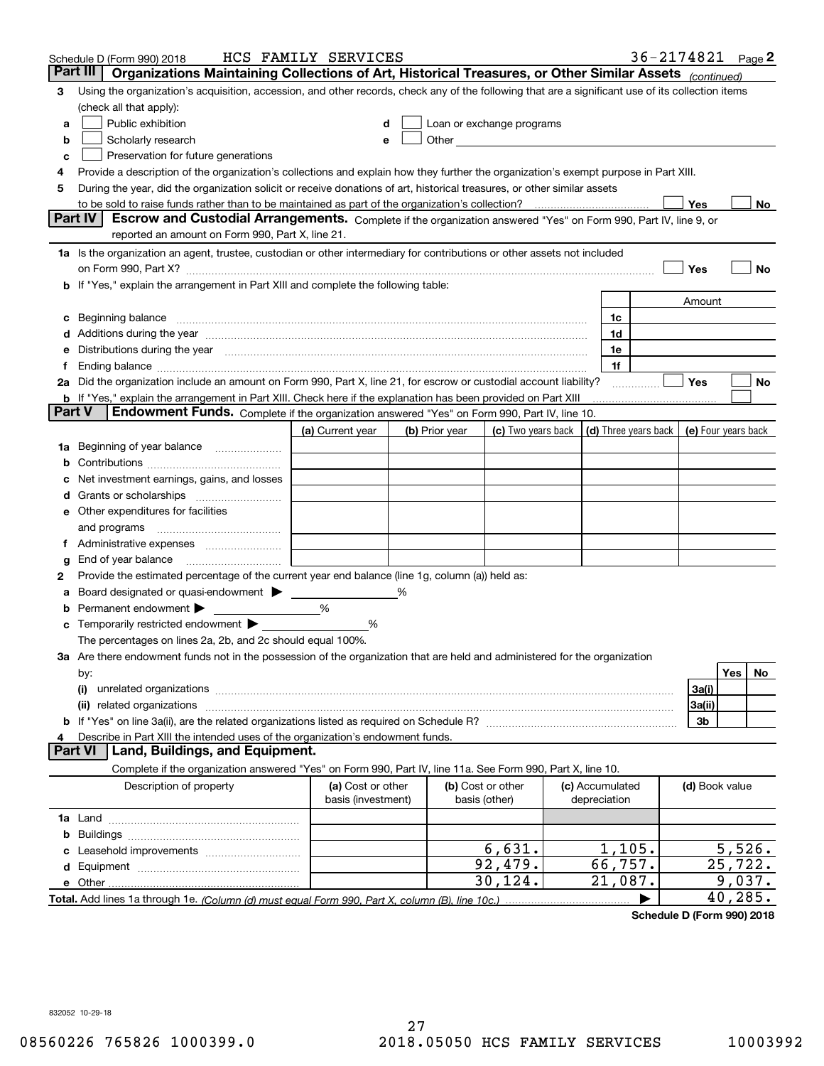Schedule D (Form 990) 2018 HCS FAMILY SERVICES 36-2174821 Page 2

## Part III Organizations Maintaining Collections of Art, Historical Treasures, or Other Similar Assets *(continued)*

3 Using the organization's acquisition, accession, and other records, check any of the following that are a significant use of its collection items (check all that apply):

a ☐ Public exhibition
b ☐ Scholarly research
c ☐ Preservation for future generations
d ☐ Loan or exchange programs
e ☐ Other

4 Provide a description of the organization's collections and explain how they further the organization's exempt purpose in Part XIII.

5 During the year, did the organization solicit or receive donations of art, historical treasures, or other similar assets to be sold to raise funds rather than to be maintained as part of the organization's collection? ☐ Yes ☐ No

## Part IV Escrow and Custodial Arrangements.

Complete if the organization answered "Yes" on Form 990, Part IV, line 9, or reported an amount on Form 990, Part X, line 21.

1a Is the organization an agent, trustee, custodian or other intermediary for contributions or other assets not included on Form 990, Part X? ☐ Yes ☐ No

b If "Yes," explain the arrangement in Part XIII and complete the following table:

| | | Amount |
|---|---|---|
| c Beginning balance | 1c | |
| d Additions during the year | 1d | |
| e Distributions during the year | 1e | |
| f Ending balance | 1f | |

2a Did the organization include an amount on Form 990, Part X, line 21, for escrow or custodial account liability? ☐ Yes ☐ No

b If "Yes," explain the arrangement in Part XIII. Check here if the explanation has been provided on Part XIII ☐

## Part V Endowment Funds.

Complete if the organization answered "Yes" on Form 990, Part IV, line 10.

| | (a) Current year | (b) Prior year | (c) Two years back | (d) Three years back | (e) Four years back |
|---|---|---|---|---|---|
| 1a Beginning of year balance | | | | | |
| b Contributions | | | | | |
| c Net investment earnings, gains, and losses | | | | | |
| d Grants or scholarships | | | | | |
| e Other expenditures for facilities and programs | | | | | |
| f Administrative expenses | | | | | |
| g End of year balance | | | | | |

2 Provide the estimated percentage of the current year end balance (line 1g, column (a)) held as:

a Board designated or quasi-endowment ▶ ______ %
b Permanent endowment ▶ ______ %
c Temporarily restricted endowment ▶ ______ %

The percentages on lines 2a, 2b, and 2c should equal 100%.

3a Are there endowment funds not in the possession of the organization that are held and administered for the organization by:

| | | Yes | No |
|---|---|---|---|
| (i) unrelated organizations | 3a(i) | | |
| (ii) related organizations | 3a(ii) | | |
| b If "Yes" on line 3a(ii), are the related organizations listed as required on Schedule R? | 3b | | |

4 Describe in Part XIII the intended uses of the organization's endowment funds.

## Part VI Land, Buildings, and Equipment.

Complete if the organization answered "Yes" on Form 990, Part IV, line 11a. See Form 990, Part X, line 10.

| Description of property | (a) Cost or other basis (investment) | (b) Cost or other basis (other) | (c) Accumulated depreciation | (d) Book value |
|---|---|---|---|---|
| 1a Land | | | | |
| b Buildings | | | | |
| c Leasehold improvements | | 6,631. | 1,105. | 5,526. |
| d Equipment | | 92,479. | 66,757. | 25,722. |
| e Other | | 30,124. | 21,087. | 9,037. |
| **Total.** Add lines 1a through 1e. *(Column (d) must equal Form 990, Part X, column (B), line 10c.)* ▶ | | | | 40,285. |

**Schedule D (Form 990) 2018**

832052 10-29-18

08560226 765826 1000399.0 2018.05050 HCS FAMILY SERVICES 10003992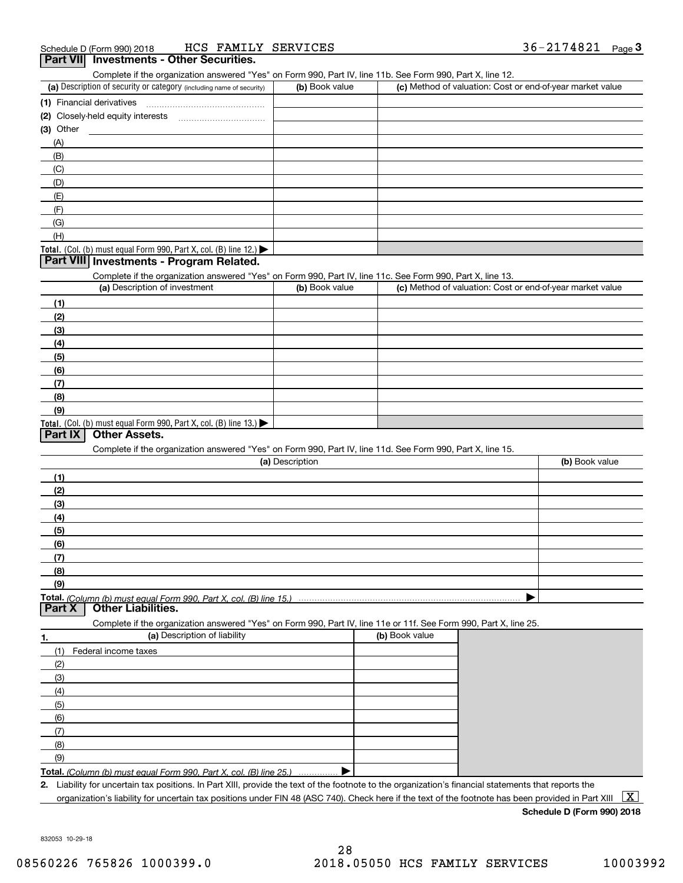Schedule D (Form 990) 2018 HCS FAMILY SERVICES 36-2174821 Page 3

## Part VII Investments - Other Securities.

Complete if the organization answered "Yes" on Form 990, Part IV, line 11b. See Form 990, Part X, line 12.

| (a) Description of security or category (including name of security) | (b) Book value | (c) Method of valuation: Cost or end-of-year market value |
|---|---|---|
| (1) Financial derivatives | | |
| (2) Closely-held equity interests | | |
| (3) Other | | |
| (A) | | |
| (B) | | |
| (C) | | |
| (D) | | |
| (E) | | |
| (F) | | |
| (G) | | |
| (H) | | |
| **Total.** (Col. (b) must equal Form 990, Part X, col. (B) line 12.) ▶ | | |

## Part VIII Investments - Program Related.

Complete if the organization answered "Yes" on Form 990, Part IV, line 11c. See Form 990, Part X, line 13.

| (a) Description of investment | (b) Book value | (c) Method of valuation: Cost or end-of-year market value |
|---|---|---|
| (1) | | |
| (2) | | |
| (3) | | |
| (4) | | |
| (5) | | |
| (6) | | |
| (7) | | |
| (8) | | |
| (9) | | |
| **Total.** (Col. (b) must equal Form 990, Part X, col. (B) line 13.) ▶ | | |

## Part IX Other Assets.

Complete if the organization answered "Yes" on Form 990, Part IV, line 11d. See Form 990, Part X, line 15.

| (a) Description | (b) Book value |
|---|---|
| (1) | |
| (2) | |
| (3) | |
| (4) | |
| (5) | |
| (6) | |
| (7) | |
| (8) | |
| (9) | |
| **Total.** *(Column (b) must equal Form 990, Part X, col. (B) line 15.)* ▶ | |

## Part X Other Liabilities.

Complete if the organization answered "Yes" on Form 990, Part IV, line 11e or 11f. See Form 990, Part X, line 25.

| 1. (a) Description of liability | (b) Book value |
|---|---|
| (1) Federal income taxes | |
| (2) | |
| (3) | |
| (4) | |
| (5) | |
| (6) | |
| (7) | |
| (8) | |
| (9) | |
| **Total.** *(Column (b) must equal Form 990, Part X, col. (B) line 25.)* ▶ | |

**2.** Liability for uncertain tax positions. In Part XIII, provide the text of the footnote to the organization's financial statements that reports the organization's liability for uncertain tax positions under FIN 48 (ASC 740). Check here if the text of the footnote has been provided in Part XIII [X]

**Schedule D (Form 990) 2018**

832053 10-29-18

08560226 765826 1000399.0 2018.05050 HCS FAMILY SERVICES 10003992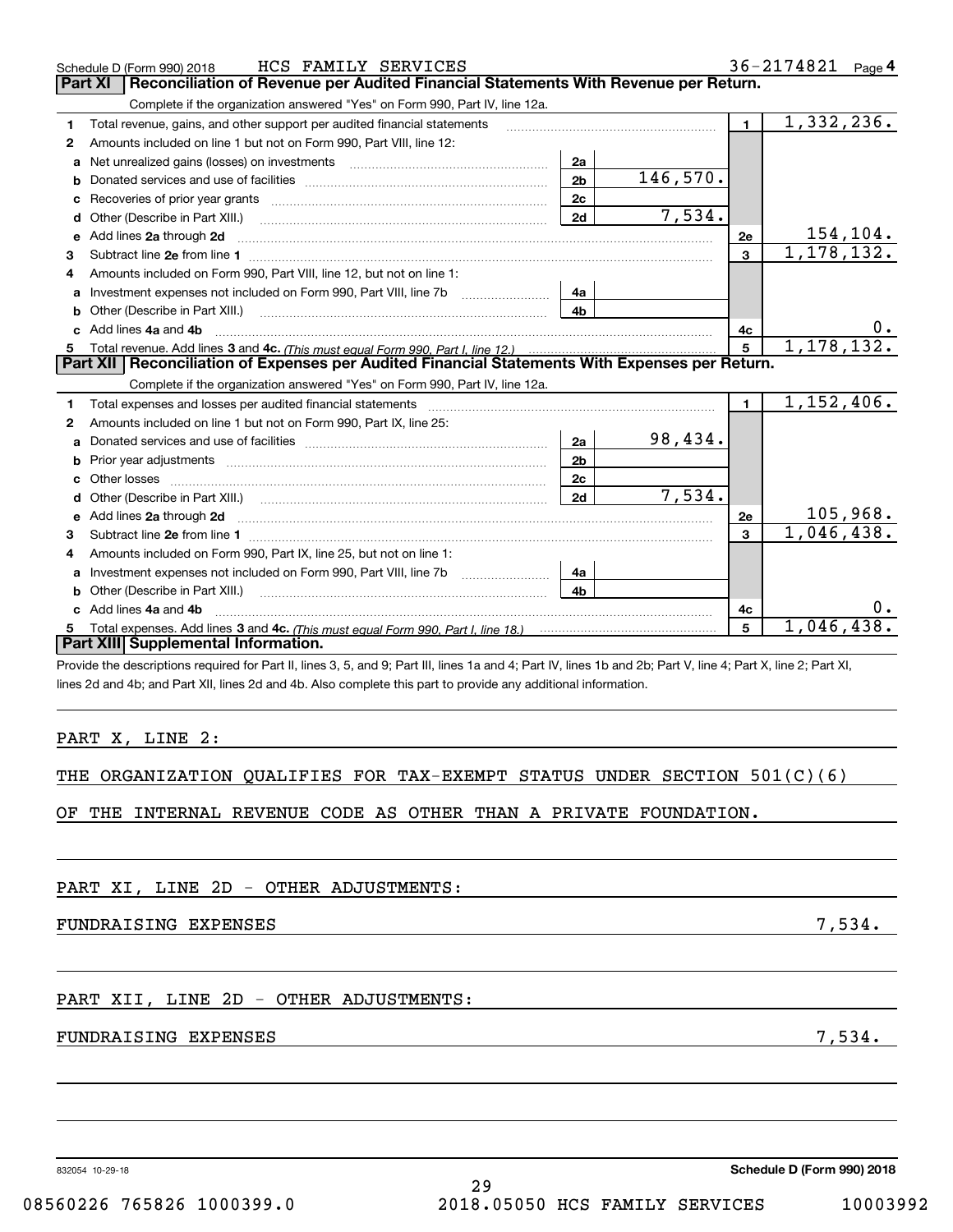Schedule D (Form 990) 2018 HCS FAMILY SERVICES 36-2174821 Page 4

## Part XI Reconciliation of Revenue per Audited Financial Statements With Revenue per Return.

Complete if the organization answered "Yes" on Form 990, Part IV, line 12a.

| | | | | | |
|---|---|---|---|---|---|
| 1 | Total revenue, gains, and other support per audited financial statements | | | 1 | 1,332,236. |
| 2 | Amounts included on line 1 but not on Form 990, Part VIII, line 12: | | | | |
| a | Net unrealized gains (losses) on investments | 2a | | | |
| b | Donated services and use of facilities | 2b | 146,570. | | |
| c | Recoveries of prior year grants | 2c | | | |
| d | Other (Describe in Part XIII.) | 2d | 7,534. | | |
| e | Add lines 2a through 2d | | | 2e | 154,104. |
| 3 | Subtract line 2e from line 1 | | | 3 | 1,178,132. |
| 4 | Amounts included on Form 990, Part VIII, line 12, but not on line 1: | | | | |
| a | Investment expenses not included on Form 990, Part VIII, line 7b | 4a | | | |
| b | Other (Describe in Part XIII.) | 4b | | | |
| c | Add lines 4a and 4b | | | 4c | 0. |
| 5 | Total revenue. Add lines 3 and 4c. *(This must equal Form 990, Part I, line 12.)* | | | 5 | 1,178,132. |

## Part XII Reconciliation of Expenses per Audited Financial Statements With Expenses per Return.

Complete if the organization answered "Yes" on Form 990, Part IV, line 12a.

| | | | | | |
|---|---|---|---|---|---|
| 1 | Total expenses and losses per audited financial statements | | | 1 | 1,152,406. |
| 2 | Amounts included on line 1 but not on Form 990, Part IX, line 25: | | | | |
| a | Donated services and use of facilities | 2a | 98,434. | | |
| b | Prior year adjustments | 2b | | | |
| c | Other losses | 2c | | | |
| d | Other (Describe in Part XIII.) | 2d | 7,534. | | |
| e | Add lines 2a through 2d | | | 2e | 105,968. |
| 3 | Subtract line 2e from line 1 | | | 3 | 1,046,438. |
| 4 | Amounts included on Form 990, Part IX, line 25, but not on line 1: | | | | |
| a | Investment expenses not included on Form 990, Part VIII, line 7b | 4a | | | |
| b | Other (Describe in Part XIII.) | 4b | | | |
| c | Add lines 4a and 4b | | | 4c | 0. |
| 5 | Total expenses. Add lines 3 and 4c. *(This must equal Form 990, Part I, line 18.)* | | | 5 | 1,046,438. |

## Part XIII Supplemental Information.

Provide the descriptions required for Part II, lines 3, 5, and 9; Part III, lines 1a and 4; Part IV, lines 1b and 2b; Part V, line 4; Part X, line 2; Part XI, lines 2d and 4b; and Part XII, lines 2d and 4b. Also complete this part to provide any additional information.

PART X, LINE 2:

THE ORGANIZATION QUALIFIES FOR TAX-EXEMPT STATUS UNDER SECTION 501(C)(6) OF THE INTERNAL REVENUE CODE AS OTHER THAN A PRIVATE FOUNDATION.

PART XI, LINE 2D - OTHER ADJUSTMENTS:

FUNDRAISING EXPENSES 7,534.

PART XII, LINE 2D - OTHER ADJUSTMENTS:

FUNDRAISING EXPENSES 7,534.

832054 10-29-18 Schedule D (Form 990) 2018

08560226 765826 1000399.0 2018.05050 HCS FAMILY SERVICES 10003992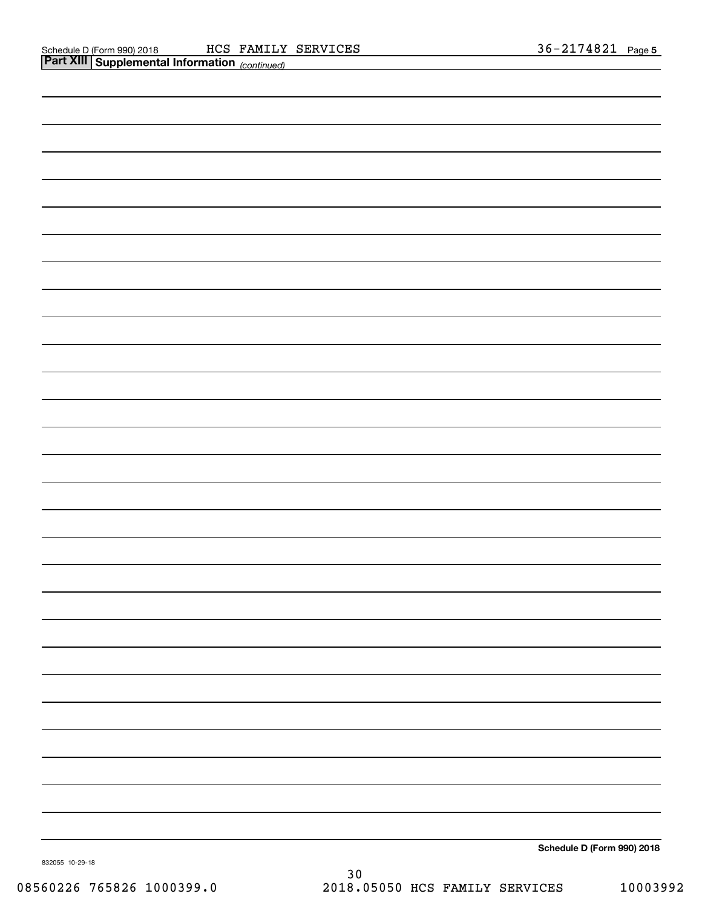Schedule D (Form 990) 2018 HCS FAMILY SERVICES 36-2174821 Page 5

**Part XIII Supplemental Information** *(continued)*

Schedule D (Form 990) 2018

832055 10-29-18

08560226 765826 1000399.0 2018.05050 HCS FAMILY SERVICES 10003992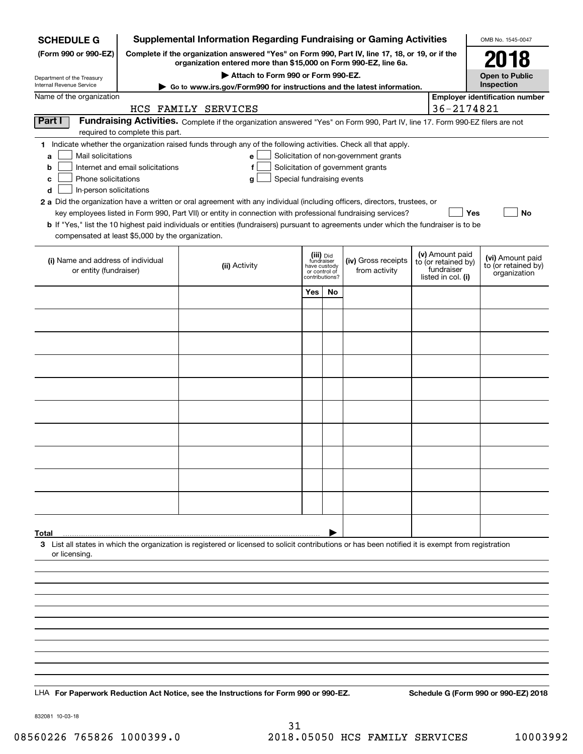**SCHEDULE G**
**(Form 990 or 990-EZ)**

Department of the Treasury
Internal Revenue Service

# Supplemental Information Regarding Fundraising or Gaming Activities

**Complete if the organization answered "Yes" on Form 990, Part IV, line 17, 18, or 19, or if the organization entered more than $15,000 on Form 990-EZ, line 6a.**

▶ **Attach to Form 990 or Form 990-EZ.**

▶ **Go to www.irs.gov/Form990 for instructions and the latest information.**

OMB No. 1545-0047

**2018**

**Open to Public Inspection**

Name of the organization: HCS FAMILY SERVICES

**Employer identification number:** 36-2174821

## Part I Fundraising Activities.

Complete if the organization answered "Yes" on Form 990, Part IV, line 17. Form 990-EZ filers are not required to complete this part.

**1** Indicate whether the organization raised funds through any of the following activities. Check all that apply.

- **a** ☐ Mail solicitations
- **b** ☐ Internet and email solicitations
- **c** ☐ Phone solicitations
- **d** ☐ In-person solicitations
- **e** ☐ Solicitation of non-government grants
- **f** ☐ Solicitation of government grants
- **g** ☐ Special fundraising events

**2 a** Did the organization have a written or oral agreement with any individual (including officers, directors, trustees, or key employees listed in Form 990, Part VII) or entity in connection with professional fundraising services? ☐ **Yes** ☐ **No**

**b** If "Yes," list the 10 highest paid individuals or entities (fundraisers) pursuant to agreements under which the fundraiser is to be compensated at least $5,000 by the organization.

| (i) Name and address of individual or entity (fundraiser) | (ii) Activity | (iii) Did fundraiser have custody or control of contributions? Yes | No | (iv) Gross receipts from activity | (v) Amount paid to (or retained by) fundraiser listed in col. (i) | (vi) Amount paid to (or retained by) organization |
|---|---|---|---|---|---|---|
| | | | | | | |
| | | | | | | |
| | | | | | | |
| | | | | | | |
| | | | | | | |
| | | | | | | |
| | | | | | | |
| | | | | | | |
| | | | | | | |
| | | | | | | |
| **Total** ▶ | | | | | | |

**3** List all states in which the organization is registered or licensed to solicit contributions or has been notified it is exempt from registration or licensing.

LHA **For Paperwork Reduction Act Notice, see the Instructions for Form 990 or 990-EZ.** **Schedule G (Form 990 or 990-EZ) 2018**

832081 10-03-18

08560226 765826 1000399.0 2018.05050 HCS FAMILY SERVICES 10003992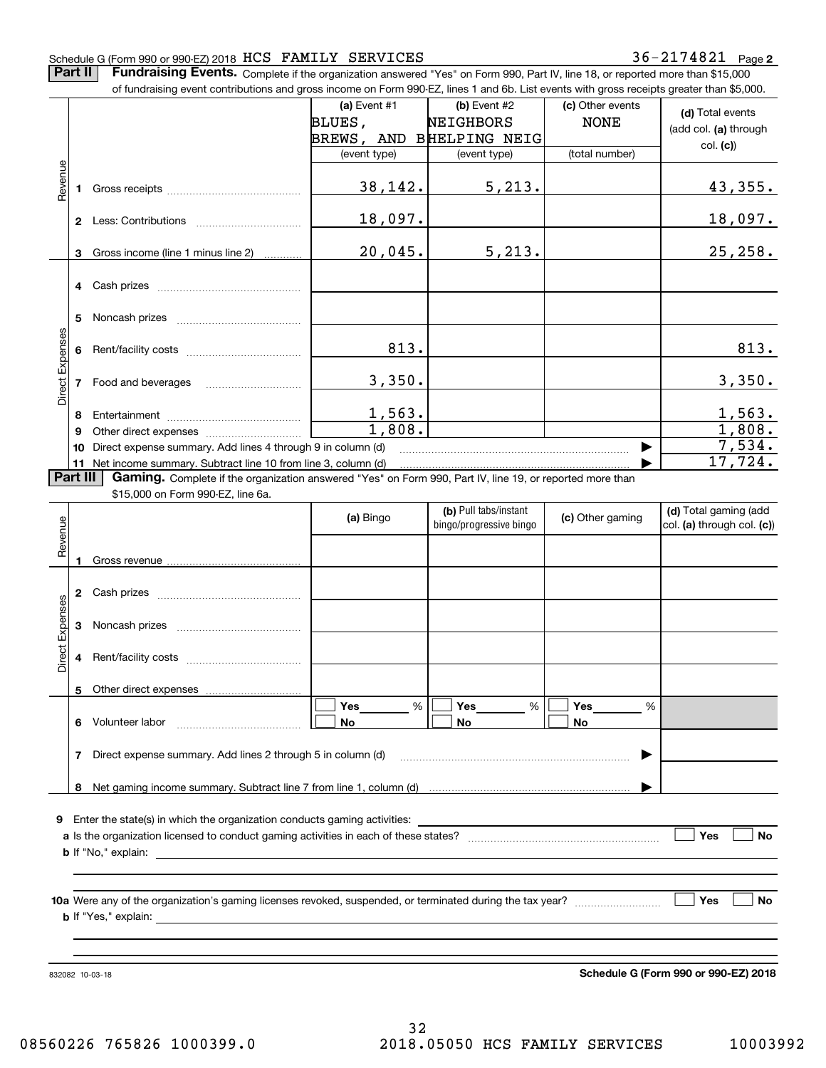Schedule G (Form 990 or 990-EZ) 2018 HCS FAMILY SERVICES 36-2174821 Page 2

**Part II Fundraising Events.** Complete if the organization answered "Yes" on Form 990, Part IV, line 18, or reported more than $15,000 of fundraising event contributions and gross income on Form 990-EZ, lines 1 and 6b. List events with gross receipts greater than $5,000.

| | | (a) Event #1 BLUES, BREWS, AND B (event type) | (b) Event #2 NEIGHBORS HELPING NEIG (event type) | (c) Other events NONE (total number) | (d) Total events (add col. (a) through col. (c)) |
|---|---|---|---|---|---|
| Revenue | 1 Gross receipts | 38,142. | 5,213. | | 43,355. |
| | 2 Less: Contributions | 18,097. | | | 18,097. |
| | 3 Gross income (line 1 minus line 2) | 20,045. | 5,213. | | 25,258. |
| Direct Expenses | 4 Cash prizes | | | | |
| | 5 Noncash prizes | | | | |
| | 6 Rent/facility costs | 813. | | | 813. |
| | 7 Food and beverages | 3,350. | | | 3,350. |
| | 8 Entertainment | 1,563. | | | 1,563. |
| | 9 Other direct expenses | 1,808. | | | 1,808. |
| | 10 Direct expense summary. Add lines 4 through 9 in column (d) | | | ▶ | 7,534. |
| | 11 Net income summary. Subtract line 10 from line 3, column (d) | | | ▶ | 17,724. |

**Part III Gaming.** Complete if the organization answered "Yes" on Form 990, Part IV, line 19, or reported more than $15,000 on Form 990-EZ, line 6a.

| | | (a) Bingo | (b) Pull tabs/instant bingo/progressive bingo | (c) Other gaming | (d) Total gaming (add col. (a) through col. (c)) |
|---|---|---|---|---|---|
| Revenue | 1 Gross revenue | | | | |
| Direct Expenses | 2 Cash prizes | | | | |
| | 3 Noncash prizes | | | | |
| | 4 Rent/facility costs | | | | |
| | 5 Other direct expenses | | | | |
| | 6 Volunteer labor | ☐ Yes ___ % ☐ No | ☐ Yes ___ % ☐ No | ☐ Yes ___ % ☐ No | |
| | 7 Direct expense summary. Add lines 2 through 5 in column (d) | | | ▶ | |
| | 8 Net gaming income summary. Subtract line 7 from line 1, column (d) | | | ▶ | |

9 Enter the state(s) in which the organization conducts gaming activities: ____________

a Is the organization licensed to conduct gaming activities in each of these states? ☐ Yes ☐ No

b If "No," explain: ____________

10a Were any of the organization's gaming licenses revoked, suspended, or terminated during the tax year? ☐ Yes ☐ No

b If "Yes," explain: ____________

832082 10-03-18

**Schedule G (Form 990 or 990-EZ) 2018**

08560226 765826 1000399.0 2018.05050 HCS FAMILY SERVICES 10003992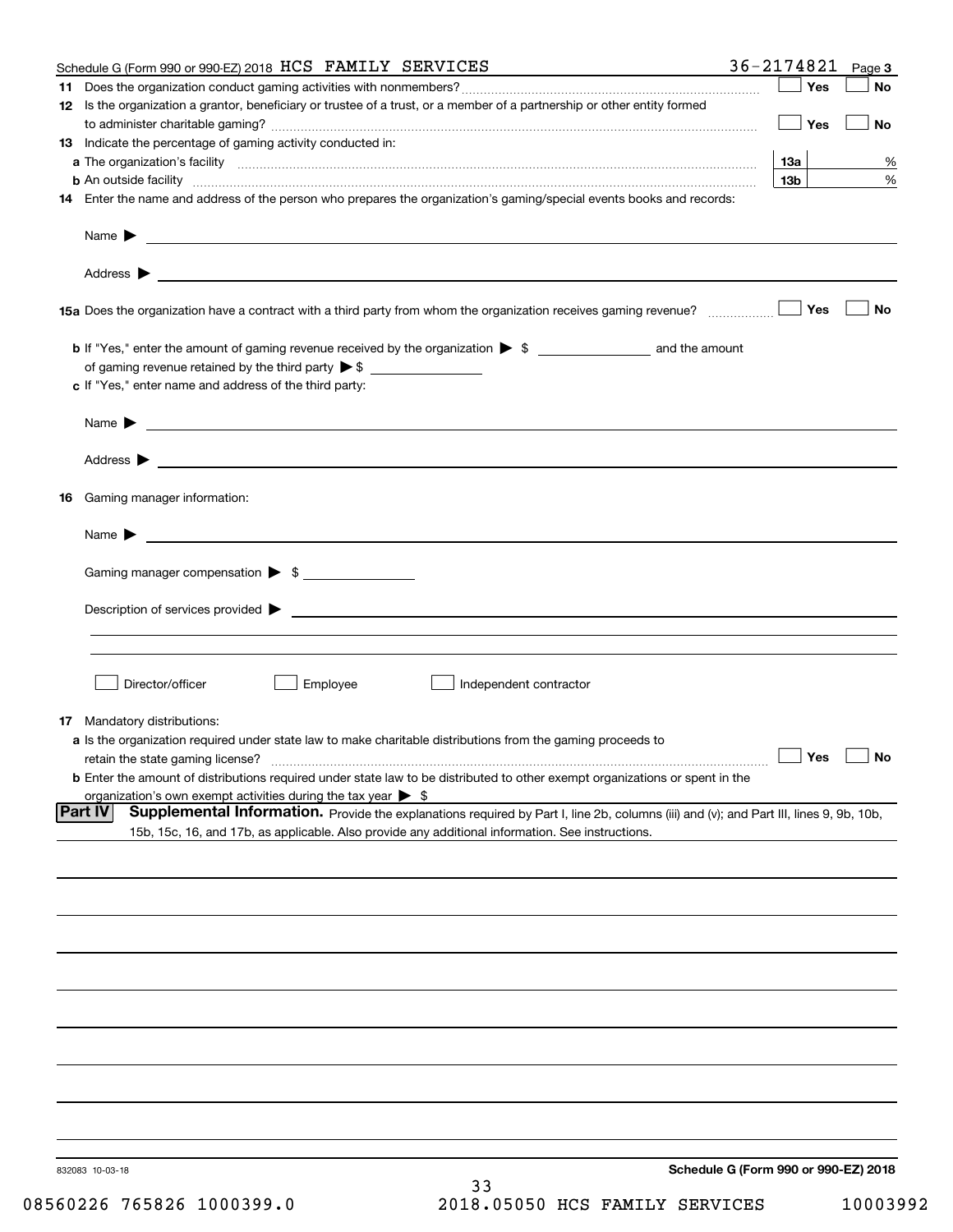Schedule G (Form 990 or 990-EZ) 2018 HCS FAMILY SERVICES 36-2174821 Page **3**

**11** Does the organization conduct gaming activities with nonmembers? ☐ Yes ☐ No

**12** Is the organization a grantor, beneficiary or trustee of a trust, or a member of a partnership or other entity formed to administer charitable gaming? ☐ Yes ☐ No

**13** Indicate the percentage of gaming activity conducted in:

**a** The organization's facility **13a** %

**b** An outside facility **13b** %

**14** Enter the name and address of the person who prepares the organization's gaming/special events books and records:

Name ▶

Address ▶

**15a** Does the organization have a contract with a third party from whom the organization receives gaming revenue? ☐ Yes ☐ No

**b** If "Yes," enter the amount of gaming revenue received by the organization ▶ $ \_\_\_\_\_\_\_\_ and the amount of gaming revenue retained by the third party ▶ $ \_\_\_\_\_\_\_\_

**c** If "Yes," enter name and address of the third party:

Name ▶

Address ▶

**16** Gaming manager information:

Name ▶

Gaming manager compensation ▶ $ \_\_\_\_\_\_\_\_

Description of services provided ▶

☐ Director/officer ☐ Employee ☐ Independent contractor

**17** Mandatory distributions:

**a** Is the organization required under state law to make charitable distributions from the gaming proceeds to retain the state gaming license? ☐ Yes ☐ No

**b** Enter the amount of distributions required under state law to be distributed to other exempt organizations or spent in the organization's own exempt activities during the tax year ▶ $

**Part IV** **Supplemental Information.** Provide the explanations required by Part I, line 2b, columns (iii) and (v); and Part III, lines 9, 9b, 10b, 15b, 15c, 16, and 17b, as applicable. Also provide any additional information. See instructions.

832083 10-03-18 **Schedule G (Form 990 or 990-EZ) 2018**

08560226 765826 1000399.0 2018.05050 HCS FAMILY SERVICES 10003992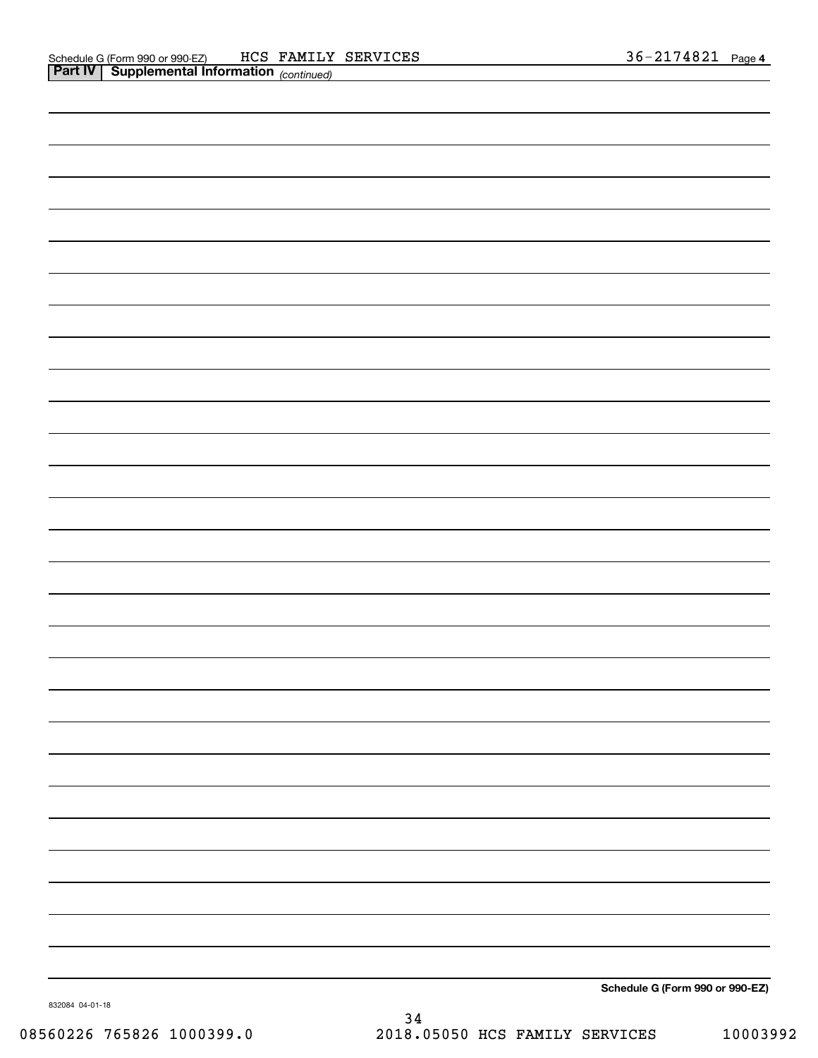Schedule G (Form 990 or 990-EZ) HCS FAMILY SERVICES 36-2174821 Page 4

**Part IV | Supplemental Information** *(continued)*

**Schedule G (Form 990 or 990-EZ)**

832084 04-01-18

08560226 765826 1000399.0 2018.05050 HCS FAMILY SERVICES 10003992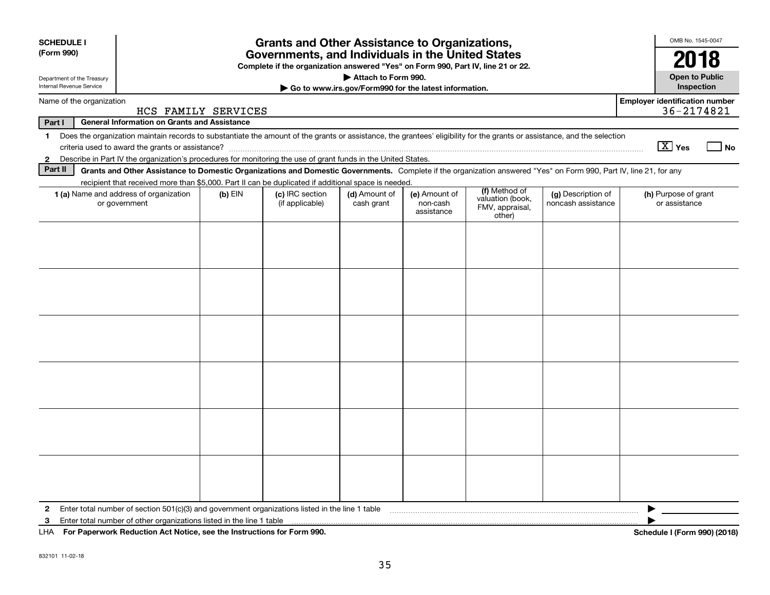**SCHEDULE I (Form 990)**

Department of the Treasury
Internal Revenue Service

# Grants and Other Assistance to Organizations, Governments, and Individuals in the United States

**Complete if the organization answered "Yes" on Form 990, Part IV, line 21 or 22.**

**▶ Attach to Form 990.**

**▶ Go to www.irs.gov/Form990 for the latest information.**

OMB No. 1545-0047

**2018**

**Open to Public Inspection**

Name of the organization: HCS FAMILY SERVICES

Employer identification number: 36-2174821

**Part I — General Information on Grants and Assistance**

1 Does the organization maintain records to substantiate the amount of the grants or assistance, the grantees' eligibility for the grants or assistance, and the selection criteria used to award the grants or assistance? [X] Yes [ ] No

2 Describe in Part IV the organization's procedures for monitoring the use of grant funds in the United States.

**Part II — Grants and Other Assistance to Domestic Organizations and Domestic Governments.** Complete if the organization answered "Yes" on Form 990, Part IV, line 21, for any recipient that received more than $5,000. Part II can be duplicated if additional space is needed.

| 1 (a) Name and address of organization or government | (b) EIN | (c) IRC section (if applicable) | (d) Amount of cash grant | (e) Amount of non-cash assistance | (f) Method of valuation (book, FMV, appraisal, other) | (g) Description of noncash assistance | (h) Purpose of grant or assistance |
|---|---|---|---|---|---|---|---|
| | | | | | | | |
| | | | | | | | |
| | | | | | | | |
| | | | | | | | |
| | | | | | | | |
| | | | | | | | |

2 Enter total number of section 501(c)(3) and government organizations listed in the line 1 table ▶

3 Enter total number of other organizations listed in the line 1 table ▶

LHA **For Paperwork Reduction Act Notice, see the Instructions for Form 990.** **Schedule I (Form 990) (2018)**

832101 11-02-18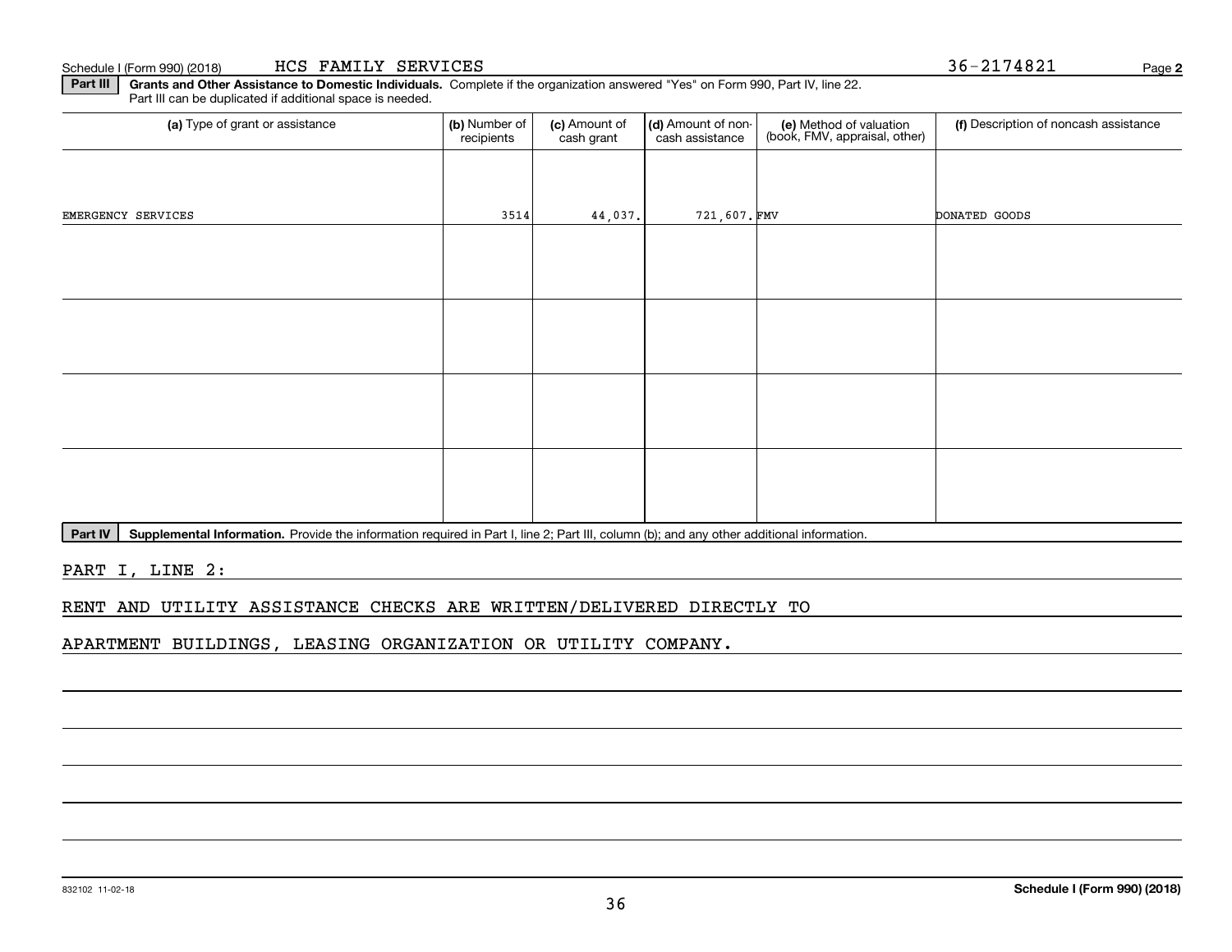Schedule I (Form 990) (2018) HCS FAMILY SERVICES 36-2174821 Page 2

**Part III** **Grants and Other Assistance to Domestic Individuals.** Complete if the organization answered "Yes" on Form 990, Part IV, line 22. Part III can be duplicated if additional space is needed.

| (a) Type of grant or assistance | (b) Number of recipients | (c) Amount of cash grant | (d) Amount of non-cash assistance | (e) Method of valuation (book, FMV, appraisal, other) | (f) Description of noncash assistance |
|---|---|---|---|---|---|
| EMERGENCY SERVICES | 3514 | 44,037. | 721,607. | FMV | DONATED GOODS |
| | | | | | |
| | | | | | |
| | | | | | |
| | | | | | |

**Part IV** **Supplemental Information.** Provide the information required in Part I, line 2; Part III, column (b); and any other additional information.

PART I, LINE 2:

RENT AND UTILITY ASSISTANCE CHECKS ARE WRITTEN/DELIVERED DIRECTLY TO APARTMENT BUILDINGS, LEASING ORGANIZATION OR UTILITY COMPANY.

832102 11-02-18 **Schedule I (Form 990) (2018)**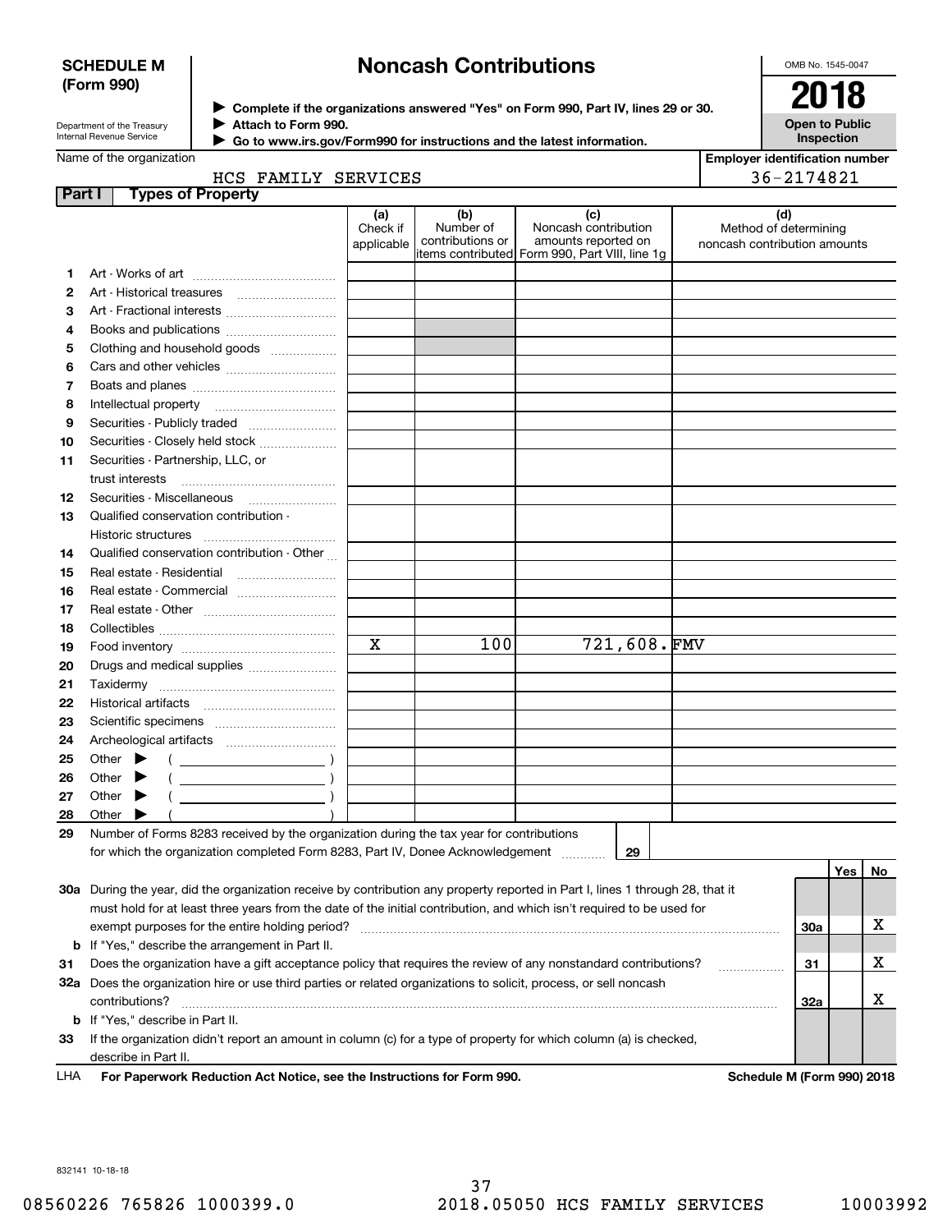**SCHEDULE M (Form 990)**

Department of the Treasury
Internal Revenue Service

# Noncash Contributions

▶ Complete if the organizations answered "Yes" on Form 990, Part IV, lines 29 or 30.
▶ Attach to Form 990.
▶ Go to www.irs.gov/Form990 for instructions and the latest information.

OMB No. 1545-0047

**2018**

**Open to Public Inspection**

Name of the organization: HCS FAMILY SERVICES

Employer identification number: 36-2174821

**Part I — Types of Property**

| | | (a) Check if applicable | (b) Number of contributions or items contributed | (c) Noncash contribution amounts reported on Form 990, Part VIII, line 1g | (d) Method of determining noncash contribution amounts |
|---|---|---|---|---|---|
| 1 | Art - Works of art | | | | |
| 2 | Art - Historical treasures | | | | |
| 3 | Art - Fractional interests | | | | |
| 4 | Books and publications | | | | |
| 5 | Clothing and household goods | | | | |
| 6 | Cars and other vehicles | | | | |
| 7 | Boats and planes | | | | |
| 8 | Intellectual property | | | | |
| 9 | Securities - Publicly traded | | | | |
| 10 | Securities - Closely held stock | | | | |
| 11 | Securities - Partnership, LLC, or trust interests | | | | |
| 12 | Securities - Miscellaneous | | | | |
| 13 | Qualified conservation contribution - Historic structures | | | | |
| 14 | Qualified conservation contribution - Other | | | | |
| 15 | Real estate - Residential | | | | |
| 16 | Real estate - Commercial | | | | |
| 17 | Real estate - Other | | | | |
| 18 | Collectibles | | | | |
| 19 | Food inventory | X | 100 | 721,608. | FMV |
| 20 | Drugs and medical supplies | | | | |
| 21 | Taxidermy | | | | |
| 22 | Historical artifacts | | | | |
| 23 | Scientific specimens | | | | |
| 24 | Archeological artifacts | | | | |
| 25 | Other ▶ ( ) | | | | |
| 26 | Other ▶ ( ) | | | | |
| 27 | Other ▶ ( ) | | | | |
| 28 | Other ▶ ( ) | | | | |

**29** Number of Forms 8283 received by the organization during the tax year for contributions for which the organization completed Form 8283, Part IV, Donee Acknowledgement ..... **29**

| | | | Yes | No |
|---|---|---|---|---|
| 30a | During the year, did the organization receive by contribution any property reported in Part I, lines 1 through 28, that it must hold for at least three years from the date of the initial contribution, and which isn't required to be used for exempt purposes for the entire holding period? | 30a | | X |
| b | If "Yes," describe the arrangement in Part II. | | | |
| 31 | Does the organization have a gift acceptance policy that requires the review of any nonstandard contributions? | 31 | | X |
| 32a | Does the organization hire or use third parties or related organizations to solicit, process, or sell noncash contributions? | 32a | | X |
| b | If "Yes," describe in Part II. | | | |
| 33 | If the organization didn't report an amount in column (c) for a type of property for which column (a) is checked, describe in Part II. | | | |

LHA **For Paperwork Reduction Act Notice, see the Instructions for Form 990.** **Schedule M (Form 990) 2018**

832141 10-18-18

08560226 765826 1000399.0 2018.05050 HCS FAMILY SERVICES 10003992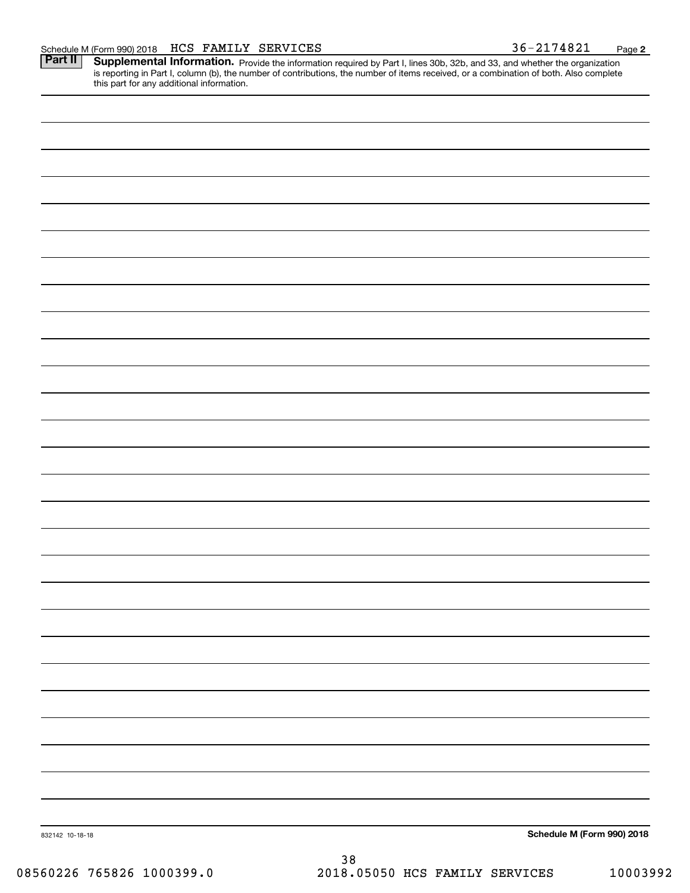Schedule M (Form 990) 2018 HCS FAMILY SERVICES 36-2174821 Page **2**

## Part II Supplemental Information.

Provide the information required by Part I, lines 30b, 32b, and 33, and whether the organization is reporting in Part I, column (b), the number of contributions, the number of items received, or a combination of both. Also complete this part for any additional information.

832142 10-18-18

**Schedule M (Form 990) 2018**

08560226 765826 1000399.0 2018.05050 HCS FAMILY SERVICES 10003992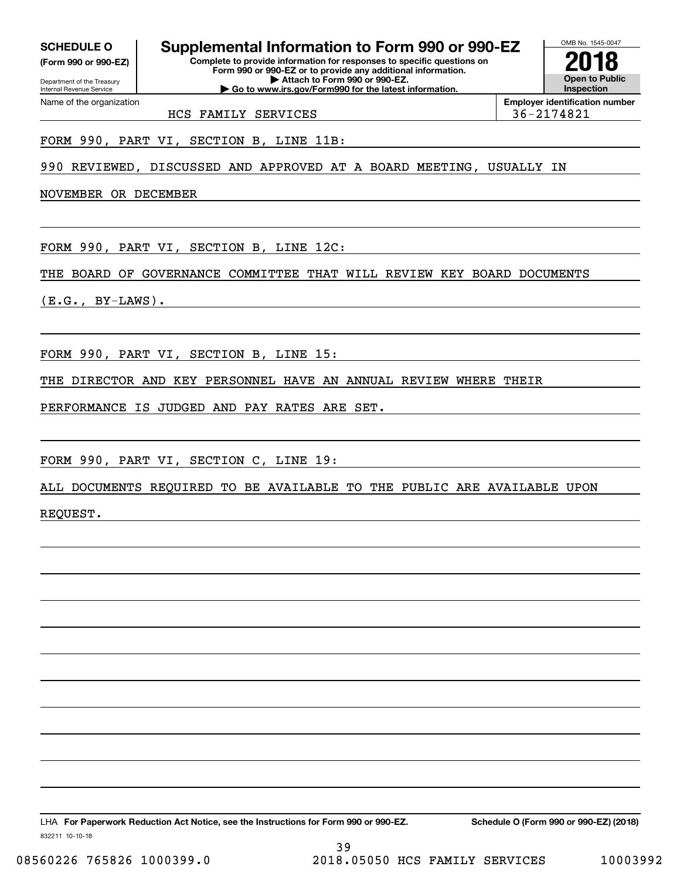**SCHEDULE O** **(Form 990 or 990-EZ)**

Department of the Treasury
Internal Revenue Service

# Supplemental Information to Form 990 or 990-EZ

**Complete to provide information for responses to specific questions on Form 990 or 990-EZ or to provide any additional information.**
**▶ Attach to Form 990 or 990-EZ.**
**▶ Go to www.irs.gov/Form990 for the latest information.**

OMB No. 1545-0047

**2018**

**Open to Public Inspection**

Name of the organization: HCS FAMILY SERVICES

**Employer identification number:** 36-2174821

FORM 990, PART VI, SECTION B, LINE 11B:

990 REVIEWED, DISCUSSED AND APPROVED AT A BOARD MEETING, USUALLY IN NOVEMBER OR DECEMBER

FORM 990, PART VI, SECTION B, LINE 12C:

THE BOARD OF GOVERNANCE COMMITTEE THAT WILL REVIEW KEY BOARD DOCUMENTS (E.G., BY-LAWS).

FORM 990, PART VI, SECTION B, LINE 15:

THE DIRECTOR AND KEY PERSONNEL HAVE AN ANNUAL REVIEW WHERE THEIR PERFORMANCE IS JUDGED AND PAY RATES ARE SET.

FORM 990, PART VI, SECTION C, LINE 19:

ALL DOCUMENTS REQUIRED TO BE AVAILABLE TO THE PUBLIC ARE AVAILABLE UPON REQUEST.

LHA **For Paperwork Reduction Act Notice, see the Instructions for Form 990 or 990-EZ.** **Schedule O (Form 990 or 990-EZ) (2018)**

832211 10-10-18

08560226 765826 1000399.0 2018.05050 HCS FAMILY SERVICES 10003992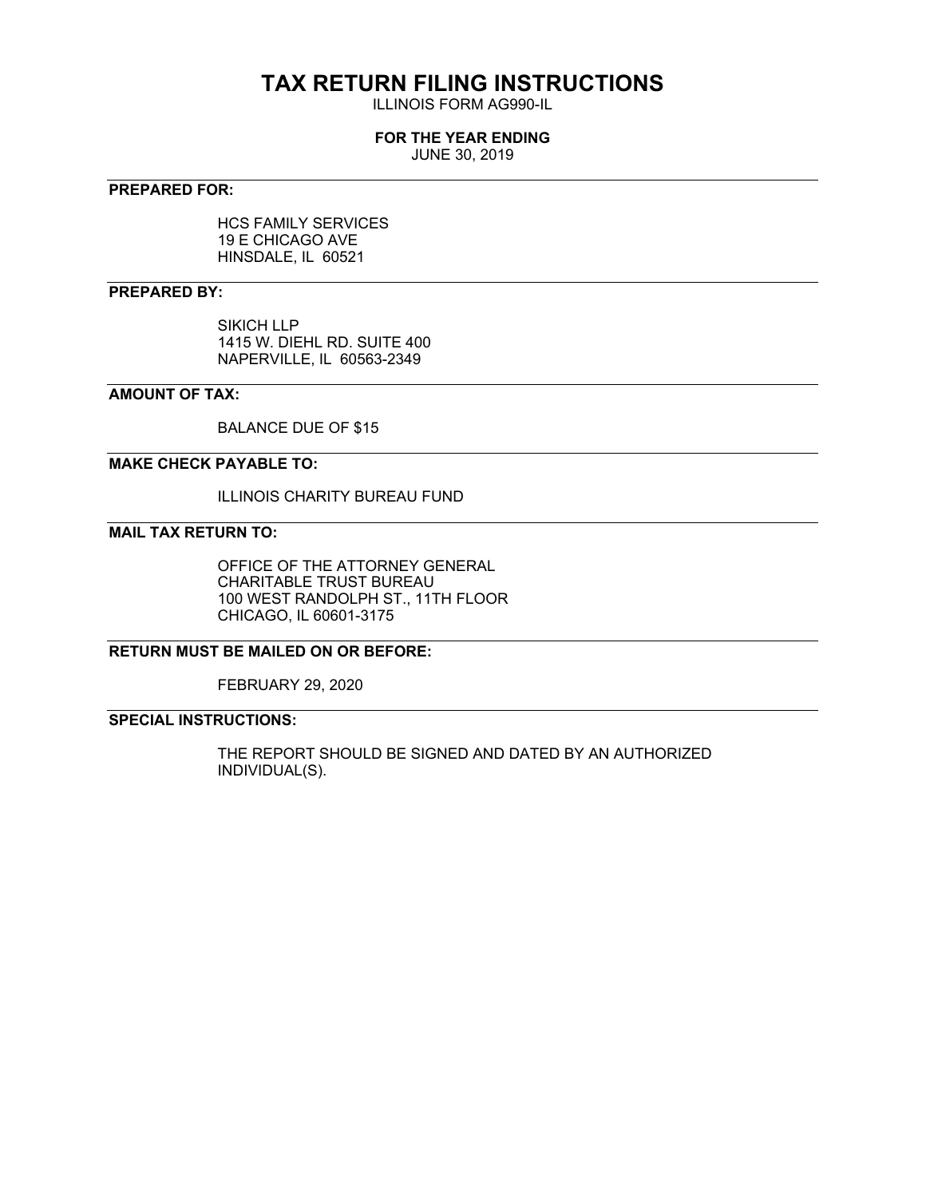# TAX RETURN FILING INSTRUCTIONS

ILLINOIS FORM AG990-IL

**FOR THE YEAR ENDING**

JUNE 30, 2019

**PREPARED FOR:**

HCS FAMILY SERVICES
19 E CHICAGO AVE
HINSDALE, IL 60521

**PREPARED BY:**

SIKICH LLP
1415 W. DIEHL RD. SUITE 400
NAPERVILLE, IL 60563-2349

**AMOUNT OF TAX:**

BALANCE DUE OF $15

**MAKE CHECK PAYABLE TO:**

ILLINOIS CHARITY BUREAU FUND

**MAIL TAX RETURN TO:**

OFFICE OF THE ATTORNEY GENERAL
CHARITABLE TRUST BUREAU
100 WEST RANDOLPH ST., 11TH FLOOR
CHICAGO, IL 60601-3175

**RETURN MUST BE MAILED ON OR BEFORE:**

FEBRUARY 29, 2020

**SPECIAL INSTRUCTIONS:**

THE REPORT SHOULD BE SIGNED AND DATED BY AN AUTHORIZED INDIVIDUAL(S).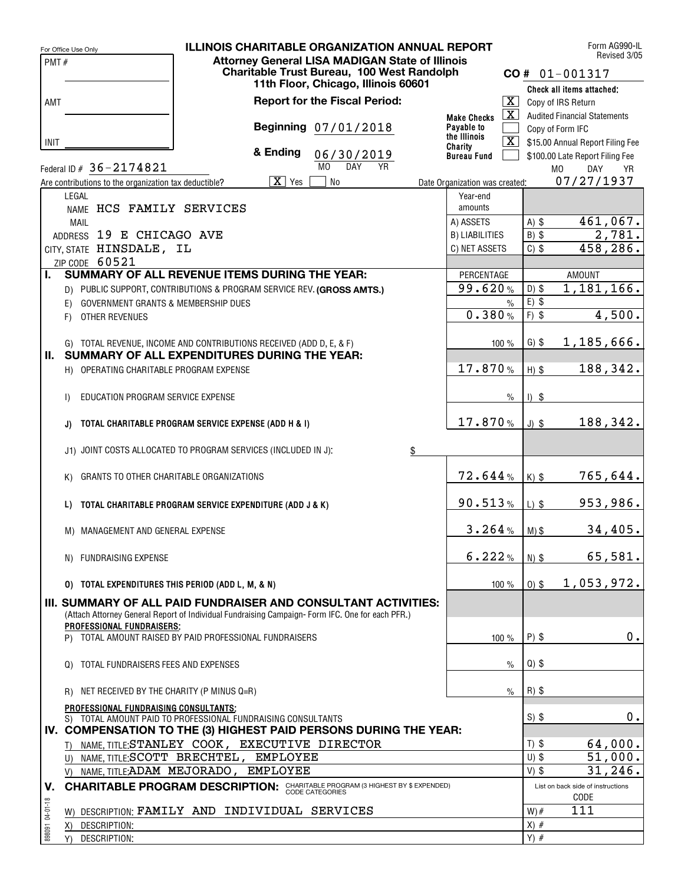For Office Use Only

PMT #

AMT

INIT

# ILLINOIS CHARITABLE ORGANIZATION ANNUAL REPORT

**Attorney General LISA MADIGAN State of Illinois**
**Charitable Trust Bureau, 100 West Randolph**
**11th Floor, Chicago, Illinois 60601**

Form AG990-IL
Revised 3/05

**CO #** 01-001317

**Report for the Fiscal Period:**

**Beginning** 07/01/2018

**& Ending** 06/30/2019 (MO DAY YR)

Make Checks Payable to the Illinois Charity Bureau Fund

**Check all items attached:**

- [X] Copy of IRS Return
- [X] Audited Financial Statements
- [ ] Copy of Form IFC
- [X] $15.00 Annual Report Filing Fee
- [ ] $100.00 Late Report Filing Fee

Federal ID # 36-2174821

Are contributions to the organization tax deductible? [X] Yes [ ] No

Date Organization was created: 07/27/1937 (MO DAY YR)

LEGAL NAME HCS FAMILY SERVICES

MAIL ADDRESS 19 E CHICAGO AVE

CITY, STATE HINSDALE, IL

ZIP CODE 60521

| Year-end amounts | | |
|---|---|---|
| A) ASSETS | A) $ | 461,067. |
| B) LIABILITIES | B) $ | 2,781. |
| C) NET ASSETS | C) $ | 458,286. |

| | PERCENTAGE | AMOUNT |
|---|---|---|
| **I. SUMMARY OF ALL REVENUE ITEMS DURING THE YEAR:** | | |
| D) PUBLIC SUPPORT, CONTRIBUTIONS & PROGRAM SERVICE REV. **(GROSS AMTS.)** | 99.620 % | D) $ 1,181,166. |
| E) GOVERNMENT GRANTS & MEMBERSHIP DUES | % | E) $ |
| F) OTHER REVENUES | 0.380 % | F) $ 4,500. |
| G) TOTAL REVENUE, INCOME AND CONTRIBUTIONS RECEIVED (ADD D, E, & F) | 100 % | G) $ 1,185,666. |
| **II. SUMMARY OF ALL EXPENDITURES DURING THE YEAR:** | | |
| H) OPERATING CHARITABLE PROGRAM EXPENSE | 17.870 % | H) $ 188,342. |
| I) EDUCATION PROGRAM SERVICE EXPENSE | % | I) $ |
| **J) TOTAL CHARITABLE PROGRAM SERVICE EXPENSE (ADD H & I)** | 17.870 % | J) $ 188,342. |
| J1) JOINT COSTS ALLOCATED TO PROGRAM SERVICES (INCLUDED IN J): $ | | |
| K) GRANTS TO OTHER CHARITABLE ORGANIZATIONS | 72.644 % | K) $ 765,644. |
| **L) TOTAL CHARITABLE PROGRAM SERVICE EXPENDITURE (ADD J & K)** | 90.513 % | L) $ 953,986. |
| M) MANAGEMENT AND GENERAL EXPENSE | 3.264 % | M) $ 34,405. |
| N) FUNDRAISING EXPENSE | 6.222 % | N) $ 65,581. |
| **O) TOTAL EXPENDITURES THIS PERIOD (ADD L, M, & N)** | 100 % | O) $ 1,053,972. |
| **III. SUMMARY OF ALL PAID FUNDRAISER AND CONSULTANT ACTIVITIES:** (Attach Attorney General Report of Individual Fundraising Campaign- Form IFC. One for each PFR.) | | |
| **PROFESSIONAL FUNDRAISERS:** | | |
| P) TOTAL AMOUNT RAISED BY PAID PROFESSIONAL FUNDRAISERS | 100 % | P) $ 0. |
| Q) TOTAL FUNDRAISERS FEES AND EXPENSES | % | Q) $ |
| R) NET RECEIVED BY THE CHARITY (P MINUS Q=R) | % | R) $ |
| **PROFESSIONAL FUNDRAISING CONSULTANTS:** | | |
| S) TOTAL AMOUNT PAID TO PROFESSIONAL FUNDRAISING CONSULTANTS | | S) $ 0. |
| **IV. COMPENSATION TO THE (3) HIGHEST PAID PERSONS DURING THE YEAR:** | | |
| T) NAME, TITLE: STANLEY COOK, EXECUTIVE DIRECTOR | | T) $ 64,000. |
| U) NAME, TITLE: SCOTT BRECHTEL, EMPLOYEE | | U) $ 51,000. |
| V) NAME, TITLE: ADAM MEJORADO, EMPLOYEE | | V) $ 31,246. |

**V. CHARITABLE PROGRAM DESCRIPTION:** CHARITABLE PROGRAM (3 HIGHEST BY $ EXPENDED) CODE CATEGORIES

List on back side of instructions

| Description | CODE |
|---|---|
| W) DESCRIPTION: FAMILY AND INDIVIDUAL SERVICES | W) # 111 |
| X) DESCRIPTION: | X) # |
| Y) DESCRIPTION: | Y) # |

898091 04-01-18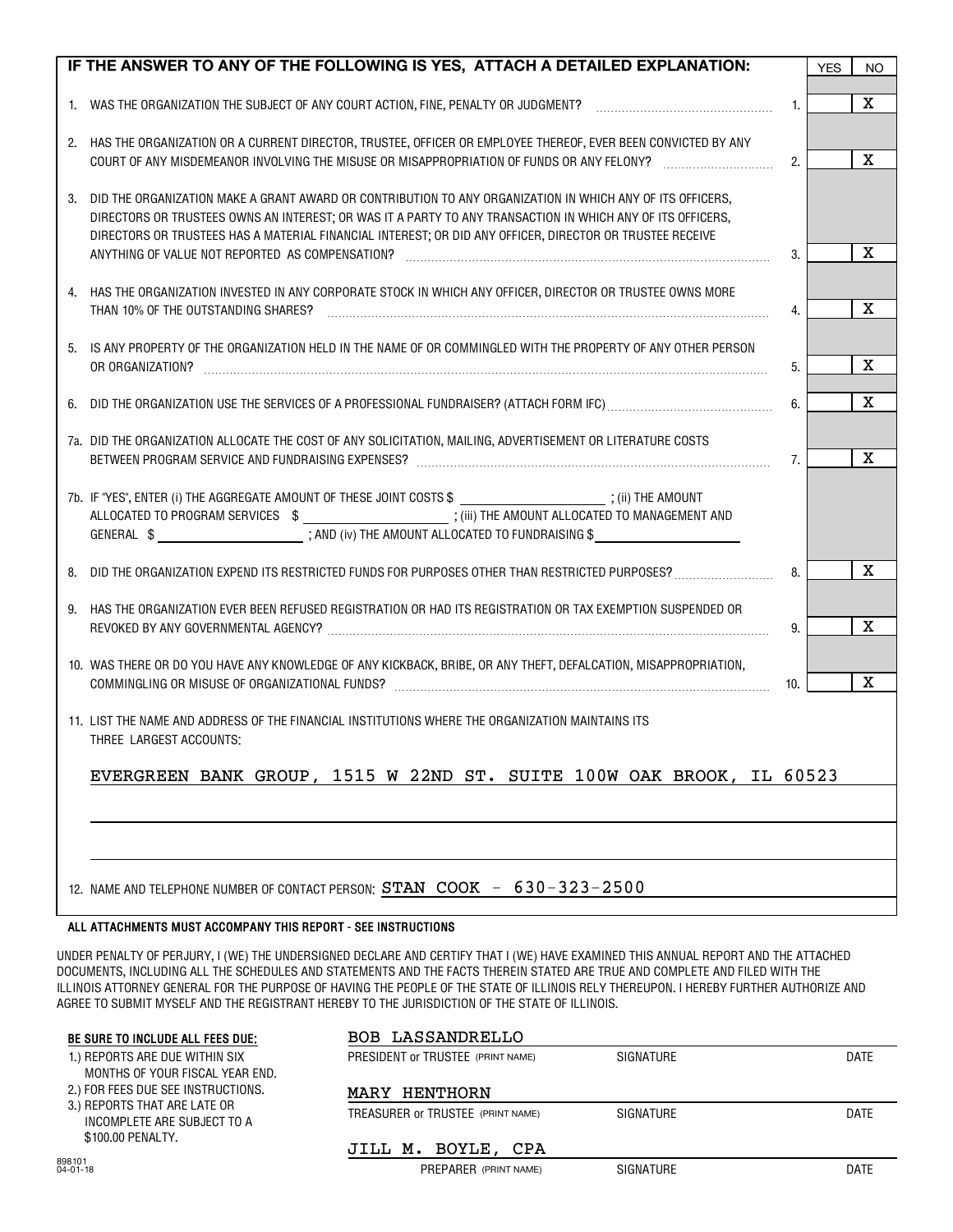| IF THE ANSWER TO ANY OF THE FOLLOWING IS YES, ATTACH A DETAILED EXPLANATION: | | YES | NO |
|---|---|---|---|
| 1. WAS THE ORGANIZATION THE SUBJECT OF ANY COURT ACTION, FINE, PENALTY OR JUDGMENT? | 1. | | X |
| 2. HAS THE ORGANIZATION OR A CURRENT DIRECTOR, TRUSTEE, OFFICER OR EMPLOYEE THEREOF, EVER BEEN CONVICTED BY ANY COURT OF ANY MISDEMEANOR INVOLVING THE MISUSE OR MISAPPROPRIATION OF FUNDS OR ANY FELONY? | 2. | | X |
| 3. DID THE ORGANIZATION MAKE A GRANT AWARD OR CONTRIBUTION TO ANY ORGANIZATION IN WHICH ANY OF ITS OFFICERS, DIRECTORS OR TRUSTEES OWNS AN INTEREST; OR WAS IT A PARTY TO ANY TRANSACTION IN WHICH ANY OF ITS OFFICERS, DIRECTORS OR TRUSTEES HAS A MATERIAL FINANCIAL INTEREST; OR DID ANY OFFICER, DIRECTOR OR TRUSTEE RECEIVE ANYTHING OF VALUE NOT REPORTED AS COMPENSATION? | 3. | | X |
| 4. HAS THE ORGANIZATION INVESTED IN ANY CORPORATE STOCK IN WHICH ANY OFFICER, DIRECTOR OR TRUSTEE OWNS MORE THAN 10% OF THE OUTSTANDING SHARES? | 4. | | X |
| 5. IS ANY PROPERTY OF THE ORGANIZATION HELD IN THE NAME OF OR COMMINGLED WITH THE PROPERTY OF ANY OTHER PERSON OR ORGANIZATION? | 5. | | X |
| 6. DID THE ORGANIZATION USE THE SERVICES OF A PROFESSIONAL FUNDRAISER? (ATTACH FORM IFC) | 6. | | X |
| 7a. DID THE ORGANIZATION ALLOCATE THE COST OF ANY SOLICITATION, MAILING, ADVERTISEMENT OR LITERATURE COSTS BETWEEN PROGRAM SERVICE AND FUNDRAISING EXPENSES? | 7. | | X |
| 7b. IF "YES", ENTER (i) THE AGGREGATE AMOUNT OF THESE JOINT COSTS $ ______ ; (ii) THE AMOUNT ALLOCATED TO PROGRAM SERVICES $ ______ ; (iii) THE AMOUNT ALLOCATED TO MANAGEMENT AND GENERAL $ ______ ; AND (iv) THE AMOUNT ALLOCATED TO FUNDRAISING $ ______ | | | |
| 8. DID THE ORGANIZATION EXPEND ITS RESTRICTED FUNDS FOR PURPOSES OTHER THAN RESTRICTED PURPOSES? | 8. | | X |
| 9. HAS THE ORGANIZATION EVER BEEN REFUSED REGISTRATION OR HAD ITS REGISTRATION OR TAX EXEMPTION SUSPENDED OR REVOKED BY ANY GOVERNMENTAL AGENCY? | 9. | | X |
| 10. WAS THERE OR DO YOU HAVE ANY KNOWLEDGE OF ANY KICKBACK, BRIBE, OR ANY THEFT, DEFALCATION, MISAPPROPRIATION, COMMINGLING OR MISUSE OF ORGANIZATIONAL FUNDS? | 10. | | X |

11. LIST THE NAME AND ADDRESS OF THE FINANCIAL INSTITUTIONS WHERE THE ORGANIZATION MAINTAINS ITS THREE LARGEST ACCOUNTS:

EVERGREEN BANK GROUP, 1515 W 22ND ST. SUITE 100W OAK BROOK, IL 60523

12. NAME AND TELEPHONE NUMBER OF CONTACT PERSON: STAN COOK - 630-323-2500

**ALL ATTACHMENTS MUST ACCOMPANY THIS REPORT - SEE INSTRUCTIONS**

UNDER PENALTY OF PERJURY, I (WE) THE UNDERSIGNED DECLARE AND CERTIFY THAT I (WE) HAVE EXAMINED THIS ANNUAL REPORT AND THE ATTACHED DOCUMENTS, INCLUDING ALL THE SCHEDULES AND STATEMENTS AND THE FACTS THEREIN STATED ARE TRUE AND COMPLETE AND FILED WITH THE ILLINOIS ATTORNEY GENERAL FOR THE PURPOSE OF HAVING THE PEOPLE OF THE STATE OF ILLINOIS RELY THEREUPON. I HEREBY FURTHER AUTHORIZE AND AGREE TO SUBMIT MYSELF AND THE REGISTRANT HEREBY TO THE JURISDICTION OF THE STATE OF ILLINOIS.

**BE SURE TO INCLUDE ALL FEES DUE:**

1.) REPORTS ARE DUE WITHIN SIX MONTHS OF YOUR FISCAL YEAR END.
2.) FOR FEES DUE SEE INSTRUCTIONS.
3.) REPORTS THAT ARE LATE OR INCOMPLETE ARE SUBJECT TO A $100.00 PENALTY.

| Name | Signature | Date |
|---|---|---|
| BOB LASSANDRELLO<br>PRESIDENT or TRUSTEE (PRINT NAME) | SIGNATURE | DATE |
| MARY HENTHORN<br>TREASURER or TRUSTEE (PRINT NAME) | SIGNATURE | DATE |
| JILL M. BOYLE, CPA<br>PREPARER (PRINT NAME) | SIGNATURE | DATE |

898101
04-01-18